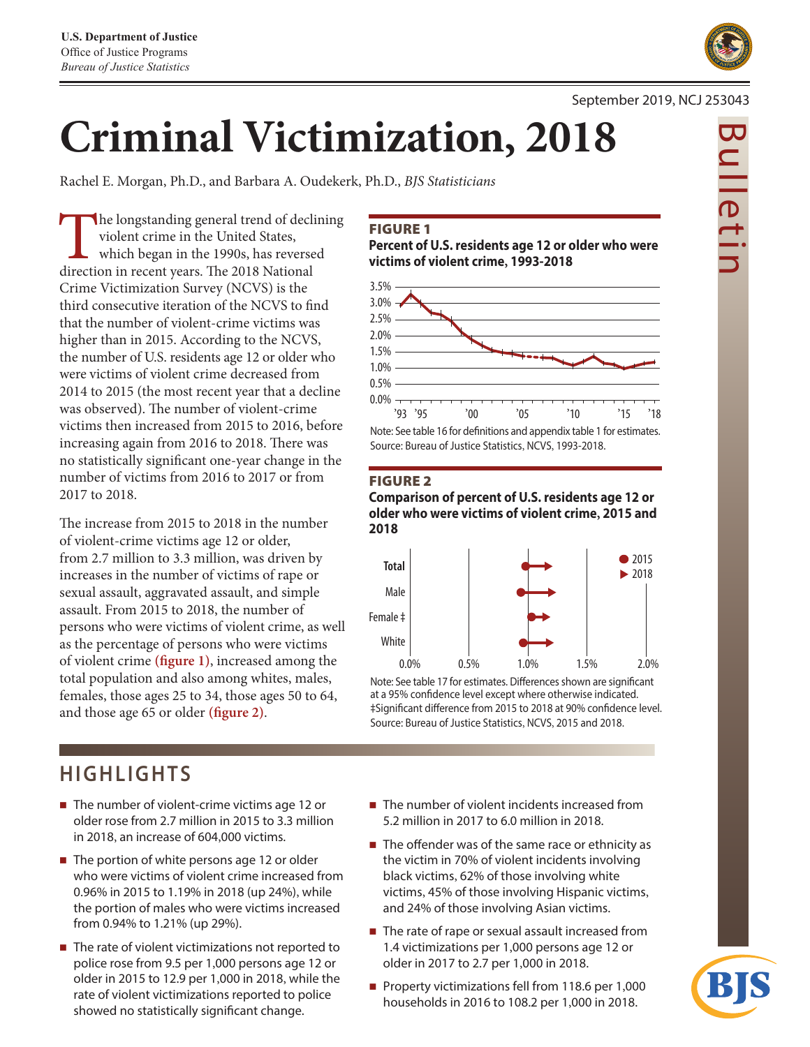U.S. Department of Justice
Office of Justice Programs
*Bureau of Justice Statistics*

September 2019, NCJ 253043

Bulletin

# Criminal Victimization, 2018

Rachel E. Morgan, Ph.D., and Barbara A. Oudekerk, Ph.D., *BJS Statisticians*

The longstanding general trend of declining violent crime in the United States, which began in the 1990s, has reversed direction in recent years. The 2018 National Crime Victimization Survey (NCVS) is the third consecutive iteration of the NCVS to find that the number of violent-crime victims was higher than in 2015. According to the NCVS, the number of U.S. residents age 12 or older who were victims of violent crime decreased from 2014 to 2015 (the most recent year that a decline was observed). The number of violent-crime victims then increased from 2015 to 2016, before increasing again from 2016 to 2018. There was no statistically significant one-year change in the number of victims from 2016 to 2017 or from 2017 to 2018.

The increase from 2015 to 2018 in the number of violent-crime victims age 12 or older, from 2.7 million to 3.3 million, was driven by increases in the number of victims of rape or sexual assault, aggravated assault, and simple assault. From 2015 to 2018, the number of persons who were victims of violent crime, as well as the percentage of persons who were victims of violent crime **(figure 1)**, increased among the total population and also among whites, males, females, those ages 25 to 34, those ages 50 to 64, and those age 65 or older **(figure 2)**.

**FIGURE 1**
**Percent of U.S. residents age 12 or older who were victims of violent crime, 1993-2018**

Note: See table 16 for definitions and appendix table 1 for estimates.
Source: Bureau of Justice Statistics, NCVS, 1993-2018.

**FIGURE 2**
**Comparison of percent of U.S. residents age 12 or older who were victims of violent crime, 2015 and 2018**

Note: See table 17 for estimates. Differences shown are significant at a 95% confidence level except where otherwise indicated.
‡Significant difference from 2015 to 2018 at 90% confidence level.
Source: Bureau of Justice Statistics, NCVS, 2015 and 2018.

## HIGHLIGHTS

- The number of violent-crime victims age 12 or older rose from 2.7 million in 2015 to 3.3 million in 2018, an increase of 604,000 victims.
- The portion of white persons age 12 or older who were victims of violent crime increased from 0.96% in 2015 to 1.19% in 2018 (up 24%), while the portion of males who were victims increased from 0.94% to 1.21% (up 29%).
- The rate of violent victimizations not reported to police rose from 9.5 per 1,000 persons age 12 or older in 2015 to 12.9 per 1,000 in 2018, while the rate of violent victimizations reported to police showed no statistically significant change.
- The number of violent incidents increased from 5.2 million in 2017 to 6.0 million in 2018.
- The offender was of the same race or ethnicity as the victim in 70% of violent incidents involving black victims, 62% of those involving white victims, 45% of those involving Hispanic victims, and 24% of those involving Asian victims.
- The rate of rape or sexual assault increased from 1.4 victimizations per 1,000 persons age 12 or older in 2017 to 2.7 per 1,000 in 2018.
- Property victimizations fell from 118.6 per 1,000 households in 2016 to 108.2 per 1,000 in 2018.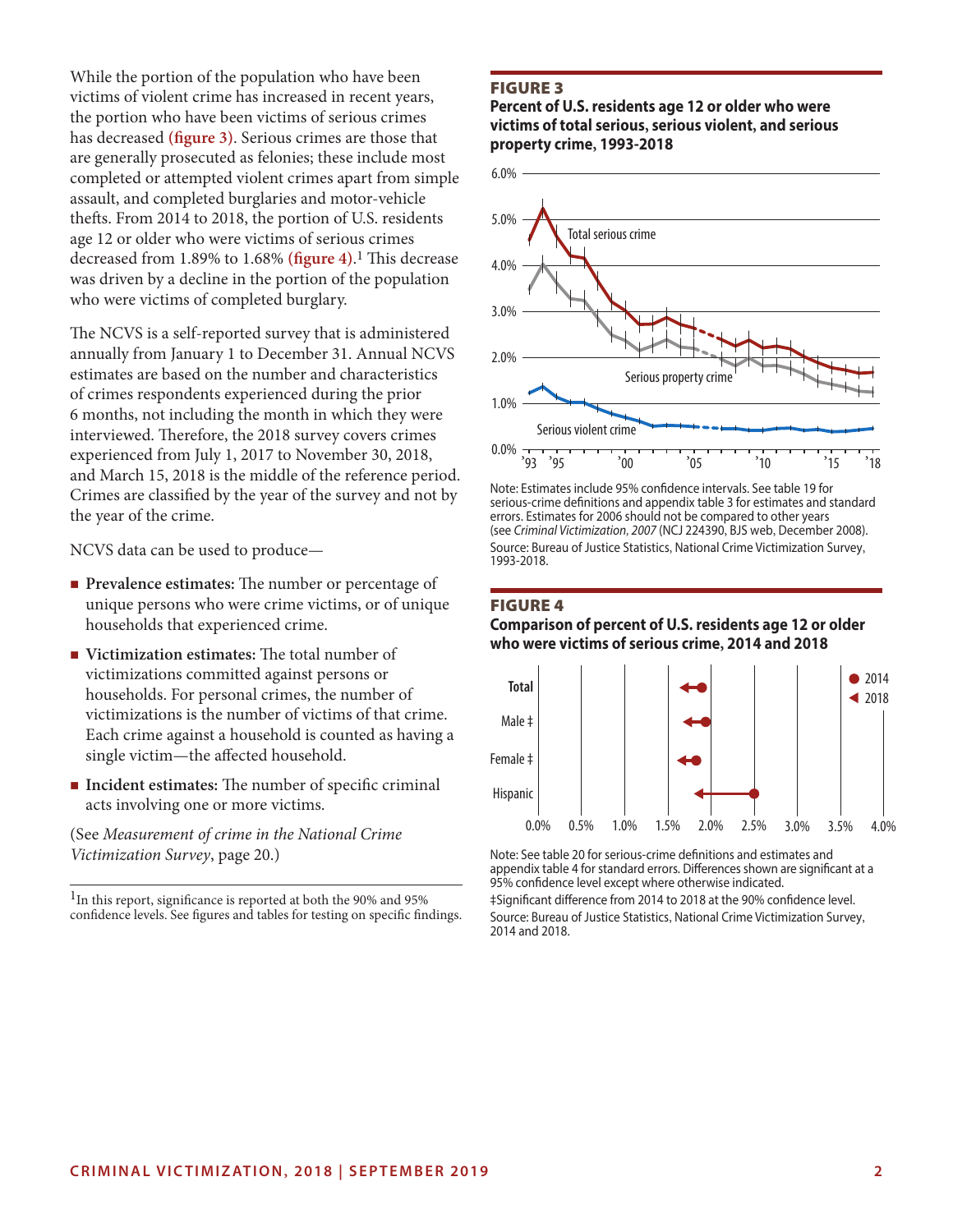While the portion of the population who have been victims of violent crime has increased in recent years, the portion who have been victims of serious crimes has decreased **(figure 3)**. Serious crimes are those that are generally prosecuted as felonies; these include most completed or attempted violent crimes apart from simple assault, and completed burglaries and motor-vehicle thefts. From 2014 to 2018, the portion of U.S. residents age 12 or older who were victims of serious crimes decreased from 1.89% to 1.68% **(figure 4)**.[1] This decrease was driven by a decline in the portion of the population who were victims of completed burglary.

The NCVS is a self-reported survey that is administered annually from January 1 to December 31. Annual NCVS estimates are based on the number and characteristics of crimes respondents experienced during the prior 6 months, not including the month in which they were interviewed. Therefore, the 2018 survey covers crimes experienced from July 1, 2017 to November 30, 2018, and March 15, 2018 is the middle of the reference period. Crimes are classified by the year of the survey and not by the year of the crime.

NCVS data can be used to produce—

- **Prevalence estimates:** The number or percentage of unique persons who were crime victims, or of unique households that experienced crime.
- **Victimization estimates:** The total number of victimizations committed against persons or households. For personal crimes, the number of victimizations is the number of victims of that crime. Each crime against a household is counted as having a single victim—the affected household.
- **Incident estimates:** The number of specific criminal acts involving one or more victims.

(See *Measurement of crime in the National Crime Victimization Survey*, page 20.)

[1]In this report, significance is reported at both the 90% and 95% confidence levels. See figures and tables for testing on specific findings.

## FIGURE 3

**Percent of U.S. residents age 12 or older who were victims of total serious, serious violent, and serious property crime, 1993-2018**

Note: Estimates include 95% confidence intervals. See table 19 for serious-crime definitions and appendix table 3 for estimates and standard errors. Estimates for 2006 should not be compared to other years (see *Criminal Victimization, 2007* (NCJ 224390, BJS web, December 2008).
Source: Bureau of Justice Statistics, National Crime Victimization Survey, 1993-2018.

## FIGURE 4

**Comparison of percent of U.S. residents age 12 or older who were victims of serious crime, 2014 and 2018**

Note: See table 20 for serious-crime definitions and estimates and appendix table 4 for standard errors. Differences shown are significant at a 95% confidence level except where otherwise indicated.
‡Significant difference from 2014 to 2018 at the 90% confidence level.
Source: Bureau of Justice Statistics, National Crime Victimization Survey, 2014 and 2018.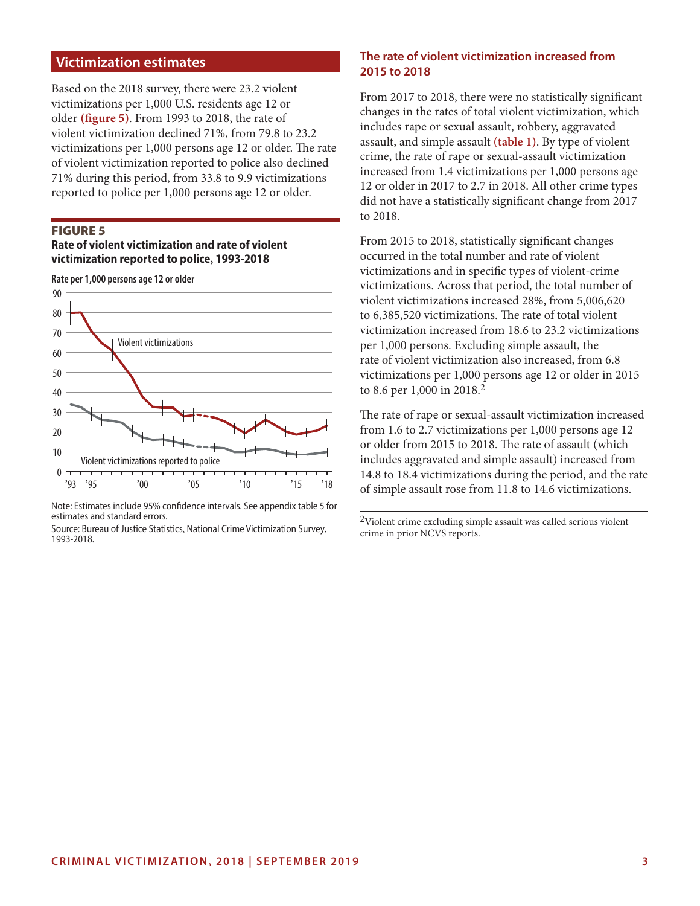## Victimization estimates

Based on the 2018 survey, there were 23.2 violent victimizations per 1,000 U.S. residents age 12 or older **(figure 5)**. From 1993 to 2018, the rate of violent victimization declined 71%, from 79.8 to 23.2 victimizations per 1,000 persons age 12 or older. The rate of violent victimization reported to police also declined 71% during this period, from 33.8 to 9.9 victimizations reported to police per 1,000 persons age 12 or older.

**FIGURE 5**
**Rate of violent victimization and rate of violent victimization reported to police, 1993-2018**

Note: Estimates include 95% confidence intervals. See appendix table 5 for estimates and standard errors.
Source: Bureau of Justice Statistics, National Crime Victimization Survey, 1993-2018.

### The rate of violent victimization increased from 2015 to 2018

From 2017 to 2018, there were no statistically significant changes in the rates of total violent victimization, which includes rape or sexual assault, robbery, aggravated assault, and simple assault **(table 1)**. By type of violent crime, the rate of rape or sexual-assault victimization increased from 1.4 victimizations per 1,000 persons age 12 or older in 2017 to 2.7 in 2018. All other crime types did not have a statistically significant change from 2017 to 2018.

From 2015 to 2018, statistically significant changes occurred in the total number and rate of violent victimizations and in specific types of violent-crime victimizations. Across that period, the total number of violent victimizations increased 28%, from 5,006,620 to 6,385,520 victimizations. The rate of total violent victimization increased from 18.6 to 23.2 victimizations per 1,000 persons. Excluding simple assault, the rate of violent victimization also increased, from 6.8 victimizations per 1,000 persons age 12 or older in 2015 to 8.6 per 1,000 in 2018.[2]

The rate of rape or sexual-assault victimization increased from 1.6 to 2.7 victimizations per 1,000 persons age 12 or older from 2015 to 2018. The rate of assault (which includes aggravated and simple assault) increased from 14.8 to 18.4 victimizations during the period, and the rate of simple assault rose from 11.8 to 14.6 victimizations.

---

[2]Violent crime excluding simple assault was called serious violent crime in prior NCVS reports.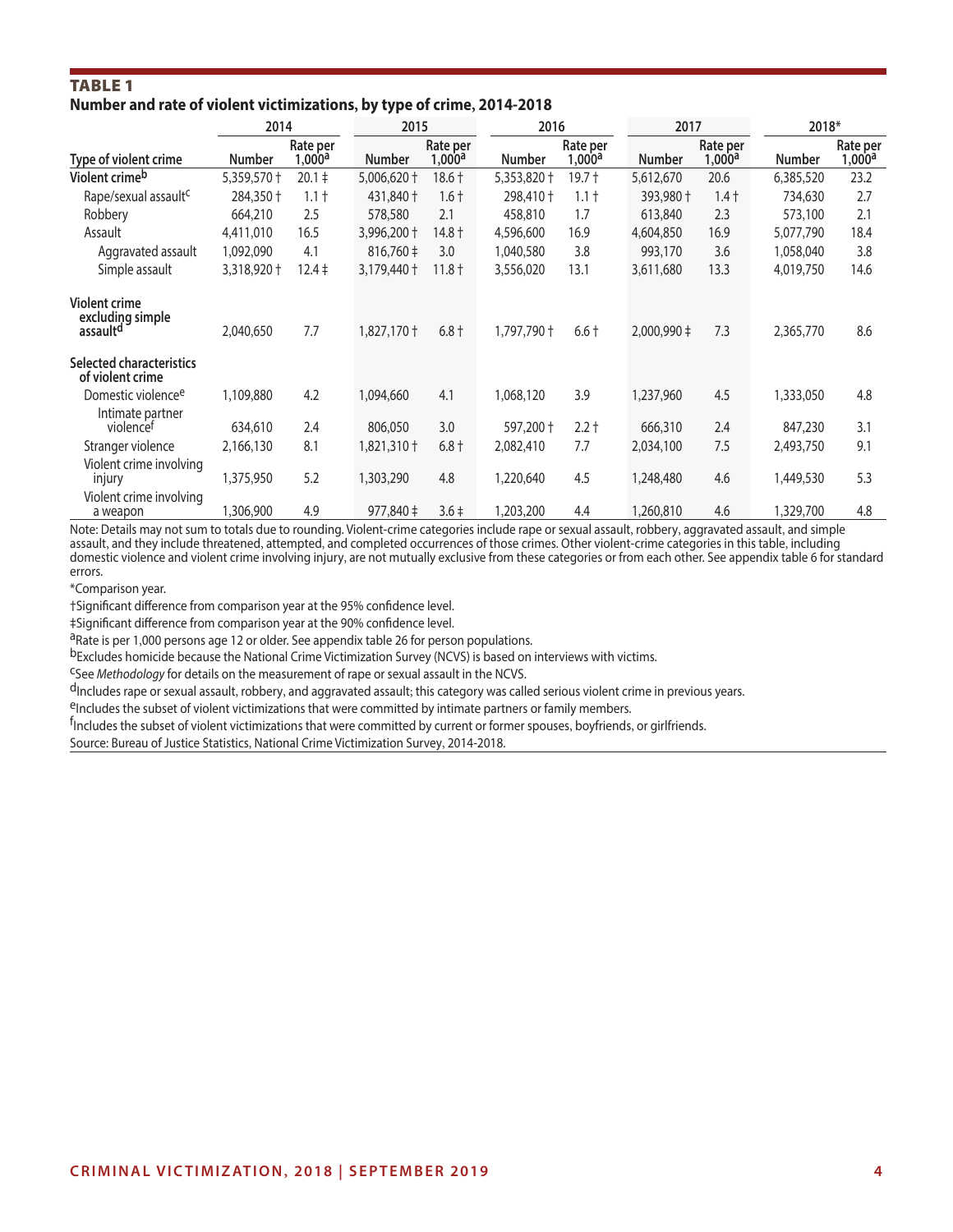## TABLE 1

**Number and rate of violent victimizations, by type of crime, 2014-2018**

| Type of violent crime | 2014 | | 2015 | | 2016 | | 2017 | | 2018* | |
|---|---|---|---|---|---|---|---|---|---|---|
| | Number | Rate per 1,000[a] | Number | Rate per 1,000[a] | Number | Rate per 1,000[a] | Number | Rate per 1,000[a] | Number | Rate per 1,000[a] |
| **Violent crime[b]** | 5,359,570 † | 20.1 ‡ | 5,006,620 † | 18.6 † | 5,353,820 † | 19.7 † | 5,612,670 | 20.6 | 6,385,520 | 23.2 |
| Rape/sexual assault[c] | 284,350 † | 1.1 † | 431,840 † | 1.6 † | 298,410 † | 1.1 † | 393,980 † | 1.4 † | 734,630 | 2.7 |
| Robbery | 664,210 | 2.5 | 578,580 | 2.1 | 458,810 | 1.7 | 613,840 | 2.3 | 573,100 | 2.1 |
| Assault | 4,411,010 | 16.5 | 3,996,200 † | 14.8 † | 4,596,600 | 16.9 | 4,604,850 | 16.9 | 5,077,790 | 18.4 |
| Aggravated assault | 1,092,090 | 4.1 | 816,760 ‡ | 3.0 | 1,040,580 | 3.8 | 993,170 | 3.6 | 1,058,040 | 3.8 |
| Simple assault | 3,318,920 † | 12.4 ‡ | 3,179,440 † | 11.8 † | 3,556,020 | 13.1 | 3,611,680 | 13.3 | 4,019,750 | 14.6 |
| **Violent crime excluding simple assault[d]** | 2,040,650 | 7.7 | 1,827,170 † | 6.8 † | 1,797,790 † | 6.6 † | 2,000,990 ‡ | 7.3 | 2,365,770 | 8.6 |
| **Selected characteristics of violent crime** | | | | | | | | | | |
| Domestic violence[e] | 1,109,880 | 4.2 | 1,094,660 | 4.1 | 1,068,120 | 3.9 | 1,237,960 | 4.5 | 1,333,050 | 4.8 |
| Intimate partner violence[f] | 634,610 | 2.4 | 806,050 | 3.0 | 597,200 † | 2.2 † | 666,310 | 2.4 | 847,230 | 3.1 |
| Stranger violence | 2,166,130 | 8.1 | 1,821,310 † | 6.8 † | 2,082,410 | 7.7 | 2,034,100 | 7.5 | 2,493,750 | 9.1 |
| Violent crime involving injury | 1,375,950 | 5.2 | 1,303,290 | 4.8 | 1,220,640 | 4.5 | 1,248,480 | 4.6 | 1,449,530 | 5.3 |
| Violent crime involving a weapon | 1,306,900 | 4.9 | 977,840 ‡ | 3.6 ‡ | 1,203,200 | 4.4 | 1,260,810 | 4.6 | 1,329,700 | 4.8 |

Note: Details may not sum to totals due to rounding. Violent-crime categories include rape or sexual assault, robbery, aggravated assault, and simple assault, and they include threatened, attempted, and completed occurrences of those crimes. Other violent-crime categories in this table, including domestic violence and violent crime involving injury, are not mutually exclusive from these categories or from each other. See appendix table 6 for standard errors.

*Comparison year.

†Significant difference from comparison year at the 95% confidence level.

‡Significant difference from comparison year at the 90% confidence level.

[a]Rate is per 1,000 persons age 12 or older. See appendix table 26 for person populations.

[b]Excludes homicide because the National Crime Victimization Survey (NCVS) is based on interviews with victims.

[c]See *Methodology* for details on the measurement of rape or sexual assault in the NCVS.

[d]Includes rape or sexual assault, robbery, and aggravated assault; this category was called serious violent crime in previous years.

[e]Includes the subset of violent victimizations that were committed by intimate partners or family members.

[f]Includes the subset of violent victimizations that were committed by current or former spouses, boyfriends, or girlfriends.

Source: Bureau of Justice Statistics, National Crime Victimization Survey, 2014-2018.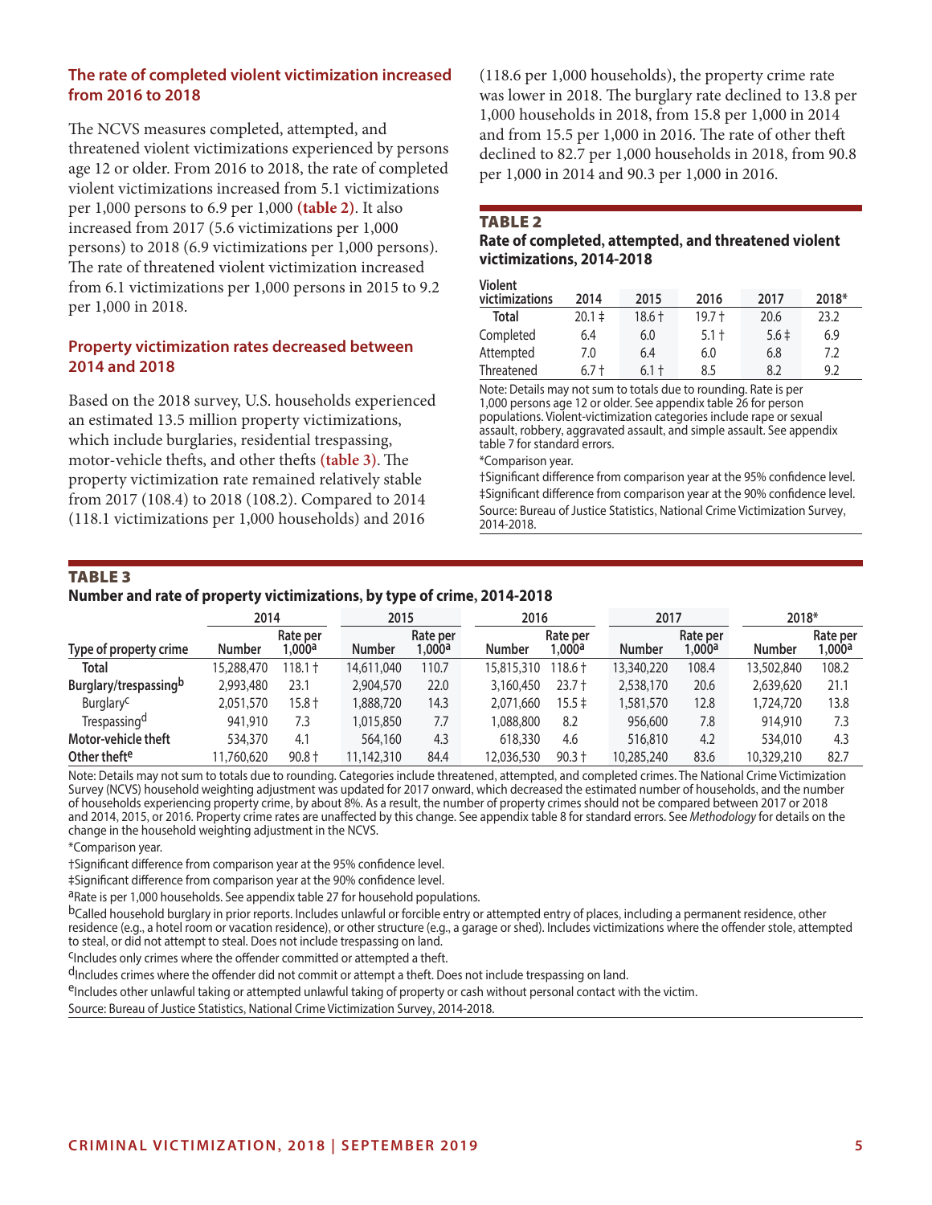### The rate of completed violent victimization increased from 2016 to 2018

The NCVS measures completed, attempted, and threatened violent victimizations experienced by persons age 12 or older. From 2016 to 2018, the rate of completed violent victimizations increased from 5.1 victimizations per 1,000 persons to 6.9 per 1,000 **(table 2)**. It also increased from 2017 (5.6 victimizations per 1,000 persons) to 2018 (6.9 victimizations per 1,000 persons). The rate of threatened violent victimization increased from 6.1 victimizations per 1,000 persons in 2015 to 9.2 per 1,000 in 2018.

### Property victimization rates decreased between 2014 and 2018

Based on the 2018 survey, U.S. households experienced an estimated 13.5 million property victimizations, which include burglaries, residential trespassing, motor-vehicle thefts, and other thefts **(table 3)**. The property victimization rate remained relatively stable from 2017 (108.4) to 2018 (108.2). Compared to 2014 (118.1 victimizations per 1,000 households) and 2016 (118.6 per 1,000 households), the property crime rate was lower in 2018. The burglary rate declined to 13.8 per 1,000 households in 2018, from 15.8 per 1,000 in 2014 and from 15.5 per 1,000 in 2016. The rate of other theft declined to 82.7 per 1,000 households in 2018, from 90.8 per 1,000 in 2014 and 90.3 per 1,000 in 2016.

**TABLE 2**
**Rate of completed, attempted, and threatened violent victimizations, 2014-2018**

| Violent victimizations | 2014 | 2015 | 2016 | 2017 | 2018* |
|---|---|---|---|---|---|
| **Total** | 20.1 ‡ | 18.6 † | 19.7 † | 20.6 | 23.2 |
| Completed | 6.4 | 6.0 | 5.1 † | 5.6 ‡ | 6.9 |
| Attempted | 7.0 | 6.4 | 6.0 | 6.8 | 7.2 |
| Threatened | 6.7 † | 6.1 † | 8.5 | 8.2 | 9.2 |

Note: Details may not sum to totals due to rounding. Rate is per 1,000 persons age 12 or older. See appendix table 26 for person populations. Violent-victimization categories include rape or sexual assault, robbery, aggravated assault, and simple assault. See appendix table 7 for standard errors.

*Comparison year.

†Significant difference from comparison year at the 95% confidence level.

‡Significant difference from comparison year at the 90% confidence level.

Source: Bureau of Justice Statistics, National Crime Victimization Survey, 2014-2018.

**TABLE 3**
**Number and rate of property victimizations, by type of crime, 2014-2018**

| | 2014 | | 2015 | | 2016 | | 2017 | | 2018* | |
|---|---|---|---|---|---|---|---|---|---|---|
| Type of property crime | Number | Rate per 1,000[a] | Number | Rate per 1,000[a] | Number | Rate per 1,000[a] | Number | Rate per 1,000[a] | Number | Rate per 1,000[a] |
| **Total** | 15,288,470 | 118.1 † | 14,611,040 | 110.7 | 15,815,310 | 118.6 † | 13,340,220 | 108.4 | 13,502,840 | 108.2 |
| **Burglary/trespassing[b]** | 2,993,480 | 23.1 | 2,904,570 | 22.0 | 3,160,450 | 23.7 † | 2,538,170 | 20.6 | 2,639,620 | 21.1 |
| Burglary[c] | 2,051,570 | 15.8 † | 1,888,720 | 14.3 | 2,071,660 | 15.5 ‡ | 1,581,570 | 12.8 | 1,724,720 | 13.8 |
| Trespassing[d] | 941,910 | 7.3 | 1,015,850 | 7.7 | 1,088,800 | 8.2 | 956,600 | 7.8 | 914,910 | 7.3 |
| **Motor-vehicle theft** | 534,370 | 4.1 | 564,160 | 4.3 | 618,330 | 4.6 | 516,810 | 4.2 | 534,010 | 4.3 |
| **Other theft[e]** | 11,760,620 | 90.8 † | 11,142,310 | 84.4 | 12,036,530 | 90.3 † | 10,285,240 | 83.6 | 10,329,210 | 82.7 |

Note: Details may not sum to totals due to rounding. Categories include threatened, attempted, and completed crimes. The National Crime Victimization Survey (NCVS) household weighting adjustment was updated for 2017 onward, which decreased the estimated number of households, and the number of households experiencing property crime, by about 8%. As a result, the number of property crimes should not be compared between 2017 or 2018 and 2014, 2015, or 2016. Property crime rates are unaffected by this change. See appendix table 8 for standard errors. See *Methodology* for details on the change in the household weighting adjustment in the NCVS.

*Comparison year.

†Significant difference from comparison year at the 95% confidence level.

‡Significant difference from comparison year at the 90% confidence level.

[a]Rate is per 1,000 households. See appendix table 27 for household populations.

[b]Called household burglary in prior reports. Includes unlawful or forcible entry or attempted entry of places, including a permanent residence, other residence (e.g., a hotel room or vacation residence), or other structure (e.g., a garage or shed). Includes victimizations where the offender stole, attempted to steal, or did not attempt to steal. Does not include trespassing on land.

[c]Includes only crimes where the offender committed or attempted a theft.

[d]Includes crimes where the offender did not commit or attempt a theft. Does not include trespassing on land.

[e]Includes other unlawful taking or attempted unlawful taking of property or cash without personal contact with the victim.

Source: Bureau of Justice Statistics, National Crime Victimization Survey, 2014-2018.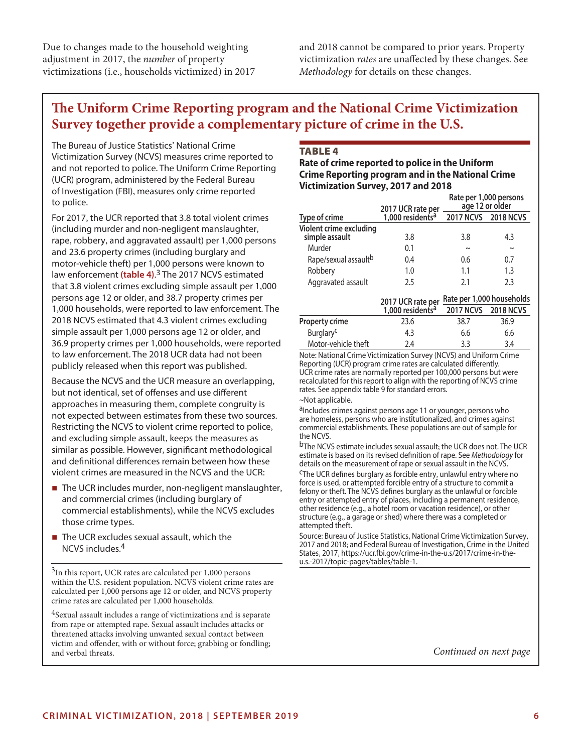Due to changes made to the household weighting adjustment in 2017, the *number* of property victimizations (i.e., households victimized) in 2017 and 2018 cannot be compared to prior years. Property victimization *rates* are unaffected by these changes. See *Methodology* for details on these changes.

## The Uniform Crime Reporting program and the National Crime Victimization Survey together provide a complementary picture of crime in the U.S.

The Bureau of Justice Statistics' National Crime Victimization Survey (NCVS) measures crime reported to and not reported to police. The Uniform Crime Reporting (UCR) program, administered by the Federal Bureau of Investigation (FBI), measures only crime reported to police.

For 2017, the UCR reported that 3.8 total violent crimes (including murder and non-negligent manslaughter, rape, robbery, and aggravated assault) per 1,000 persons and 23.6 property crimes (including burglary and motor-vehicle theft) per 1,000 persons were known to law enforcement **(table 4)**.[3] The 2017 NCVS estimated that 3.8 violent crimes excluding simple assault per 1,000 persons age 12 or older, and 38.7 property crimes per 1,000 households, were reported to law enforcement. The 2018 NCVS estimated that 4.3 violent crimes excluding simple assault per 1,000 persons age 12 or older, and 36.9 property crimes per 1,000 households, were reported to law enforcement. The 2018 UCR data had not been publicly released when this report was published.

Because the NCVS and the UCR measure an overlapping, but not identical, set of offenses and use different approaches in measuring them, complete congruity is not expected between estimates from these two sources. Restricting the NCVS to violent crime reported to police, and excluding simple assault, keeps the measures as similar as possible. However, significant methodological and definitional differences remain between how these violent crimes are measured in the NCVS and the UCR:

- The UCR includes murder, non-negligent manslaughter, and commercial crimes (including burglary of commercial establishments), while the NCVS excludes those crime types.
- The UCR excludes sexual assault, which the NCVS includes.[4]

[3] In this report, UCR rates are calculated per 1,000 persons within the U.S. resident population. NCVS violent crime rates are calculated per 1,000 persons age 12 or older, and NCVS property crime rates are calculated per 1,000 households.

[4] Sexual assault includes a range of victimizations and is separate from rape or attempted rape. Sexual assault includes attacks or threatened attacks involving unwanted sexual contact between victim and offender, with or without force; grabbing or fondling; and verbal threats.

**TABLE 4**
**Rate of crime reported to police in the Uniform Crime Reporting program and in the National Crime Victimization Survey, 2017 and 2018**

| Type of crime | 2017 UCR rate per 1,000 residents[a] | Rate per 1,000 persons age 12 or older | |
|---|---|---|---|
| | | 2017 NCVS | 2018 NCVS |
| **Violent crime excluding simple assault** | 3.8 | 3.8 | 4.3 |
| Murder | 0.1 | ~ | ~ |
| Rape/sexual assault[b] | 0.4 | 0.6 | 0.7 |
| Robbery | 1.0 | 1.1 | 1.3 |
| Aggravated assault | 2.5 | 2.1 | 2.3 |
| | **2017 UCR rate per 1,000 residents[a]** | **Rate per 1,000 households** | |
| | | **2017 NCVS** | **2018 NCVS** |
| **Property crime** | 23.6 | 38.7 | 36.9 |
| Burglary[c] | 4.3 | 6.6 | 6.6 |
| Motor-vehicle theft | 2.4 | 3.3 | 3.4 |

Note: National Crime Victimization Survey (NCVS) and Uniform Crime Reporting (UCR) program crime rates are calculated differently. UCR crime rates are normally reported per 100,000 persons but were recalculated for this report to align with the reporting of NCVS crime rates. See appendix table 9 for standard errors.

~Not applicable.

[a]Includes crimes against persons age 11 or younger, persons who are homeless, persons who are institutionalized, and crimes against commercial establishments. These populations are out of sample for the NCVS.

[b]The NCVS estimate includes sexual assault; the UCR does not. The UCR estimate is based on its revised definition of rape. See *Methodology* for details on the measurement of rape or sexual assault in the NCVS.

[c]The UCR defines burglary as forcible entry, unlawful entry where no force is used, or attempted forcible entry of a structure to commit a felony or theft. The NCVS defines burglary as the unlawful or forcible entry or attempted entry of places, including a permanent residence, other residence (e.g., a hotel room or vacation residence), or other structure (e.g., a garage or shed) where there was a completed or attempted theft.

Source: Bureau of Justice Statistics, National Crime Victimization Survey, 2017 and 2018; and Federal Bureau of Investigation, Crime in the United States, 2017, https://ucr.fbi.gov/crime-in-the-u.s/2017/crime-in-the-u.s.-2017/topic-pages/tables/table-1.

*Continued on next page*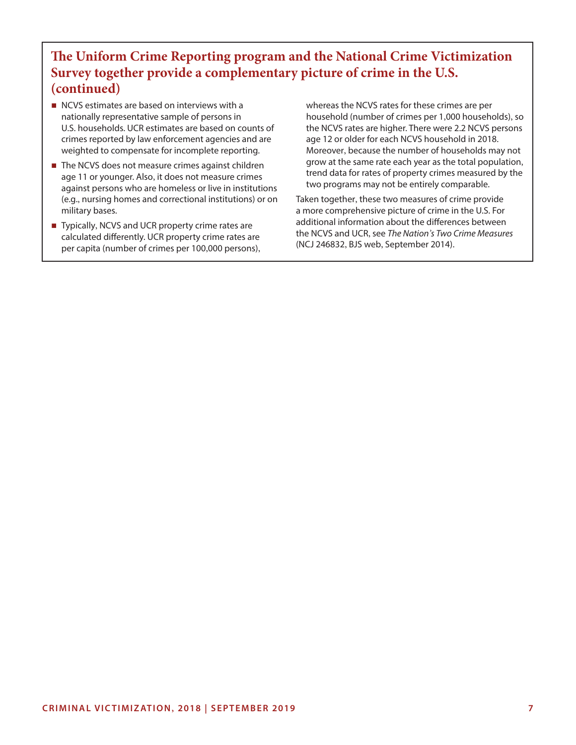## The Uniform Crime Reporting program and the National Crime Victimization Survey together provide a complementary picture of crime in the U.S. (continued)

- NCVS estimates are based on interviews with a nationally representative sample of persons in U.S. households. UCR estimates are based on counts of crimes reported by law enforcement agencies and are weighted to compensate for incomplete reporting.
- The NCVS does not measure crimes against children age 11 or younger. Also, it does not measure crimes against persons who are homeless or live in institutions (e.g., nursing homes and correctional institutions) or on military bases.
- Typically, NCVS and UCR property crime rates are calculated differently. UCR property crime rates are per capita (number of crimes per 100,000 persons), whereas the NCVS rates for these crimes are per household (number of crimes per 1,000 households), so the NCVS rates are higher. There were 2.2 NCVS persons age 12 or older for each NCVS household in 2018. Moreover, because the number of households may not grow at the same rate each year as the total population, trend data for rates of property crimes measured by the two programs may not be entirely comparable.

Taken together, these two measures of crime provide a more comprehensive picture of crime in the U.S. For additional information about the differences between the NCVS and UCR, see *The Nation's Two Crime Measures* (NCJ 246832, BJS web, September 2014).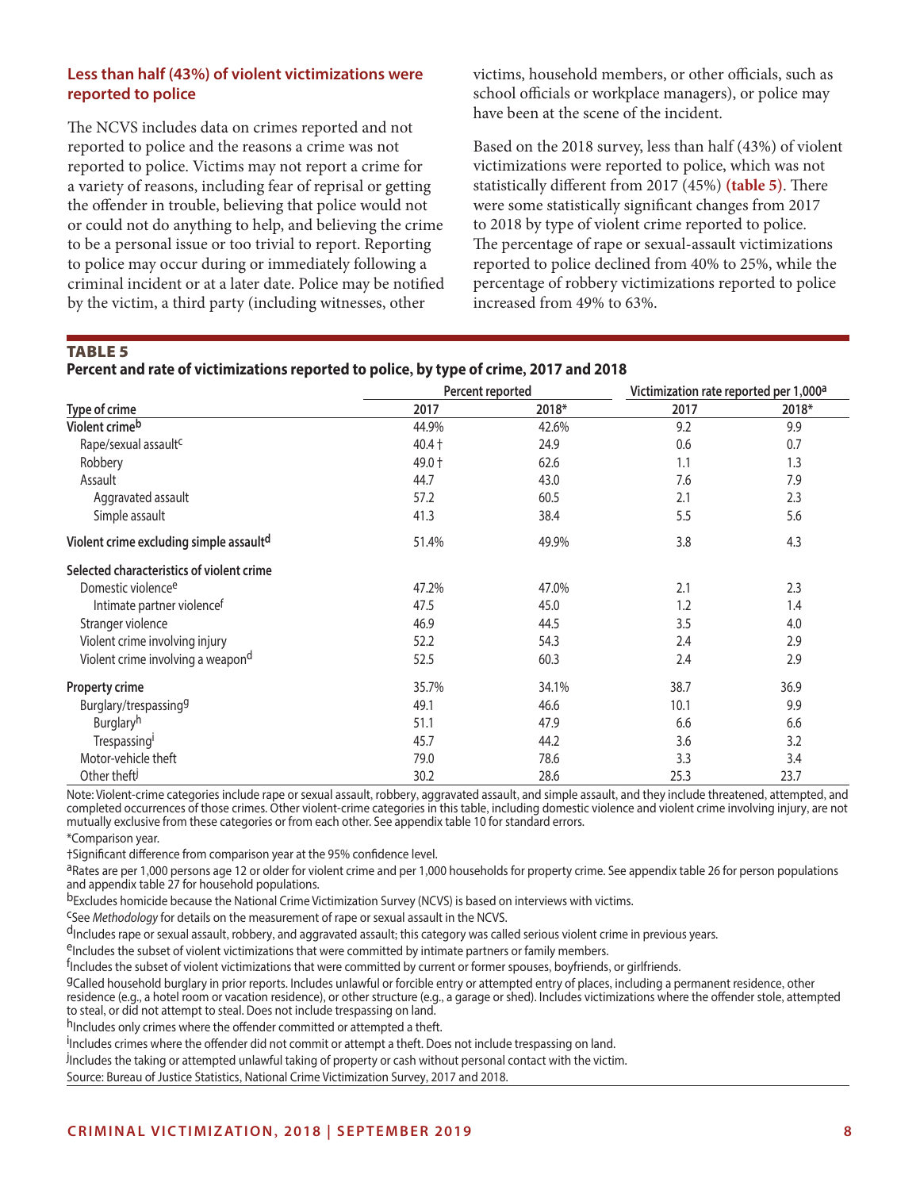### Less than half (43%) of violent victimizations were reported to police

The NCVS includes data on crimes reported and not reported to police and the reasons a crime was not reported to police. Victims may not report a crime for a variety of reasons, including fear of reprisal or getting the offender in trouble, believing that police would not or could not do anything to help, and believing the crime to be a personal issue or too trivial to report. Reporting to police may occur during or immediately following a criminal incident or at a later date. Police may be notified by the victim, a third party (including witnesses, other victims, household members, or other officials, such as school officials or workplace managers), or police may have been at the scene of the incident.

Based on the 2018 survey, less than half (43%) of violent victimizations were reported to police, which was not statistically different from 2017 (45%) **(table 5)**. There were some statistically significant changes from 2017 to 2018 by type of violent crime reported to police. The percentage of rape or sexual-assault victimizations reported to police declined from 40% to 25%, while the percentage of robbery victimizations reported to police increased from 49% to 63%.

**TABLE 5**
**Percent and rate of victimizations reported to police, by type of crime, 2017 and 2018**

| Type of crime | Percent reported | | Victimization rate reported per 1,000[a] | |
|---|---|---|---|---|
| | 2017 | 2018* | 2017 | 2018* |
| **Violent crime[b]** | 44.9% | 42.6% | 9.2 | 9.9 |
| Rape/sexual assault[c] | 40.4 † | 24.9 | 0.6 | 0.7 |
| Robbery | 49.0 † | 62.6 | 1.1 | 1.3 |
| Assault | 44.7 | 43.0 | 7.6 | 7.9 |
| Aggravated assault | 57.2 | 60.5 | 2.1 | 2.3 |
| Simple assault | 41.3 | 38.4 | 5.5 | 5.6 |
| **Violent crime excluding simple assault[d]** | 51.4% | 49.9% | 3.8 | 4.3 |
| **Selected characteristics of violent crime** | | | | |
| Domestic violence[e] | 47.2% | 47.0% | 2.1 | 2.3 |
| Intimate partner violence[f] | 47.5 | 45.0 | 1.2 | 1.4 |
| Stranger violence | 46.9 | 44.5 | 3.5 | 4.0 |
| Violent crime involving injury | 52.2 | 54.3 | 2.4 | 2.9 |
| Violent crime involving a weapon[d] | 52.5 | 60.3 | 2.4 | 2.9 |
| **Property crime** | 35.7% | 34.1% | 38.7 | 36.9 |
| Burglary/trespassing[g] | 49.1 | 46.6 | 10.1 | 9.9 |
| Burglary[h] | 51.1 | 47.9 | 6.6 | 6.6 |
| Trespassing[i] | 45.7 | 44.2 | 3.6 | 3.2 |
| Motor-vehicle theft | 79.0 | 78.6 | 3.3 | 3.4 |
| Other theft[j] | 30.2 | 28.6 | 25.3 | 23.7 |

Note: Violent-crime categories include rape or sexual assault, robbery, aggravated assault, and simple assault, and they include threatened, attempted, and completed occurrences of those crimes. Other violent-crime categories in this table, including domestic violence and violent crime involving injury, are not mutually exclusive from these categories or from each other. See appendix table 10 for standard errors.

*Comparison year.

†Significant difference from comparison year at the 95% confidence level.

[a]Rates are per 1,000 persons age 12 or older for violent crime and per 1,000 households for property crime. See appendix table 26 for person populations and appendix table 27 for household populations.

[b]Excludes homicide because the National Crime Victimization Survey (NCVS) is based on interviews with victims.

[c]See *Methodology* for details on the measurement of rape or sexual assault in the NCVS.

[d]Includes rape or sexual assault, robbery, and aggravated assault; this category was called serious violent crime in previous years.

[e]Includes the subset of violent victimizations that were committed by intimate partners or family members.

[f]Includes the subset of violent victimizations that were committed by current or former spouses, boyfriends, or girlfriends.

[g]Called household burglary in prior reports. Includes unlawful or forcible entry or attempted entry of places, including a permanent residence, other residence (e.g., a hotel room or vacation residence), or other structure (e.g., a garage or shed). Includes victimizations where the offender stole, attempted to steal, or did not attempt to steal. Does not include trespassing on land.

[h]Includes only crimes where the offender committed or attempted a theft.

[i]Includes crimes where the offender did not commit or attempt a theft. Does not include trespassing on land.

[j]Includes the taking or attempted unlawful taking of property or cash without personal contact with the victim.

Source: Bureau of Justice Statistics, National Crime Victimization Survey, 2017 and 2018.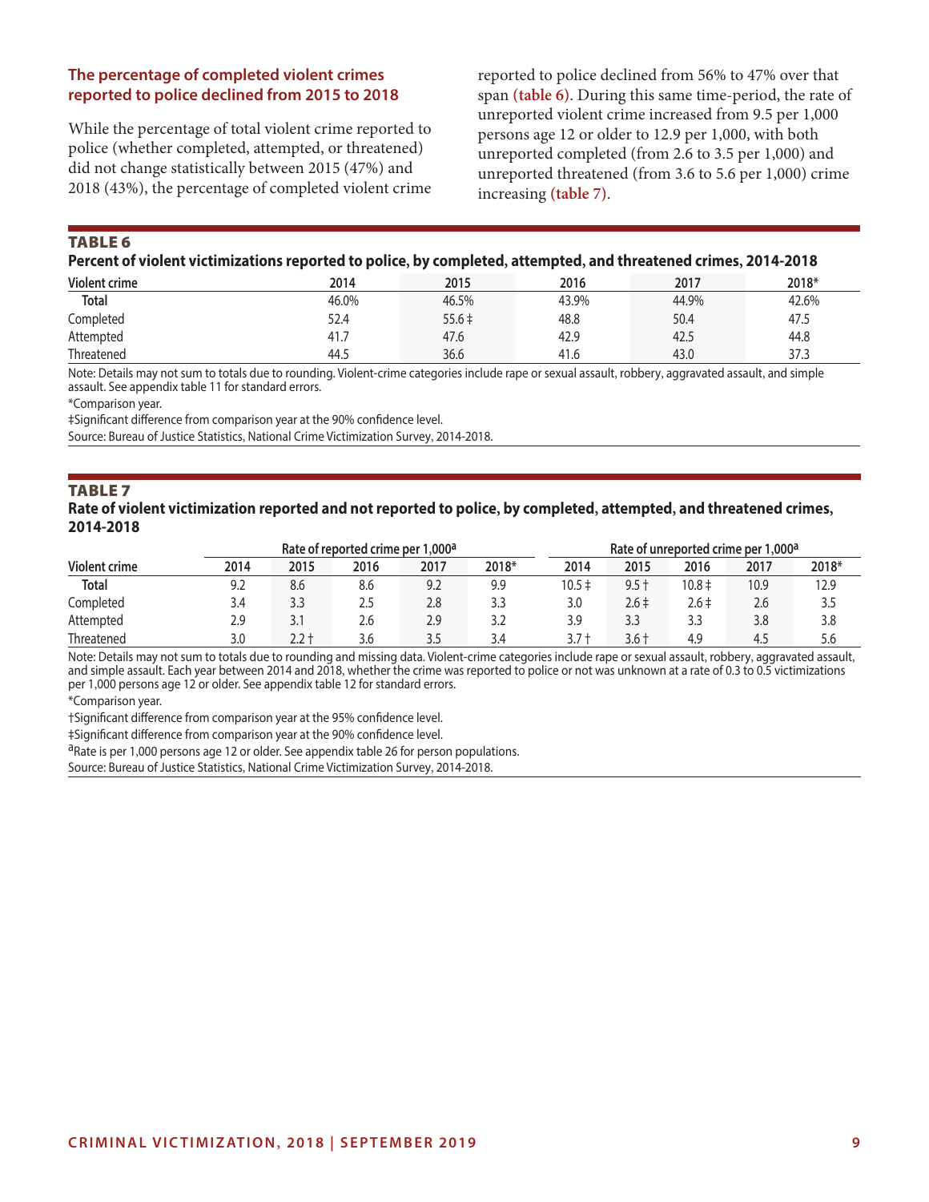## The percentage of completed violent crimes reported to police declined from 2015 to 2018

While the percentage of total violent crime reported to police (whether completed, attempted, or threatened) did not change statistically between 2015 (47%) and 2018 (43%), the percentage of completed violent crime reported to police declined from 56% to 47% over that span (table 6). During this same time-period, the rate of unreported violent crime increased from 9.5 per 1,000 persons age 12 or older to 12.9 per 1,000, with both unreported completed (from 2.6 to 3.5 per 1,000) and unreported threatened (from 3.6 to 5.6 per 1,000) crime increasing (table 7).

**TABLE 6**

**Percent of violent victimizations reported to police, by completed, attempted, and threatened crimes, 2014-2018**

| Violent crime | 2014 | 2015 | 2016 | 2017 | 2018* |
|---|---|---|---|---|---|
| **Total** | 46.0% | 46.5% | 43.9% | 44.9% | 42.6% |
| Completed | 52.4 | 55.6 ‡ | 48.8 | 50.4 | 47.5 |
| Attempted | 41.7 | 47.6 | 42.9 | 42.5 | 44.8 |
| Threatened | 44.5 | 36.6 | 41.6 | 43.0 | 37.3 |

Note: Details may not sum to totals due to rounding. Violent-crime categories include rape or sexual assault, robbery, aggravated assault, and simple assault. See appendix table 11 for standard errors.

*Comparison year.

‡Significant difference from comparison year at the 90% confidence level.

Source: Bureau of Justice Statistics, National Crime Victimization Survey, 2014-2018.

**TABLE 7**

**Rate of violent victimization reported and not reported to police, by completed, attempted, and threatened crimes, 2014-2018**

| | Rate of reported crime per 1,000[a] | | | | | Rate of unreported crime per 1,000[a] | | | | |
|---|---|---|---|---|---|---|---|---|---|---|
| Violent crime | 2014 | 2015 | 2016 | 2017 | 2018* | 2014 | 2015 | 2016 | 2017 | 2018* |
| **Total** | 9.2 | 8.6 | 8.6 | 9.2 | 9.9 | 10.5 ‡ | 9.5 † | 10.8 ‡ | 10.9 | 12.9 |
| Completed | 3.4 | 3.3 | 2.5 | 2.8 | 3.3 | 3.0 | 2.6 ‡ | 2.6 ‡ | 2.6 | 3.5 |
| Attempted | 2.9 | 3.1 | 2.6 | 2.9 | 3.2 | 3.9 | 3.3 | 3.3 | 3.8 | 3.8 |
| Threatened | 3.0 | 2.2 † | 3.6 | 3.5 | 3.4 | 3.7 † | 3.6 † | 4.9 | 4.5 | 5.6 |

Note: Details may not sum to totals due to rounding and missing data. Violent-crime categories include rape or sexual assault, robbery, aggravated assault, and simple assault. Each year between 2014 and 2018, whether the crime was reported to police or not was unknown at a rate of 0.3 to 0.5 victimizations per 1,000 persons age 12 or older. See appendix table 12 for standard errors.

*Comparison year.

†Significant difference from comparison year at the 95% confidence level.

‡Significant difference from comparison year at the 90% confidence level.

[a]Rate is per 1,000 persons age 12 or older. See appendix table 26 for person populations.

Source: Bureau of Justice Statistics, National Crime Victimization Survey, 2014-2018.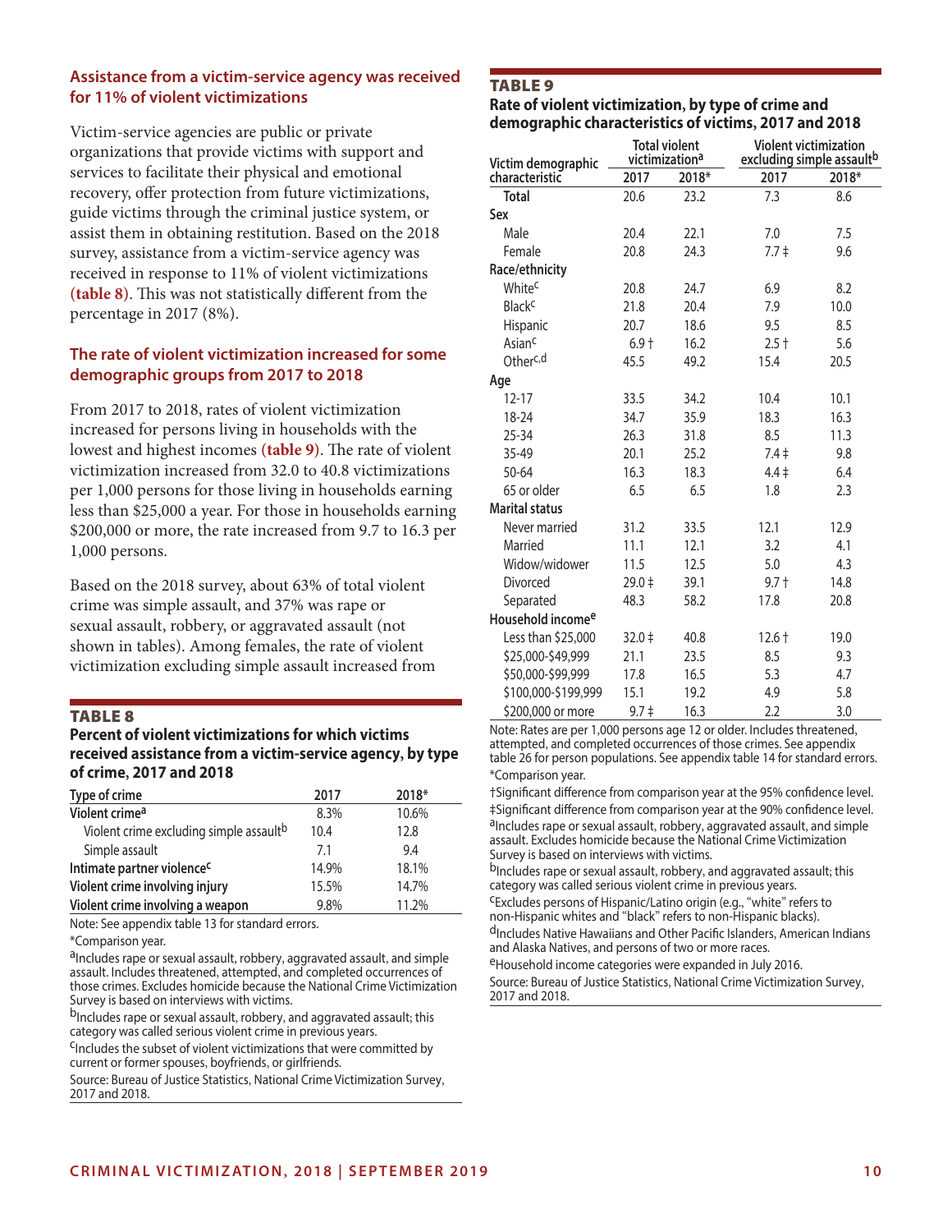## Assistance from a victim-service agency was received for 11% of violent victimizations

Victim-service agencies are public or private organizations that provide victims with support and services to facilitate their physical and emotional recovery, offer protection from future victimizations, guide victims through the criminal justice system, or assist them in obtaining restitution. Based on the 2018 survey, assistance from a victim-service agency was received in response to 11% of violent victimizations **(table 8)**. This was not statistically different from the percentage in 2017 (8%).

## The rate of violent victimization increased for some demographic groups from 2017 to 2018

From 2017 to 2018, rates of violent victimization increased for persons living in households with the lowest and highest incomes **(table 9)**. The rate of violent victimization increased from 32.0 to 40.8 victimizations per 1,000 persons for those living in households earning less than $25,000 a year. For those in households earning $200,000 or more, the rate increased from 9.7 to 16.3 per 1,000 persons.

Based on the 2018 survey, about 63% of total violent crime was simple assault, and 37% was rape or sexual assault, robbery, or aggravated assault (not shown in tables). Among females, the rate of violent victimization excluding simple assault increased from

### TABLE 8
**Percent of violent victimizations for which victims received assistance from a victim-service agency, by type of crime, 2017 and 2018**

| Type of crime | 2017 | 2018* |
|---|---|---|
| **Violent crime[a]** | 8.3% | 10.6% |
| Violent crime excluding simple assault[b] | 10.4 | 12.8 |
| Simple assault | 7.1 | 9.4 |
| **Intimate partner violence[c]** | 14.9% | 18.1% |
| **Violent crime involving injury** | 15.5% | 14.7% |
| **Violent crime involving a weapon** | 9.8% | 11.2% |

Note: See appendix table 13 for standard errors.

*Comparison year.

[a]Includes rape or sexual assault, robbery, aggravated assault, and simple assault. Includes threatened, attempted, and completed occurrences of those crimes. Excludes homicide because the National Crime Victimization Survey is based on interviews with victims.

[b]Includes rape or sexual assault, robbery, and aggravated assault; this category was called serious violent crime in previous years.

[c]Includes the subset of violent victimizations that were committed by current or former spouses, boyfriends, or girlfriends.

Source: Bureau of Justice Statistics, National Crime Victimization Survey, 2017 and 2018.

### TABLE 9
**Rate of violent victimization, by type of crime and demographic characteristics of victims, 2017 and 2018**

| Victim demographic characteristic | Total violent victimization[a] | | Violent victimization excluding simple assault[b] | |
|---|---|---|---|---|
| | 2017 | 2018* | 2017 | 2018* |
| **Total** | 20.6 | 23.2 | 7.3 | 8.6 |
| **Sex** | | | | |
| Male | 20.4 | 22.1 | 7.0 | 7.5 |
| Female | 20.8 | 24.3 | 7.7 ‡ | 9.6 |
| **Race/ethnicity** | | | | |
| White[c] | 20.8 | 24.7 | 6.9 | 8.2 |
| Black[c] | 21.8 | 20.4 | 7.9 | 10.0 |
| Hispanic | 20.7 | 18.6 | 9.5 | 8.5 |
| Asian[c] | 6.9 † | 16.2 | 2.5 † | 5.6 |
| Other[c,d] | 45.5 | 49.2 | 15.4 | 20.5 |
| **Age** | | | | |
| 12-17 | 33.5 | 34.2 | 10.4 | 10.1 |
| 18-24 | 34.7 | 35.9 | 18.3 | 16.3 |
| 25-34 | 26.3 | 31.8 | 8.5 | 11.3 |
| 35-49 | 20.1 | 25.2 | 7.4 ‡ | 9.8 |
| 50-64 | 16.3 | 18.3 | 4.4 ‡ | 6.4 |
| 65 or older | 6.5 | 6.5 | 1.8 | 2.3 |
| **Marital status** | | | | |
| Never married | 31.2 | 33.5 | 12.1 | 12.9 |
| Married | 11.1 | 12.1 | 3.2 | 4.1 |
| Widow/widower | 11.5 | 12.5 | 5.0 | 4.3 |
| Divorced | 29.0 ‡ | 39.1 | 9.7 † | 14.8 |
| Separated | 48.3 | 58.2 | 17.8 | 20.8 |
| **Household income[e]** | | | | |
| Less than $25,000 | 32.0 ‡ | 40.8 | 12.6 † | 19.0 |
| $25,000-$49,999 | 21.1 | 23.5 | 8.5 | 9.3 |
| $50,000-$99,999 | 17.8 | 16.5 | 5.3 | 4.7 |
| $100,000-$199,999 | 15.1 | 19.2 | 4.9 | 5.8 |
| $200,000 or more | 9.7 ‡ | 16.3 | 2.2 | 3.0 |

Note: Rates are per 1,000 persons age 12 or older. Includes threatened, attempted, and completed occurrences of those crimes. See appendix table 26 for person populations. See appendix table 14 for standard errors.

*Comparison year.

†Significant difference from comparison year at the 95% confidence level.

‡Significant difference from comparison year at the 90% confidence level.

[a]Includes rape or sexual assault, robbery, aggravated assault, and simple assault. Excludes homicide because the National Crime Victimization Survey is based on interviews with victims.

[b]Includes rape or sexual assault, robbery, and aggravated assault; this category was called serious violent crime in previous years.

[c]Excludes persons of Hispanic/Latino origin (e.g., "white" refers to non-Hispanic whites and "black" refers to non-Hispanic blacks).

[d]Includes Native Hawaiians and Other Pacific Islanders, American Indians and Alaska Natives, and persons of two or more races.

[e]Household income categories were expanded in July 2016.

Source: Bureau of Justice Statistics, National Crime Victimization Survey, 2017 and 2018.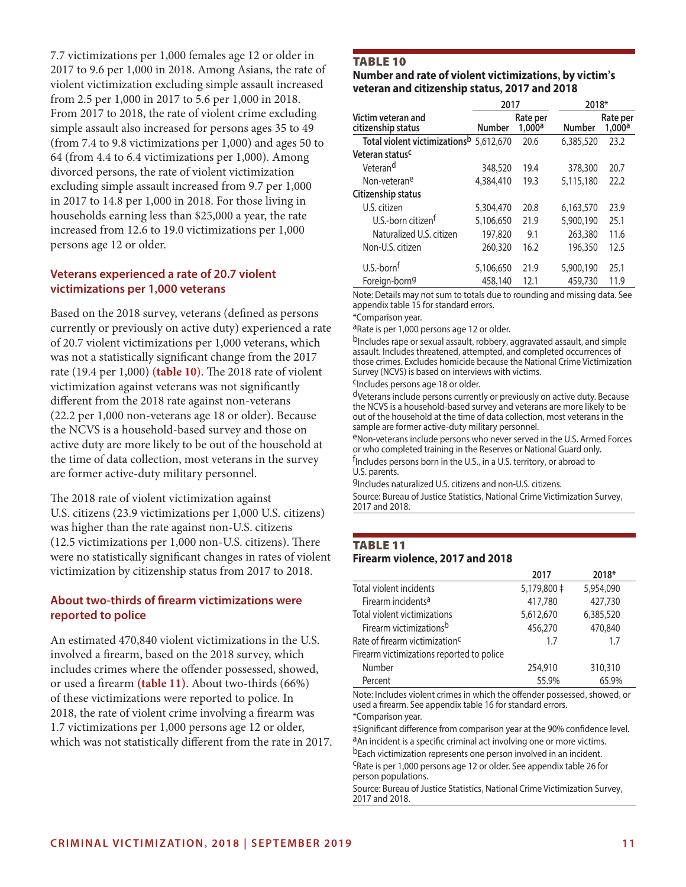7.7 victimizations per 1,000 females age 12 or older in 2017 to 9.6 per 1,000 in 2018. Among Asians, the rate of violent victimization excluding simple assault increased from 2.5 per 1,000 in 2017 to 5.6 per 1,000 in 2018. From 2017 to 2018, the rate of violent crime excluding simple assault also increased for persons ages 35 to 49 (from 7.4 to 9.8 victimizations per 1,000) and ages 50 to 64 (from 4.4 to 6.4 victimizations per 1,000). Among divorced persons, the rate of violent victimization excluding simple assault increased from 9.7 per 1,000 in 2017 to 14.8 per 1,000 in 2018. For those living in households earning less than $25,000 a year, the rate increased from 12.6 to 19.0 victimizations per 1,000 persons age 12 or older.

### Veterans experienced a rate of 20.7 violent victimizations per 1,000 veterans

Based on the 2018 survey, veterans (defined as persons currently or previously on active duty) experienced a rate of 20.7 violent victimizations per 1,000 veterans, which was not a statistically significant change from the 2017 rate (19.4 per 1,000) **(table 10)**. The 2018 rate of violent victimization against veterans was not significantly different from the 2018 rate against non-veterans (22.2 per 1,000 non-veterans age 18 or older). Because the NCVS is a household-based survey and those on active duty are more likely to be out of the household at the time of data collection, most veterans in the survey are former active-duty military personnel.

The 2018 rate of violent victimization against U.S. citizens (23.9 victimizations per 1,000 U.S. citizens) was higher than the rate against non-U.S. citizens (12.5 victimizations per 1,000 non-U.S. citizens). There were no statistically significant changes in rates of violent victimization by citizenship status from 2017 to 2018.

### About two-thirds of firearm victimizations were reported to police

An estimated 470,840 violent victimizations in the U.S. involved a firearm, based on the 2018 survey, which includes crimes where the offender possessed, showed, or used a firearm **(table 11)**. About two-thirds (66%) of these victimizations were reported to police. In 2018, the rate of violent crime involving a firearm was 1.7 victimizations per 1,000 persons age 12 or older, which was not statistically different from the rate in 2017.

**TABLE 10**
**Number and rate of violent victimizations, by victim's veteran and citizenship status, 2017 and 2018**

| Victim veteran and citizenship status | 2017 | | 2018* | |
|---|---|---|---|---|
| | Number | Rate per 1,000[a] | Number | Rate per 1,000[a] |
| **Total violent victimizations[b]** | 5,612,670 | 20.6 | 6,385,520 | 23.2 |
| **Veteran status[c]** | | | | |
| Veteran[d] | 348,520 | 19.4 | 378,300 | 20.7 |
| Non-veteran[e] | 4,384,410 | 19.3 | 5,115,180 | 22.2 |
| **Citizenship status** | | | | |
| U.S. citizen | 5,304,470 | 20.8 | 6,163,570 | 23.9 |
| U.S.-born citizen[f] | 5,106,650 | 21.9 | 5,900,190 | 25.1 |
| Naturalized U.S. citizen | 197,820 | 9.1 | 263,380 | 11.6 |
| Non-U.S. citizen | 260,320 | 16.2 | 196,350 | 12.5 |
| U.S.-born[f] | 5,106,650 | 21.9 | 5,900,190 | 25.1 |
| Foreign-born[g] | 458,140 | 12.1 | 459,730 | 11.9 |

Note: Details may not sum to totals due to rounding and missing data. See appendix table 15 for standard errors.
*Comparison year.
[a]Rate is per 1,000 persons age 12 or older.
[b]Includes rape or sexual assault, robbery, aggravated assault, and simple assault. Includes threatened, attempted, and completed occurrences of those crimes. Excludes homicide because the National Crime Victimization Survey (NCVS) is based on interviews with victims.
[c]Includes persons age 18 or older.
[d]Veterans include persons currently or previously on active duty. Because the NCVS is a household-based survey and veterans are more likely to be out of the household at the time of data collection, most veterans in the sample are former active-duty military personnel.
[e]Non-veterans include persons who never served in the U.S. Armed Forces or who completed training in the Reserves or National Guard only.
[f]Includes persons born in the U.S., in a U.S. territory, or abroad to U.S. parents.
[g]Includes naturalized U.S. citizens and non-U.S. citizens.
Source: Bureau of Justice Statistics, National Crime Victimization Survey, 2017 and 2018.

**TABLE 11**
**Firearm violence, 2017 and 2018**

| | 2017 | 2018* |
|---|---|---|
| Total violent incidents | 5,179,800 ‡ | 5,954,090 |
| Firearm incidents[a] | 417,780 | 427,730 |
| Total violent victimizations | 5,612,670 | 6,385,520 |
| Firearm victimizations[b] | 456,270 | 470,840 |
| Rate of firearm victimization[c] | 1.7 | 1.7 |
| Firearm victimizations reported to police | | |
| Number | 254,910 | 310,310 |
| Percent | 55.9% | 65.9% |

Note: Includes violent crimes in which the offender possessed, showed, or used a firearm. See appendix table 16 for standard errors.
*Comparison year.
‡Significant difference from comparison year at the 90% confidence level.
[a]An incident is a specific criminal act involving one or more victims.
[b]Each victimization represents one person involved in an incident.
[c]Rate is per 1,000 persons age 12 or older. See appendix table 26 for person populations.
Source: Bureau of Justice Statistics, National Crime Victimization Survey, 2017 and 2018.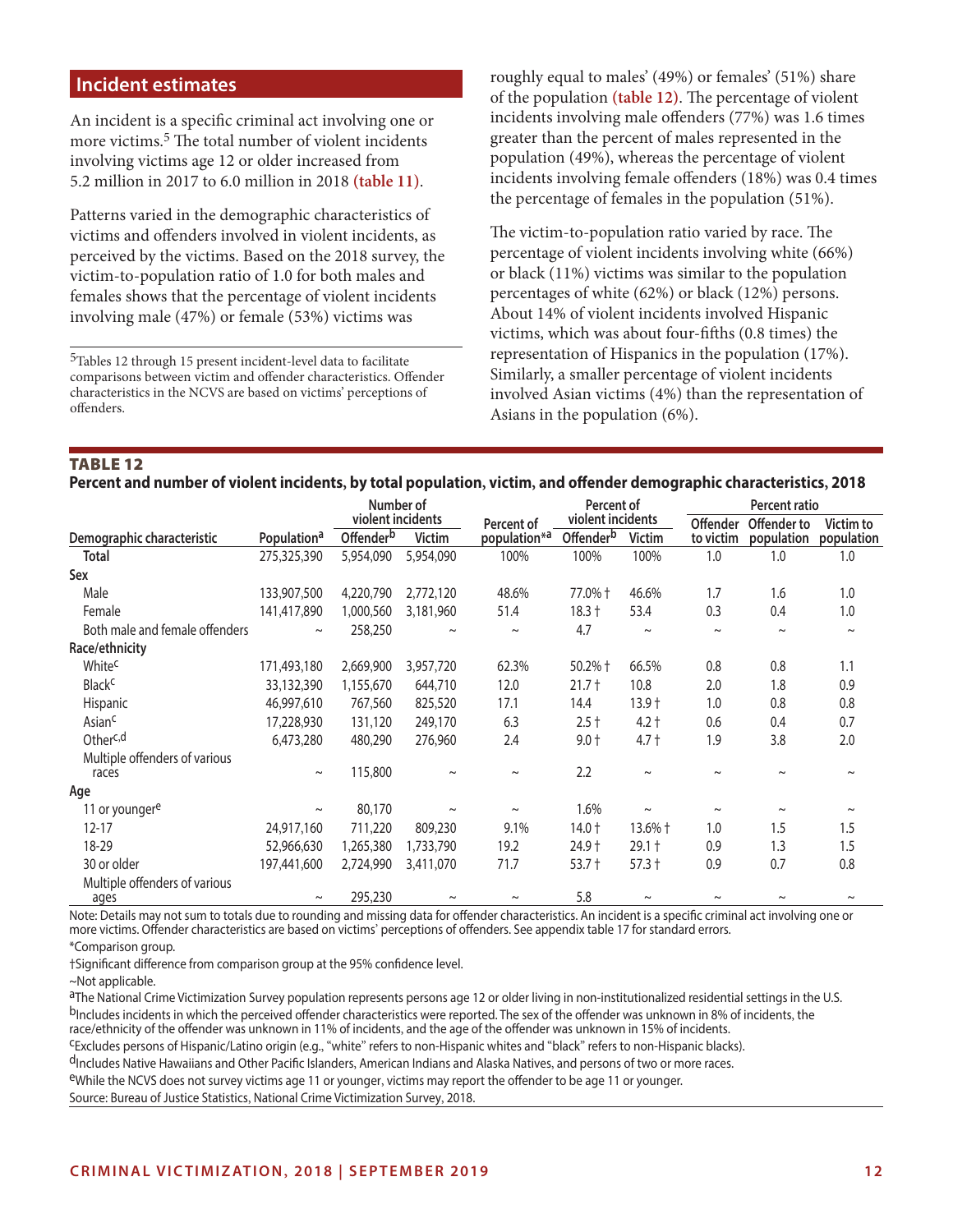## Incident estimates

An incident is a specific criminal act involving one or more victims.[5] The total number of violent incidents involving victims age 12 or older increased from 5.2 million in 2017 to 6.0 million in 2018 **(table 11)**.

Patterns varied in the demographic characteristics of victims and offenders involved in violent incidents, as perceived by the victims. Based on the 2018 survey, the victim-to-population ratio of 1.0 for both males and females shows that the percentage of violent incidents involving male (47%) or female (53%) victims was roughly equal to males' (49%) or females' (51%) share of the population **(table 12)**. The percentage of violent incidents involving male offenders (77%) was 1.6 times greater than the percent of males represented in the population (49%), whereas the percentage of violent incidents involving female offenders (18%) was 0.4 times the percentage of females in the population (51%).

The victim-to-population ratio varied by race. The percentage of violent incidents involving white (66%) or black (11%) victims was similar to the population percentages of white (62%) or black (12%) persons. About 14% of violent incidents involved Hispanic victims, which was about four-fifths (0.8 times) the representation of Hispanics in the population (17%). Similarly, a smaller percentage of violent incidents involved Asian victims (4%) than the representation of Asians in the population (6%).

[5]Tables 12 through 15 present incident-level data to facilitate comparisons between victim and offender characteristics. Offender characteristics in the NCVS are based on victims' perceptions of offenders.

**TABLE 12**
**Percent and number of violent incidents, by total population, victim, and offender demographic characteristics, 2018**

| Demographic characteristic | Population[a] | Number of violent incidents | | Percent of population*[a] | Percent of violent incidents | | Percent ratio | | |
|---|---|---|---|---|---|---|---|---|---|
| | | Offender[b] | Victim | | Offender[b] | Victim | Offender to victim | Offender to population | Victim to population |
| **Total** | 275,325,390 | 5,954,090 | 5,954,090 | 100% | 100% | 100% | 1.0 | 1.0 | 1.0 |
| **Sex** | | | | | | | | | |
| Male | 133,907,500 | 4,220,790 | 2,772,120 | 48.6% | 77.0% † | 46.6% | 1.7 | 1.6 | 1.0 |
| Female | 141,417,890 | 1,000,560 | 3,181,960 | 51.4 | 18.3 † | 53.4 | 0.3 | 0.4 | 1.0 |
| Both male and female offenders | ~ | 258,250 | ~ | ~ | 4.7 | ~ | ~ | ~ | ~ |
| **Race/ethnicity** | | | | | | | | | |
| White[c] | 171,493,180 | 2,669,900 | 3,957,720 | 62.3% | 50.2% † | 66.5% | 0.8 | 0.8 | 1.1 |
| Black[c] | 33,132,390 | 1,155,670 | 644,710 | 12.0 | 21.7 † | 10.8 | 2.0 | 1.8 | 0.9 |
| Hispanic | 46,997,610 | 767,560 | 825,520 | 17.1 | 14.4 | 13.9 † | 1.0 | 0.8 | 0.8 |
| Asian[c] | 17,228,930 | 131,120 | 249,170 | 6.3 | 2.5 † | 4.2 † | 0.6 | 0.4 | 0.7 |
| Other[c,d] | 6,473,280 | 480,290 | 276,960 | 2.4 | 9.0 † | 4.7 † | 1.9 | 3.8 | 2.0 |
| Multiple offenders of various races | ~ | 115,800 | ~ | ~ | 2.2 | ~ | ~ | ~ | ~ |
| **Age** | | | | | | | | | |
| 11 or younger[e] | ~ | 80,170 | ~ | ~ | 1.6% | ~ | ~ | ~ | ~ |
| 12-17 | 24,917,160 | 711,220 | 809,230 | 9.1% | 14.0 † | 13.6% † | 1.0 | 1.5 | 1.5 |
| 18-29 | 52,966,630 | 1,265,380 | 1,733,790 | 19.2 | 24.9 † | 29.1 † | 0.9 | 1.3 | 1.5 |
| 30 or older | 197,441,600 | 2,724,990 | 3,411,070 | 71.7 | 53.7 † | 57.3 † | 0.9 | 0.7 | 0.8 |
| Multiple offenders of various ages | ~ | 295,230 | ~ | ~ | 5.8 | ~ | ~ | ~ | ~ |

Note: Details may not sum to totals due to rounding and missing data for offender characteristics. An incident is a specific criminal act involving one or more victims. Offender characteristics are based on victims' perceptions of offenders. See appendix table 17 for standard errors.

*Comparison group.

†Significant difference from comparison group at the 95% confidence level.

~Not applicable.

[a]The National Crime Victimization Survey population represents persons age 12 or older living in non-institutionalized residential settings in the U.S.

[b]Includes incidents in which the perceived offender characteristics were reported. The sex of the offender was unknown in 8% of incidents, the race/ethnicity of the offender was unknown in 11% of incidents, and the age of the offender was unknown in 15% of incidents.

[c]Excludes persons of Hispanic/Latino origin (e.g., "white" refers to non-Hispanic whites and "black" refers to non-Hispanic blacks).

[d]Includes Native Hawaiians and Other Pacific Islanders, American Indians and Alaska Natives, and persons of two or more races.

[e]While the NCVS does not survey victims age 11 or younger, victims may report the offender to be age 11 or younger.

Source: Bureau of Justice Statistics, National Crime Victimization Survey, 2018.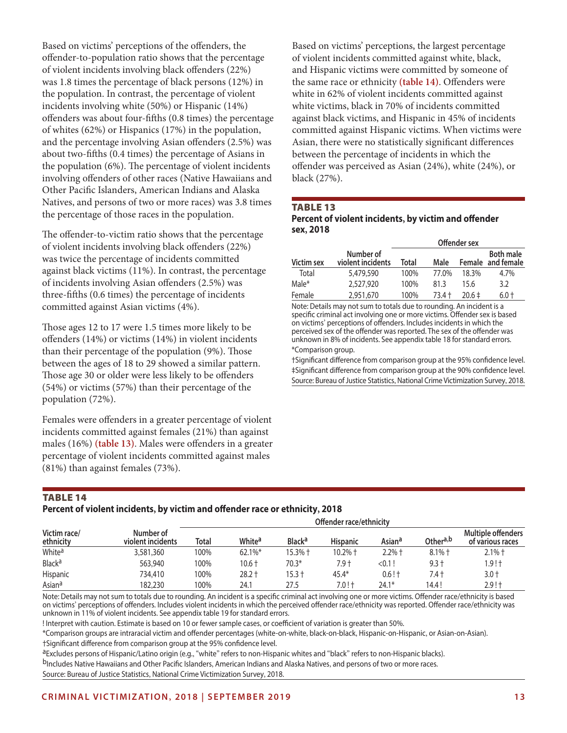Based on victims' perceptions of the offenders, the offender-to-population ratio shows that the percentage of violent incidents involving black offenders (22%) was 1.8 times the percentage of black persons (12%) in the population. In contrast, the percentage of violent incidents involving white (50%) or Hispanic (14%) offenders was about four-fifths (0.8 times) the percentage of whites (62%) or Hispanics (17%) in the population, and the percentage involving Asian offenders (2.5%) was about two-fifths (0.4 times) the percentage of Asians in the population (6%). The percentage of violent incidents involving offenders of other races (Native Hawaiians and Other Pacific Islanders, American Indians and Alaska Natives, and persons of two or more races) was 3.8 times the percentage of those races in the population.

The offender-to-victim ratio shows that the percentage of violent incidents involving black offenders (22%) was twice the percentage of incidents committed against black victims (11%). In contrast, the percentage of incidents involving Asian offenders (2.5%) was three-fifths (0.6 times) the percentage of incidents committed against Asian victims (4%).

Those ages 12 to 17 were 1.5 times more likely to be offenders (14%) or victims (14%) in violent incidents than their percentage of the population (9%). Those between the ages of 18 to 29 showed a similar pattern. Those age 30 or older were less likely to be offenders (54%) or victims (57%) than their percentage of the population (72%).

Females were offenders in a greater percentage of violent incidents committed against females (21%) than against males (16%) **(table 13)**. Males were offenders in a greater percentage of violent incidents committed against males (81%) than against females (73%).

Based on victims' perceptions, the largest percentage of violent incidents committed against white, black, and Hispanic victims were committed by someone of the same race or ethnicity **(table 14)**. Offenders were white in 62% of violent incidents committed against white victims, black in 70% of incidents committed against black victims, and Hispanic in 45% of incidents committed against Hispanic victims. When victims were Asian, there were no statistically significant differences between the percentage of incidents in which the offender was perceived as Asian (24%), white (24%), or black (27%).

## TABLE 13
**Percent of violent incidents, by victim and offender sex, 2018**

| Victim sex | Number of violent incidents | Offender sex | | | |
|---|---|---|---|---|---|
| | | Total | Male | Female | Both male and female |
| Total | 5,479,590 | 100% | 77.0% | 18.3% | 4.7% |
| Male* | 2,527,920 | 100% | 81.3 | 15.6 | 3.2 |
| Female | 2,951,670 | 100% | 73.4 † | 20.6 ‡ | 6.0 † |

Note: Details may not sum to totals due to rounding. An incident is a specific criminal act involving one or more victims. Offender sex is based on victims' perceptions of offenders. Includes incidents in which the perceived sex of the offender was reported. The sex of the offender was unknown in 8% of incidents. See appendix table 18 for standard errors.
*Comparison group.
†Significant difference from comparison group at the 95% confidence level.
‡Significant difference from comparison group at the 90% confidence level.
Source: Bureau of Justice Statistics, National Crime Victimization Survey, 2018.

## TABLE 14
**Percent of violent incidents, by victim and offender race or ethnicity, 2018**

| Victim race/ ethnicity | Number of violent incidents | Offender race/ethnicity | | | | | | |
|---|---|---|---|---|---|---|---|---|
| | | Total | White[a] | Black[a] | Hispanic | Asian[a] | Other[a,b] | Multiple offenders of various races |
| White[a] | 3,581,360 | 100% | 62.1%* | 15.3% † | 10.2% † | 2.2% † | 8.1% † | 2.1% † |
| Black[a] | 563,940 | 100% | 10.6 † | 70.3* | 7.9 † | <0.1 ! | 9.3 † | 1.9 ! † |
| Hispanic | 734,410 | 100% | 28.2 † | 15.3 † | 45.4* | 0.6 ! † | 7.4 † | 3.0 † |
| Asian[a] | 182,230 | 100% | 24.1 | 27.5 | 7.0 ! † | 24.1* | 14.4 ! | 2.9 ! † |

Note: Details may not sum to totals due to rounding. An incident is a specific criminal act involving one or more victims. Offender race/ethnicity is based on victims' perceptions of offenders. Includes violent incidents in which the perceived offender race/ethnicity was reported. Offender race/ethnicity was unknown in 11% of violent incidents. See appendix table 19 for standard errors.
! Interpret with caution. Estimate is based on 10 or fewer sample cases, or coefficient of variation is greater than 50%.
*Comparison groups are intraracial victim and offender percentages (white-on-white, black-on-black, Hispanic-on-Hispanic, or Asian-on-Asian).
†Significant difference from comparison group at the 95% confidence level.
[a]Excludes persons of Hispanic/Latino origin (e.g., "white" refers to non-Hispanic whites and "black" refers to non-Hispanic blacks).
[b]Includes Native Hawaiians and Other Pacific Islanders, American Indians and Alaska Natives, and persons of two or more races.
Source: Bureau of Justice Statistics, National Crime Victimization Survey, 2018.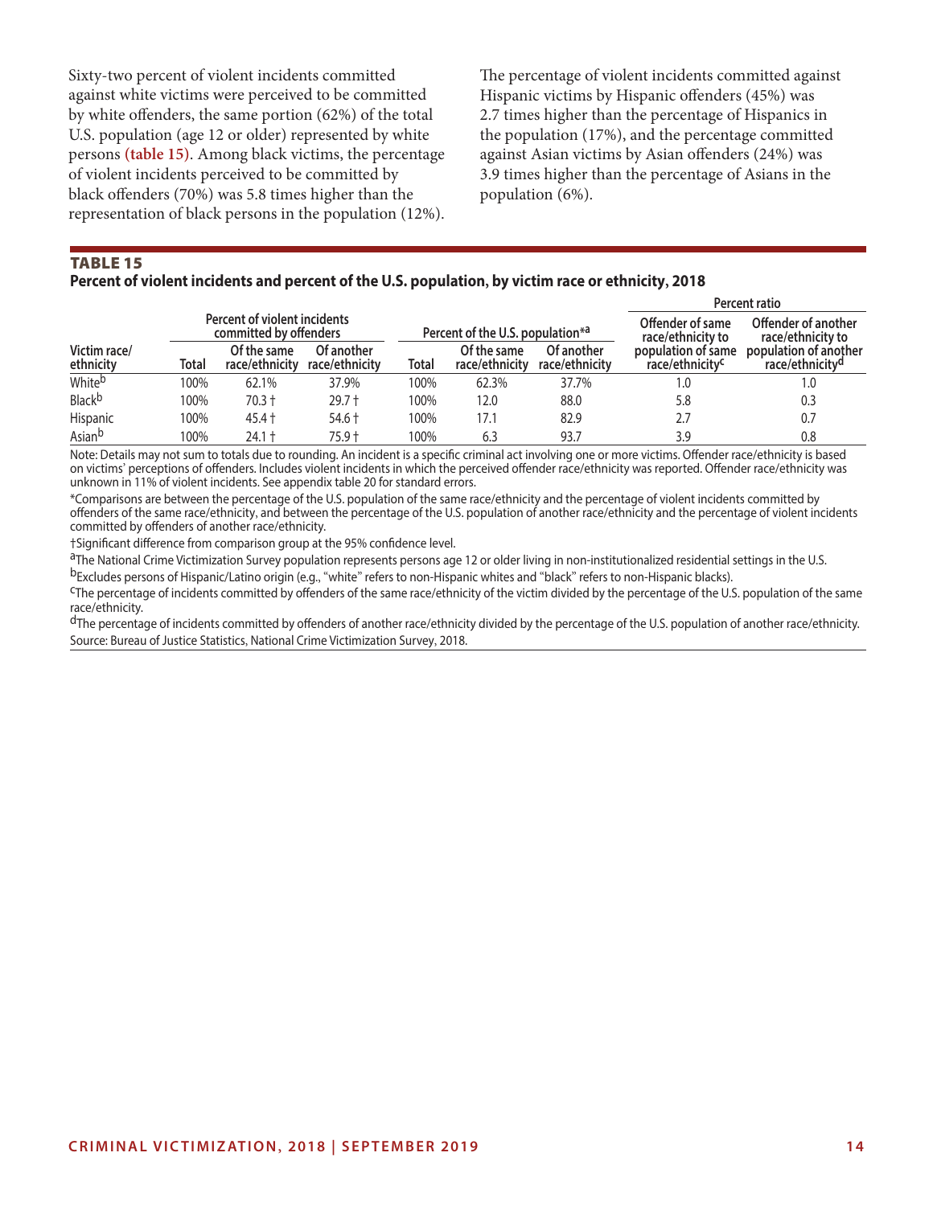Sixty-two percent of violent incidents committed against white victims were perceived to be committed by white offenders, the same portion (62%) of the total U.S. population (age 12 or older) represented by white persons **(table 15)**. Among black victims, the percentage of violent incidents perceived to be committed by black offenders (70%) was 5.8 times higher than the representation of black persons in the population (12%).

The percentage of violent incidents committed against Hispanic victims by Hispanic offenders (45%) was 2.7 times higher than the percentage of Hispanics in the population (17%), and the percentage committed against Asian victims by Asian offenders (24%) was 3.9 times higher than the percentage of Asians in the population (6%).

**TABLE 15**
**Percent of violent incidents and percent of the U.S. population, by victim race or ethnicity, 2018**

| Victim race/ethnicity | Percent of violent incidents committed by offenders | | | Percent of the U.S. population*[a] | | | Percent ratio | |
|---|---|---|---|---|---|---|---|---|
| | Total | Of the same race/ethnicity | Of another race/ethnicity | Total | Of the same race/ethnicity | Of another race/ethnicity | Offender of same race/ethnicity to population of same race/ethnicity[c] | Offender of another race/ethnicity to population of another race/ethnicity[d] |
| White[b] | 100% | 62.1% | 37.9% | 100% | 62.3% | 37.7% | 1.0 | 1.0 |
| Black[b] | 100% | 70.3 † | 29.7 † | 100% | 12.0 | 88.0 | 5.8 | 0.3 |
| Hispanic | 100% | 45.4 † | 54.6 † | 100% | 17.1 | 82.9 | 2.7 | 0.7 |
| Asian[b] | 100% | 24.1 † | 75.9 † | 100% | 6.3 | 93.7 | 3.9 | 0.8 |

Note: Details may not sum to totals due to rounding. An incident is a specific criminal act involving one or more victims. Offender race/ethnicity is based on victims' perceptions of offenders. Includes violent incidents in which the perceived offender race/ethnicity was reported. Offender race/ethnicity was unknown in 11% of violent incidents. See appendix table 20 for standard errors.

*Comparisons are between the percentage of the U.S. population of the same race/ethnicity and the percentage of violent incidents committed by offenders of the same race/ethnicity, and between the percentage of the U.S. population of another race/ethnicity and the percentage of violent incidents committed by offenders of another race/ethnicity.

†Significant difference from comparison group at the 95% confidence level.

[a]The National Crime Victimization Survey population represents persons age 12 or older living in non-institutionalized residential settings in the U.S.

[b]Excludes persons of Hispanic/Latino origin (e.g., "white" refers to non-Hispanic whites and "black" refers to non-Hispanic blacks).

[c]The percentage of incidents committed by offenders of the same race/ethnicity of the victim divided by the percentage of the U.S. population of the same race/ethnicity.

[d]The percentage of incidents committed by offenders of another race/ethnicity divided by the percentage of the U.S. population of another race/ethnicity.

Source: Bureau of Justice Statistics, National Crime Victimization Survey, 2018.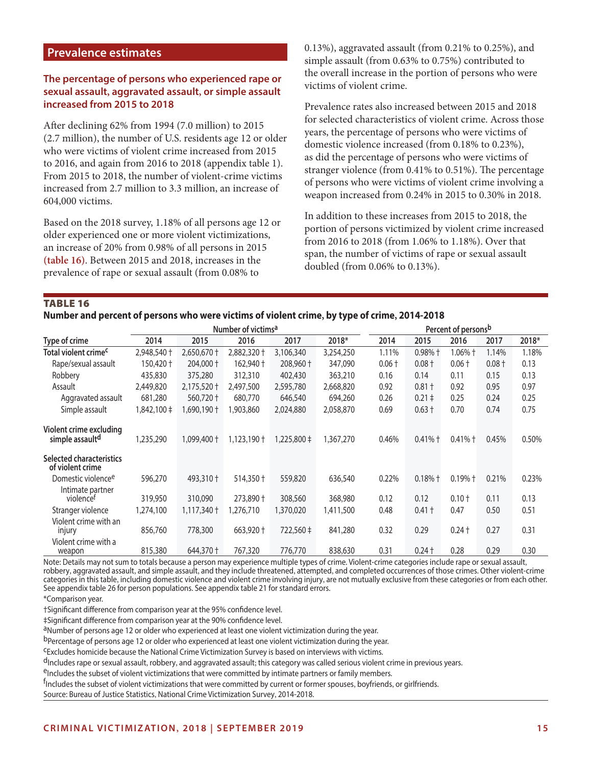## Prevalence estimates

### The percentage of persons who experienced rape or sexual assault, aggravated assault, or simple assault increased from 2015 to 2018

After declining 62% from 1994 (7.0 million) to 2015 (2.7 million), the number of U.S. residents age 12 or older who were victims of violent crime increased from 2015 to 2016, and again from 2016 to 2018 (appendix table 1). From 2015 to 2018, the number of violent-crime victims increased from 2.7 million to 3.3 million, an increase of 604,000 victims.

Based on the 2018 survey, 1.18% of all persons age 12 or older experienced one or more violent victimizations, an increase of 20% from 0.98% of all persons in 2015 **(table 16)**. Between 2015 and 2018, increases in the prevalence of rape or sexual assault (from 0.08% to 0.13%), aggravated assault (from 0.21% to 0.25%), and simple assault (from 0.63% to 0.75%) contributed to the overall increase in the portion of persons who were victims of violent crime.

Prevalence rates also increased between 2015 and 2018 for selected characteristics of violent crime. Across those years, the percentage of persons who were victims of domestic violence increased (from 0.18% to 0.23%), as did the percentage of persons who were victims of stranger violence (from 0.41% to 0.51%). The percentage of persons who were victims of violent crime involving a weapon increased from 0.24% in 2015 to 0.30% in 2018.

In addition to these increases from 2015 to 2018, the portion of persons victimized by violent crime increased from 2016 to 2018 (from 1.06% to 1.18%). Over that span, the number of victims of rape or sexual assault doubled (from 0.06% to 0.13%).

**TABLE 16**

**Number and percent of persons who were victims of violent crime, by type of crime, 2014-2018**

| | Number of victims[a] | | | | | Percent of persons[b] | | | | |
|---|---|---|---|---|---|---|---|---|---|---|
| Type of crime | 2014 | 2015 | 2016 | 2017 | 2018* | 2014 | 2015 | 2016 | 2017 | 2018* |
| **Total violent crime[c]** | 2,948,540 † | 2,650,670 † | 2,882,320 † | 3,106,340 | 3,254,250 | 1.11% | 0.98% † | 1.06% † | 1.14% | 1.18% |
| Rape/sexual assault | 150,420 † | 204,000 † | 162,940 † | 208,960 † | 347,090 | 0.06 † | 0.08 † | 0.06 † | 0.08 † | 0.13 |
| Robbery | 435,830 | 375,280 | 312,310 | 402,430 | 363,210 | 0.16 | 0.14 | 0.11 | 0.15 | 0.13 |
| Assault | 2,449,820 | 2,175,520 † | 2,497,500 | 2,595,780 | 2,668,820 | 0.92 | 0.81 † | 0.92 | 0.95 | 0.97 |
| Aggravated assault | 681,280 | 560,720 † | 680,770 | 646,540 | 694,260 | 0.26 | 0.21 ‡ | 0.25 | 0.24 | 0.25 |
| Simple assault | 1,842,100 ‡ | 1,690,190 † | 1,903,860 | 2,024,880 | 2,058,870 | 0.69 | 0.63 † | 0.70 | 0.74 | 0.75 |
| **Violent crime excluding simple assault[d]** | 1,235,290 | 1,099,400 † | 1,123,190 † | 1,225,800 ‡ | 1,367,270 | 0.46% | 0.41% † | 0.41% † | 0.45% | 0.50% |
| **Selected characteristics of violent crime** | | | | | | | | | | |
| Domestic violence[e] | 596,270 | 493,310 † | 514,350 † | 559,820 | 636,540 | 0.22% | 0.18% † | 0.19% † | 0.21% | 0.23% |
| Intimate partner violence[f] | 319,950 | 310,090 | 273,890 † | 308,560 | 368,980 | 0.12 | 0.12 | 0.10 † | 0.11 | 0.13 |
| Stranger violence | 1,274,100 | 1,117,340 † | 1,276,710 | 1,370,020 | 1,411,500 | 0.48 | 0.41 † | 0.47 | 0.50 | 0.51 |
| Violent crime with an injury | 856,760 | 778,300 | 663,920 † | 722,560 ‡ | 841,280 | 0.32 | 0.29 | 0.24 † | 0.27 | 0.31 |
| Violent crime with a weapon | 815,380 | 644,370 † | 767,320 | 776,770 | 838,630 | 0.31 | 0.24 † | 0.28 | 0.29 | 0.30 |

Note: Details may not sum to totals because a person may experience multiple types of crime. Violent-crime categories include rape or sexual assault, robbery, aggravated assault, and simple assault, and they include threatened, attempted, and completed occurrences of those crimes. Other violent-crime categories in this table, including domestic violence and violent crime involving injury, are not mutually exclusive from these categories or from each other. See appendix table 26 for person populations. See appendix table 21 for standard errors.

*Comparison year.

†Significant difference from comparison year at the 95% confidence level.

‡Significant difference from comparison year at the 90% confidence level.

[a]Number of persons age 12 or older who experienced at least one violent victimization during the year.

[b]Percentage of persons age 12 or older who experienced at least one violent victimization during the year.

[c]Excludes homicide because the National Crime Victimization Survey is based on interviews with victims.

[d]Includes rape or sexual assault, robbery, and aggravated assault; this category was called serious violent crime in previous years.

[e]Includes the subset of violent victimizations that were committed by intimate partners or family members.

[f]Includes the subset of violent victimizations that were committed by current or former spouses, boyfriends, or girlfriends.

Source: Bureau of Justice Statistics, National Crime Victimization Survey, 2014-2018.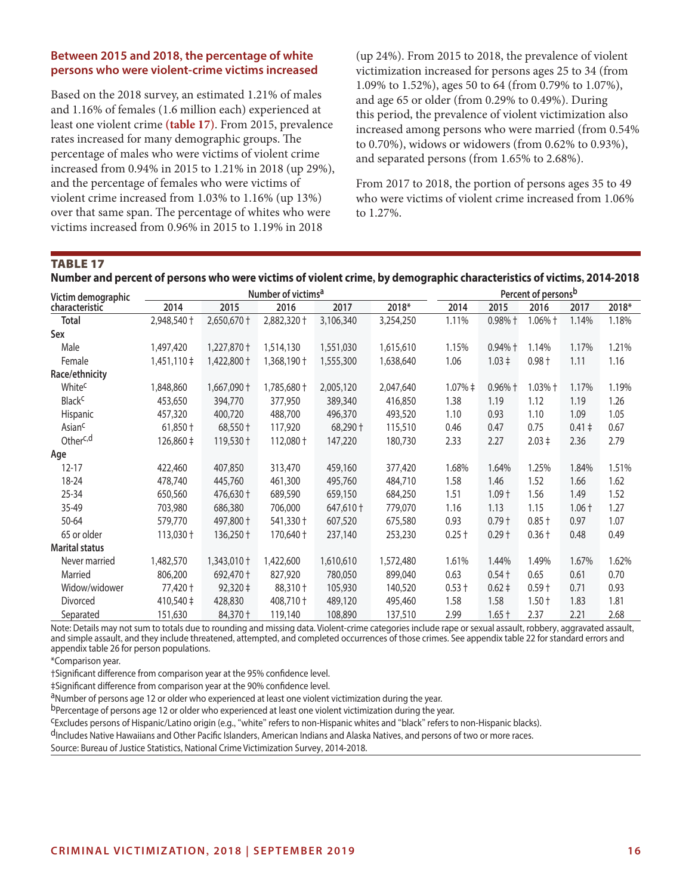### Between 2015 and 2018, the percentage of white persons who were violent-crime victims increased

Based on the 2018 survey, an estimated 1.21% of males and 1.16% of females (1.6 million each) experienced at least one violent crime (**table 17**). From 2015, prevalence rates increased for many demographic groups. The percentage of males who were victims of violent crime increased from 0.94% in 2015 to 1.21% in 2018 (up 29%), and the percentage of females who were victims of violent crime increased from 1.03% to 1.16% (up 13%) over that same span. The percentage of whites who were victims increased from 0.96% in 2015 to 1.19% in 2018 (up 24%). From 2015 to 2018, the prevalence of violent victimization increased for persons ages 25 to 34 (from 1.09% to 1.52%), ages 50 to 64 (from 0.79% to 1.07%), and age 65 or older (from 0.29% to 0.49%). During this period, the prevalence of violent victimization also increased among persons who were married (from 0.54% to 0.70%), widows or widowers (from 0.62% to 0.93%), and separated persons (from 1.65% to 2.68%).

From 2017 to 2018, the portion of persons ages 35 to 49 who were victims of violent crime increased from 1.06% to 1.27%.

**TABLE 17**
**Number and percent of persons who were victims of violent crime, by demographic characteristics of victims, 2014-2018**

| Victim demographic characteristic | Number of victims[a] | | | | | Percent of persons[b] | | | | |
|---|---|---|---|---|---|---|---|---|---|---|
| | 2014 | 2015 | 2016 | 2017 | 2018* | 2014 | 2015 | 2016 | 2017 | 2018* |
| **Total** | 2,948,540 † | 2,650,670 † | 2,882,320 † | 3,106,340 | 3,254,250 | 1.11% | 0.98% † | 1.06% † | 1.14% | 1.18% |
| **Sex** | | | | | | | | | | |
| Male | 1,497,420 | 1,227,870 † | 1,514,130 | 1,551,030 | 1,615,610 | 1.15% | 0.94% † | 1.14% | 1.17% | 1.21% |
| Female | 1,451,110 ‡ | 1,422,800 † | 1,368,190 † | 1,555,300 | 1,638,640 | 1.06 | 1.03 ‡ | 0.98 † | 1.11 | 1.16 |
| **Race/ethnicity** | | | | | | | | | | |
| White[c] | 1,848,860 | 1,667,090 † | 1,785,680 † | 2,005,120 | 2,047,640 | 1.07% ‡ | 0.96% † | 1.03% † | 1.17% | 1.19% |
| Black[c] | 453,650 | 394,770 | 377,950 | 389,340 | 416,850 | 1.38 | 1.19 | 1.12 | 1.19 | 1.26 |
| Hispanic | 457,320 | 400,720 | 488,700 | 496,370 | 493,520 | 1.10 | 0.93 | 1.10 | 1.09 | 1.05 |
| Asian[c] | 61,850 † | 68,550 † | 117,920 | 68,290 † | 115,510 | 0.46 | 0.47 | 0.75 | 0.41 ‡ | 0.67 |
| Other[c,d] | 126,860 ‡ | 119,530 † | 112,080 † | 147,220 | 180,730 | 2.33 | 2.27 | 2.03 ‡ | 2.36 | 2.79 |
| **Age** | | | | | | | | | | |
| 12-17 | 422,460 | 407,850 | 313,470 | 459,160 | 377,420 | 1.68% | 1.64% | 1.25% | 1.84% | 1.51% |
| 18-24 | 478,740 | 445,760 | 461,300 | 495,760 | 484,710 | 1.58 | 1.46 | 1.52 | 1.66 | 1.62 |
| 25-34 | 650,560 | 476,630 † | 689,590 | 659,150 | 684,250 | 1.51 | 1.09 † | 1.56 | 1.49 | 1.52 |
| 35-49 | 703,980 | 686,380 | 706,000 | 647,610 † | 779,070 | 1.16 | 1.13 | 1.15 | 1.06 † | 1.27 |
| 50-64 | 579,770 | 497,800 † | 541,330 † | 607,520 | 675,580 | 0.93 | 0.79 † | 0.85 † | 0.97 | 1.07 |
| 65 or older | 113,030 † | 136,250 † | 170,640 † | 237,140 | 253,230 | 0.25 † | 0.29 † | 0.36 † | 0.48 | 0.49 |
| **Marital status** | | | | | | | | | | |
| Never married | 1,482,570 | 1,343,010 † | 1,422,600 | 1,610,610 | 1,572,480 | 1.61% | 1.44% | 1.49% | 1.67% | 1.62% |
| Married | 806,200 | 692,470 † | 827,920 | 780,050 | 899,040 | 0.63 | 0.54 † | 0.65 | 0.61 | 0.70 |
| Widow/widower | 77,420 † | 92,320 ‡ | 88,310 † | 105,930 | 140,520 | 0.53 † | 0.62 ‡ | 0.59 † | 0.71 | 0.93 |
| Divorced | 410,540 ‡ | 428,830 | 408,710 † | 489,120 | 495,460 | 1.58 | 1.58 | 1.50 † | 1.83 | 1.81 |
| Separated | 151,630 | 84,370 † | 119,140 | 108,890 | 137,510 | 2.99 | 1.65 † | 2.37 | 2.21 | 2.68 |

Note: Details may not sum to totals due to rounding and missing data. Violent-crime categories include rape or sexual assault, robbery, aggravated assault, and simple assault, and they include threatened, attempted, and completed occurrences of those crimes. See appendix table 22 for standard errors and appendix table 26 for person populations.

*Comparison year.

†Significant difference from comparison year at the 95% confidence level.

‡Significant difference from comparison year at the 90% confidence level.

[a]Number of persons age 12 or older who experienced at least one violent victimization during the year.

[b]Percentage of persons age 12 or older who experienced at least one violent victimization during the year.

[c]Excludes persons of Hispanic/Latino origin (e.g., "white" refers to non-Hispanic whites and "black" refers to non-Hispanic blacks).

[d]Includes Native Hawaiians and Other Pacific Islanders, American Indians and Alaska Natives, and persons of two or more races.

Source: Bureau of Justice Statistics, National Crime Victimization Survey, 2014-2018.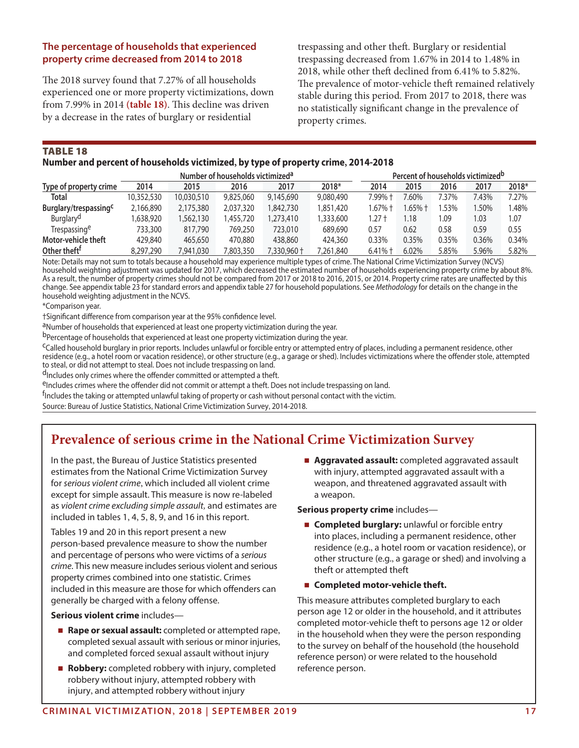### The percentage of households that experienced property crime decreased from 2014 to 2018

The 2018 survey found that 7.27% of all households experienced one or more property victimizations, down from 7.99% in 2014 **(table 18)**. This decline was driven by a decrease in the rates of burglary or residential trespassing and other theft. Burglary or residential trespassing decreased from 1.67% in 2014 to 1.48% in 2018, while other theft declined from 6.41% to 5.82%. The prevalence of motor-vehicle theft remained relatively stable during this period. From 2017 to 2018, there was no statistically significant change in the prevalence of property crimes.

**TABLE 18**
**Number and percent of households victimized, by type of property crime, 2014-2018**

| Type of property crime | Number of households victimized[a] | | | | | Percent of households victimized[b] | | | | |
|---|---|---|---|---|---|---|---|---|---|---|
| | 2014 | 2015 | 2016 | 2017 | 2018* | 2014 | 2015 | 2016 | 2017 | 2018* |
| **Total** | 10,352,530 | 10,030,510 | 9,825,060 | 9,145,690 | 9,080,490 | 7.99% † | 7.60% | 7.37% | 7.43% | 7.27% |
| **Burglary/trespassing[c]** | 2,166,890 | 2,175,380 | 2,037,320 | 1,842,730 | 1,851,420 | 1.67% † | 1.65% † | 1.53% | 1.50% | 1.48% |
| Burglary[d] | 1,638,920 | 1,562,130 | 1,455,720 | 1,273,410 | 1,333,600 | 1.27 † | 1.18 | 1.09 | 1.03 | 1.07 |
| Trespassing[e] | 733,300 | 817,790 | 769,250 | 723,010 | 689,690 | 0.57 | 0.62 | 0.58 | 0.59 | 0.55 |
| **Motor-vehicle theft** | 429,840 | 465,650 | 470,880 | 438,860 | 424,360 | 0.33% | 0.35% | 0.35% | 0.36% | 0.34% |
| **Other theft[f]** | 8,297,290 | 7,941,030 | 7,803,350 | 7,330,960 † | 7,261,840 | 6.41% † | 6.02% | 5.85% | 5.96% | 5.82% |

Note: Details may not sum to totals because a household may experience multiple types of crime. The National Crime Victimization Survey (NCVS) household weighting adjustment was updated for 2017, which decreased the estimated number of households experiencing property crime by about 8%. As a result, the number of property crimes should not be compared from 2017 or 2018 to 2016, 2015, or 2014. Property crime rates are unaffected by this change. See appendix table 23 for standard errors and appendix table 27 for household populations. See *Methodology* for details on the change in the household weighting adjustment in the NCVS.

*Comparison year.

†Significant difference from comparison year at the 95% confidence level.

[a]Number of households that experienced at least one property victimization during the year.

[b]Percentage of households that experienced at least one property victimization during the year.

[c]Called household burglary in prior reports. Includes unlawful or forcible entry or attempted entry of places, including a permanent residence, other residence (e.g., a hotel room or vacation residence), or other structure (e.g., a garage or shed). Includes victimizations where the offender stole, attempted to steal, or did not attempt to steal. Does not include trespassing on land.

[d]Includes only crimes where the offender committed or attempted a theft.

[e]Includes crimes where the offender did not commit or attempt a theft. Does not include trespassing on land.

[f]Includes the taking or attempted unlawful taking of property or cash without personal contact with the victim.

Source: Bureau of Justice Statistics, National Crime Victimization Survey, 2014-2018.

## Prevalence of serious crime in the National Crime Victimization Survey

In the past, the Bureau of Justice Statistics presented estimates from the National Crime Victimization Survey for *serious violent crime*, which included all violent crime except for simple assault. This measure is now re-labeled as *violent crime excluding simple assault,* and estimates are included in tables 1, 4, 5, 8, 9, and 16 in this report.

Tables 19 and 20 in this report present a new person-based prevalence measure to show the number and percentage of persons who were victims of a *serious crime*. This new measure includes serious violent and serious property crimes combined into one statistic. Crimes included in this measure are those for which offenders can generally be charged with a felony offense.

**Serious violent crime** includes—

- **Rape or sexual assault:** completed or attempted rape, completed sexual assault with serious or minor injuries, and completed forced sexual assault without injury
- **Robbery:** completed robbery with injury, completed robbery without injury, attempted robbery with injury, and attempted robbery without injury
- **Aggravated assault:** completed aggravated assault with injury, attempted aggravated assault with a weapon, and threatened aggravated assault with a weapon.

**Serious property crime** includes—

- **Completed burglary:** unlawful or forcible entry into places, including a permanent residence, other residence (e.g., a hotel room or vacation residence), or other structure (e.g., a garage or shed) and involving a theft or attempted theft
- **Completed motor-vehicle theft.**

This measure attributes completed burglary to each person age 12 or older in the household, and it attributes completed motor-vehicle theft to persons age 12 or older in the household when they were the person responding to the survey on behalf of the household (the household reference person) or were related to the household reference person.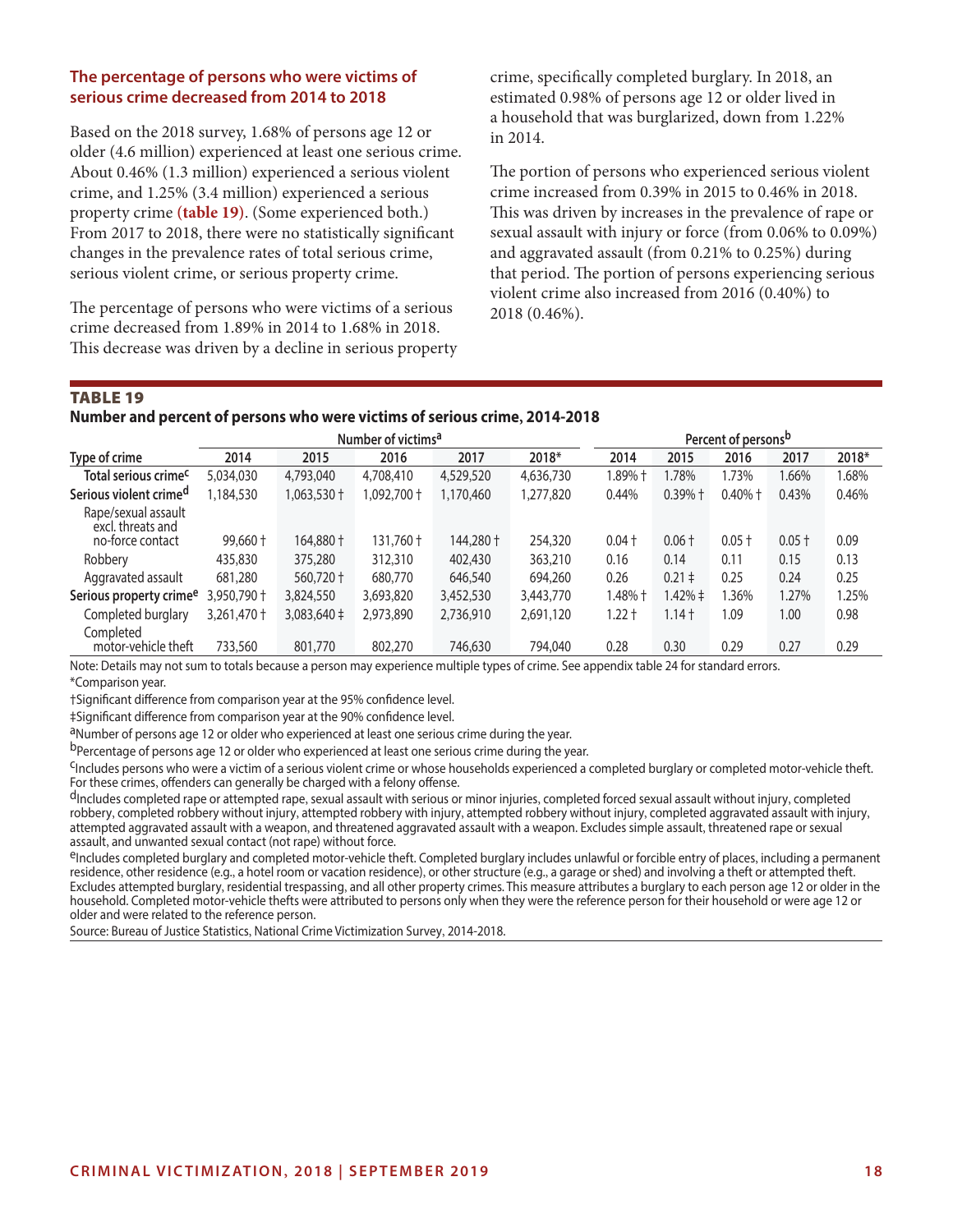### The percentage of persons who were victims of serious crime decreased from 2014 to 2018

Based on the 2018 survey, 1.68% of persons age 12 or older (4.6 million) experienced at least one serious crime. About 0.46% (1.3 million) experienced a serious violent crime, and 1.25% (3.4 million) experienced a serious property crime **(table 19)**. (Some experienced both.) From 2017 to 2018, there were no statistically significant changes in the prevalence rates of total serious crime, serious violent crime, or serious property crime.

The percentage of persons who were victims of a serious crime decreased from 1.89% in 2014 to 1.68% in 2018. This decrease was driven by a decline in serious property crime, specifically completed burglary. In 2018, an estimated 0.98% of persons age 12 or older lived in a household that was burglarized, down from 1.22% in 2014.

The portion of persons who experienced serious violent crime increased from 0.39% in 2015 to 0.46% in 2018. This was driven by increases in the prevalence of rape or sexual assault with injury or force (from 0.06% to 0.09%) and aggravated assault (from 0.21% to 0.25%) during that period. The portion of persons experiencing serious violent crime also increased from 2016 (0.40%) to 2018 (0.46%).

**TABLE 19**
**Number and percent of persons who were victims of serious crime, 2014-2018**

| | Number of victims[a] | | | | | Percent of persons[b] | | | | |
|---|---|---|---|---|---|---|---|---|---|---|
| Type of crime | 2014 | 2015 | 2016 | 2017 | 2018* | 2014 | 2015 | 2016 | 2017 | 2018* |
| **Total serious crime[c]** | 5,034,030 | 4,793,040 | 4,708,410 | 4,529,520 | 4,636,730 | 1.89% † | 1.78% | 1.73% | 1.66% | 1.68% |
| **Serious violent crime[d]** | 1,184,530 | 1,063,530 † | 1,092,700 † | 1,170,460 | 1,277,820 | 0.44% | 0.39% † | 0.40% † | 0.43% | 0.46% |
| Rape/sexual assault excl. threats and no-force contact | 99,660 † | 164,880 † | 131,760 † | 144,280 † | 254,320 | 0.04 † | 0.06 † | 0.05 † | 0.05 † | 0.09 |
| Robbery | 435,830 | 375,280 | 312,310 | 402,430 | 363,210 | 0.16 | 0.14 | 0.11 | 0.15 | 0.13 |
| Aggravated assault | 681,280 | 560,720 † | 680,770 | 646,540 | 694,260 | 0.26 | 0.21 ‡ | 0.25 | 0.24 | 0.25 |
| **Serious property crime[e]** | 3,950,790 † | 3,824,550 | 3,693,820 | 3,452,530 | 3,443,770 | 1.48% † | 1.42% ‡ | 1.36% | 1.27% | 1.25% |
| Completed burglary | 3,261,470 † | 3,083,640 ‡ | 2,973,890 | 2,736,910 | 2,691,120 | 1.22 † | 1.14 † | 1.09 | 1.00 | 0.98 |
| Completed motor-vehicle theft | 733,560 | 801,770 | 802,270 | 746,630 | 794,040 | 0.28 | 0.30 | 0.29 | 0.27 | 0.29 |

Note: Details may not sum to totals because a person may experience multiple types of crime. See appendix table 24 for standard errors.

*Comparison year.

†Significant difference from comparison year at the 95% confidence level.

‡Significant difference from comparison year at the 90% confidence level.

[a]Number of persons age 12 or older who experienced at least one serious crime during the year.

[b]Percentage of persons age 12 or older who experienced at least one serious crime during the year.

[c]Includes persons who were a victim of a serious violent crime or whose households experienced a completed burglary or completed motor-vehicle theft. For these crimes, offenders can generally be charged with a felony offense.

[d]Includes completed rape or attempted rape, sexual assault with serious or minor injuries, completed forced sexual assault without injury, completed robbery, completed robbery without injury, attempted robbery with injury, attempted robbery without injury, completed aggravated assault with injury, attempted aggravated assault with a weapon, and threatened aggravated assault with a weapon. Excludes simple assault, threatened rape or sexual assault, and unwanted sexual contact (not rape) without force.

[e]Includes completed burglary and completed motor-vehicle theft. Completed burglary includes unlawful or forcible entry of places, including a permanent residence, other residence (e.g., a hotel room or vacation residence), or other structure (e.g., a garage or shed) and involving a theft or attempted theft. Excludes attempted burglary, residential trespassing, and all other property crimes. This measure attributes a burglary to each person age 12 or older in the household. Completed motor-vehicle thefts were attributed to persons only when they were the reference person for their household or were age 12 or older and were related to the reference person.

Source: Bureau of Justice Statistics, National Crime Victimization Survey, 2014-2018.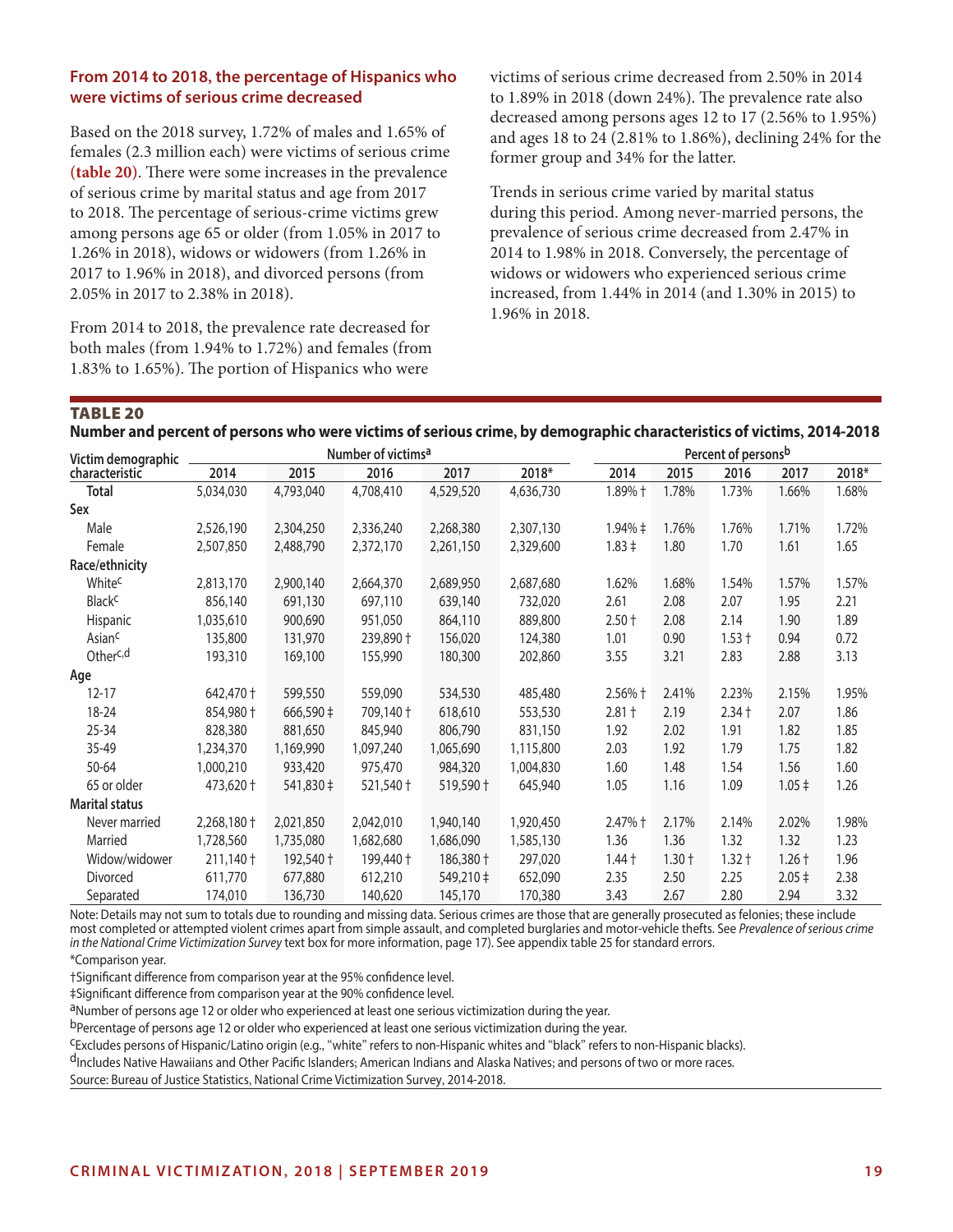### From 2014 to 2018, the percentage of Hispanics who were victims of serious crime decreased

Based on the 2018 survey, 1.72% of males and 1.65% of females (2.3 million each) were victims of serious crime **(table 20)**. There were some increases in the prevalence of serious crime by marital status and age from 2017 to 2018. The percentage of serious-crime victims grew among persons age 65 or older (from 1.05% in 2017 to 1.26% in 2018), widows or widowers (from 1.26% in 2017 to 1.96% in 2018), and divorced persons (from 2.05% in 2017 to 2.38% in 2018).

From 2014 to 2018, the prevalence rate decreased for both males (from 1.94% to 1.72%) and females (from 1.83% to 1.65%). The portion of Hispanics who were victims of serious crime decreased from 2.50% in 2014 to 1.89% in 2018 (down 24%). The prevalence rate also decreased among persons ages 12 to 17 (2.56% to 1.95%) and ages 18 to 24 (2.81% to 1.86%), declining 24% for the former group and 34% for the latter.

Trends in serious crime varied by marital status during this period. Among never-married persons, the prevalence of serious crime decreased from 2.47% in 2014 to 1.98% in 2018. Conversely, the percentage of widows or widowers who experienced serious crime increased, from 1.44% in 2014 (and 1.30% in 2015) to 1.96% in 2018.

**TABLE 20**

**Number and percent of persons who were victims of serious crime, by demographic characteristics of victims, 2014-2018**

| Victim demographic characteristic | Number of victims[a] | | | | | Percent of persons[b] | | | | |
|---|---|---|---|---|---|---|---|---|---|---|
| | 2014 | 2015 | 2016 | 2017 | 2018* | 2014 | 2015 | 2016 | 2017 | 2018* |
| **Total** | 5,034,030 | 4,793,040 | 4,708,410 | 4,529,520 | 4,636,730 | 1.89% † | 1.78% | 1.73% | 1.66% | 1.68% |
| **Sex** | | | | | | | | | | |
| Male | 2,526,190 | 2,304,250 | 2,336,240 | 2,268,380 | 2,307,130 | 1.94% ‡ | 1.76% | 1.76% | 1.71% | 1.72% |
| Female | 2,507,850 | 2,488,790 | 2,372,170 | 2,261,150 | 2,329,600 | 1.83 ‡ | 1.80 | 1.70 | 1.61 | 1.65 |
| **Race/ethnicity** | | | | | | | | | | |
| White[c] | 2,813,170 | 2,900,140 | 2,664,370 | 2,689,950 | 2,687,680 | 1.62% | 1.68% | 1.54% | 1.57% | 1.57% |
| Black[c] | 856,140 | 691,130 | 697,110 | 639,140 | 732,020 | 2.61 | 2.08 | 2.07 | 1.95 | 2.21 |
| Hispanic | 1,035,610 | 900,690 | 951,050 | 864,110 | 889,800 | 2.50 † | 2.08 | 2.14 | 1.90 | 1.89 |
| Asian[c] | 135,800 | 131,970 | 239,890 † | 156,020 | 124,380 | 1.01 | 0.90 | 1.53 † | 0.94 | 0.72 |
| Other[c,d] | 193,310 | 169,100 | 155,990 | 180,300 | 202,860 | 3.55 | 3.21 | 2.83 | 2.88 | 3.13 |
| **Age** | | | | | | | | | | |
| 12-17 | 642,470 † | 599,550 | 559,090 | 534,530 | 485,480 | 2.56% † | 2.41% | 2.23% | 2.15% | 1.95% |
| 18-24 | 854,980 † | 666,590 ‡ | 709,140 † | 618,610 | 553,530 | 2.81 † | 2.19 | 2.34 † | 2.07 | 1.86 |
| 25-34 | 828,380 | 881,650 | 845,940 | 806,790 | 831,150 | 1.92 | 2.02 | 1.91 | 1.82 | 1.85 |
| 35-49 | 1,234,370 | 1,169,990 | 1,097,240 | 1,065,690 | 1,115,800 | 2.03 | 1.92 | 1.79 | 1.75 | 1.82 |
| 50-64 | 1,000,210 | 933,420 | 975,470 | 984,320 | 1,004,830 | 1.60 | 1.48 | 1.54 | 1.56 | 1.60 |
| 65 or older | 473,620 † | 541,830 ‡ | 521,540 † | 519,590 † | 645,940 | 1.05 | 1.16 | 1.09 | 1.05 ‡ | 1.26 |
| **Marital status** | | | | | | | | | | |
| Never married | 2,268,180 † | 2,021,850 | 2,042,010 | 1,940,140 | 1,920,450 | 2.47% † | 2.17% | 2.14% | 2.02% | 1.98% |
| Married | 1,728,560 | 1,735,080 | 1,682,680 | 1,686,090 | 1,585,130 | 1.36 | 1.36 | 1.32 | 1.32 | 1.23 |
| Widow/widower | 211,140 † | 192,540 † | 199,440 † | 186,380 † | 297,020 | 1.44 † | 1.30 † | 1.32 † | 1.26 † | 1.96 |
| Divorced | 611,770 | 677,880 | 612,210 | 549,210 ‡ | 652,090 | 2.35 | 2.50 | 2.25 | 2.05 ‡ | 2.38 |
| Separated | 174,010 | 136,730 | 140,620 | 145,170 | 170,380 | 3.43 | 2.67 | 2.80 | 2.94 | 3.32 |

Note: Details may not sum to totals due to rounding and missing data. Serious crimes are those that are generally prosecuted as felonies; these include most completed or attempted violent crimes apart from simple assault, and completed burglaries and motor-vehicle thefts. See *Prevalence of serious crime in the National Crime Victimization Survey* text box for more information, page 17). See appendix table 25 for standard errors.

*Comparison year.

†Significant difference from comparison year at the 95% confidence level.

‡Significant difference from comparison year at the 90% confidence level.

[a]Number of persons age 12 or older who experienced at least one serious victimization during the year.

[b]Percentage of persons age 12 or older who experienced at least one serious victimization during the year.

[c]Excludes persons of Hispanic/Latino origin (e.g., "white" refers to non-Hispanic whites and "black" refers to non-Hispanic blacks).

[d]Includes Native Hawaiians and Other Pacific Islanders; American Indians and Alaska Natives; and persons of two or more races.

Source: Bureau of Justice Statistics, National Crime Victimization Survey, 2014-2018.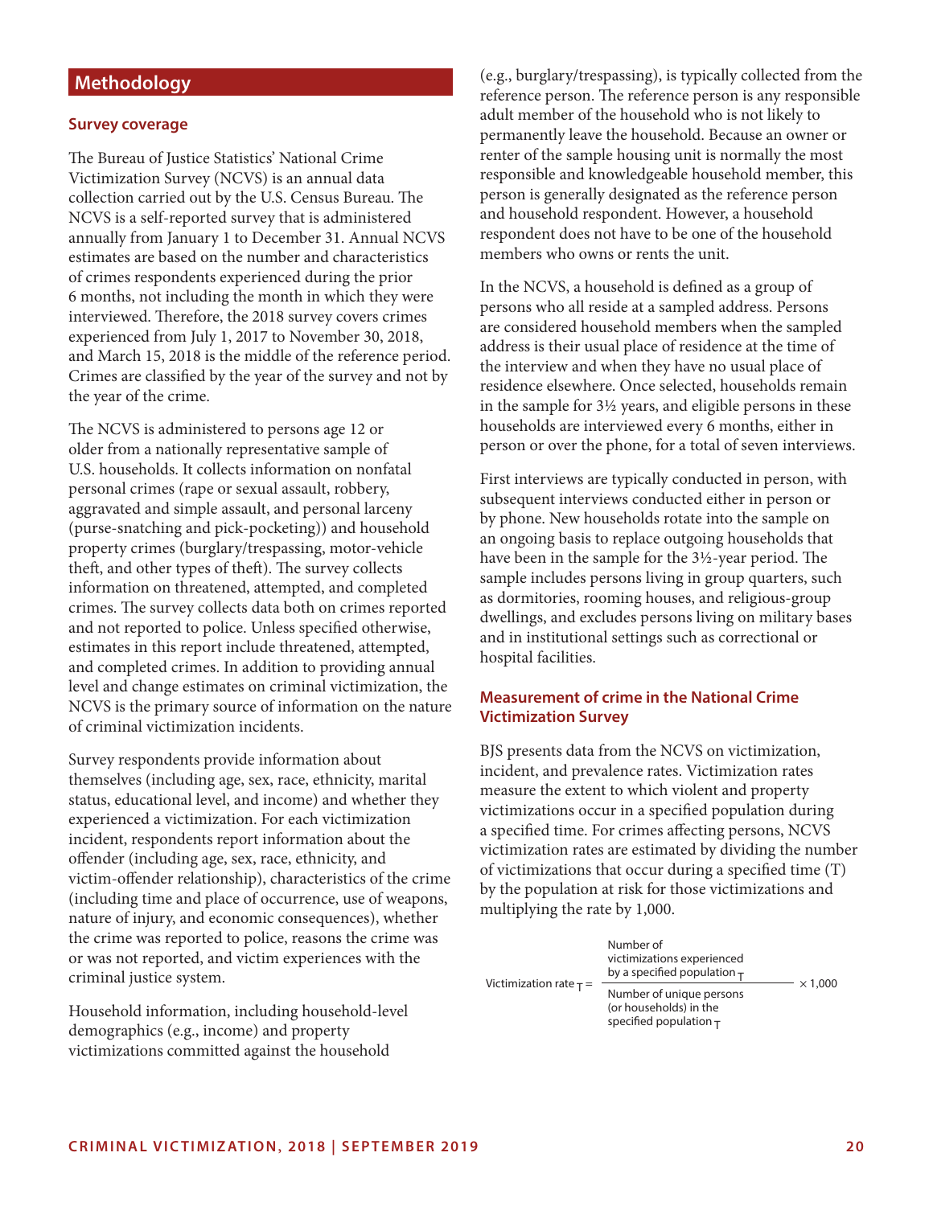## Methodology

### Survey coverage

The Bureau of Justice Statistics' National Crime Victimization Survey (NCVS) is an annual data collection carried out by the U.S. Census Bureau. The NCVS is a self-reported survey that is administered annually from January 1 to December 31. Annual NCVS estimates are based on the number and characteristics of crimes respondents experienced during the prior 6 months, not including the month in which they were interviewed. Therefore, the 2018 survey covers crimes experienced from July 1, 2017 to November 30, 2018, and March 15, 2018 is the middle of the reference period. Crimes are classified by the year of the survey and not by the year of the crime.

The NCVS is administered to persons age 12 or older from a nationally representative sample of U.S. households. It collects information on nonfatal personal crimes (rape or sexual assault, robbery, aggravated and simple assault, and personal larceny (purse-snatching and pick-pocketing)) and household property crimes (burglary/trespassing, motor-vehicle theft, and other types of theft). The survey collects information on threatened, attempted, and completed crimes. The survey collects data both on crimes reported and not reported to police. Unless specified otherwise, estimates in this report include threatened, attempted, and completed crimes. In addition to providing annual level and change estimates on criminal victimization, the NCVS is the primary source of information on the nature of criminal victimization incidents.

Survey respondents provide information about themselves (including age, sex, race, ethnicity, marital status, educational level, and income) and whether they experienced a victimization. For each victimization incident, respondents report information about the offender (including age, sex, race, ethnicity, and victim-offender relationship), characteristics of the crime (including time and place of occurrence, use of weapons, nature of injury, and economic consequences), whether the crime was reported to police, reasons the crime was or was not reported, and victim experiences with the criminal justice system.

Household information, including household-level demographics (e.g., income) and property victimizations committed against the household (e.g., burglary/trespassing), is typically collected from the reference person. The reference person is any responsible adult member of the household who is not likely to permanently leave the household. Because an owner or renter of the sample housing unit is normally the most responsible and knowledgeable household member, this person is generally designated as the reference person and household respondent. However, a household respondent does not have to be one of the household members who owns or rents the unit.

In the NCVS, a household is defined as a group of persons who all reside at a sampled address. Persons are considered household members when the sampled address is their usual place of residence at the time of the interview and when they have no usual place of residence elsewhere. Once selected, households remain in the sample for 3½ years, and eligible persons in these households are interviewed every 6 months, either in person or over the phone, for a total of seven interviews.

First interviews are typically conducted in person, with subsequent interviews conducted either in person or by phone. New households rotate into the sample on an ongoing basis to replace outgoing households that have been in the sample for the 3½-year period. The sample includes persons living in group quarters, such as dormitories, rooming houses, and religious-group dwellings, and excludes persons living on military bases and in institutional settings such as correctional or hospital facilities.

### Measurement of crime in the National Crime Victimization Survey

BJS presents data from the NCVS on victimization, incident, and prevalence rates. Victimization rates measure the extent to which violent and property victimizations occur in a specified population during a specified time. For crimes affecting persons, NCVS victimization rates are estimated by dividing the number of victimizations that occur during a specified time (T) by the population at risk for those victimizations and multiplying the rate by 1,000.

$$\text{Victimization rate}_T = \frac{\text{Number of victimizations experienced by a specified population}_T}{\text{Number of unique persons (or households) in the specified population}_T} \times 1{,}000$$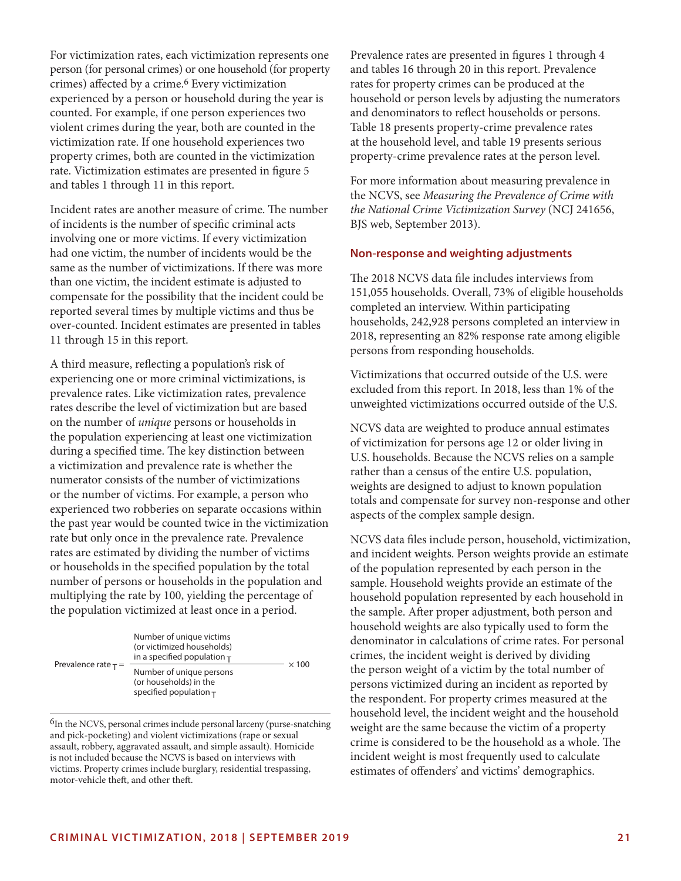For victimization rates, each victimization represents one person (for personal crimes) or one household (for property crimes) affected by a crime.[6] Every victimization experienced by a person or household during the year is counted. For example, if one person experiences two violent crimes during the year, both are counted in the victimization rate. If one household experiences two property crimes, both are counted in the victimization rate. Victimization estimates are presented in figure 5 and tables 1 through 11 in this report.

Incident rates are another measure of crime. The number of incidents is the number of specific criminal acts involving one or more victims. If every victimization had one victim, the number of incidents would be the same as the number of victimizations. If there was more than one victim, the incident estimate is adjusted to compensate for the possibility that the incident could be reported several times by multiple victims and thus be over-counted. Incident estimates are presented in tables 11 through 15 in this report.

A third measure, reflecting a population's risk of experiencing one or more criminal victimizations, is prevalence rates. Like victimization rates, prevalence rates describe the level of victimization but are based on the number of *unique* persons or households in the population experiencing at least one victimization during a specified time. The key distinction between a victimization and prevalence rate is whether the numerator consists of the number of victimizations or the number of victims. For example, a person who experienced two robberies on separate occasions within the past year would be counted twice in the victimization rate but only once in the prevalence rate. Prevalence rates are estimated by dividing the number of victims or households in the specified population by the total number of persons or households in the population and multiplying the rate by 100, yielding the percentage of the population victimized at least once in a period.

$$\text{Prevalence rate}_T = \frac{\text{Number of unique victims (or victimized households) in a specified population}_T}{\text{Number of unique persons (or households) in the specified population}_T} \times 100$$

[6]In the NCVS, personal crimes include personal larceny (purse-snatching and pick-pocketing) and violent victimizations (rape or sexual assault, robbery, aggravated assault, and simple assault). Homicide is not included because the NCVS is based on interviews with victims. Property crimes include burglary, residential trespassing, motor-vehicle theft, and other theft.

Prevalence rates are presented in figures 1 through 4 and tables 16 through 20 in this report. Prevalence rates for property crimes can be produced at the household or person levels by adjusting the numerators and denominators to reflect households or persons. Table 18 presents property-crime prevalence rates at the household level, and table 19 presents serious property-crime prevalence rates at the person level.

For more information about measuring prevalence in the NCVS, see *Measuring the Prevalence of Crime with the National Crime Victimization Survey* (NCJ 241656, BJS web, September 2013).

## Non-response and weighting adjustments

The 2018 NCVS data file includes interviews from 151,055 households. Overall, 73% of eligible households completed an interview. Within participating households, 242,928 persons completed an interview in 2018, representing an 82% response rate among eligible persons from responding households.

Victimizations that occurred outside of the U.S. were excluded from this report. In 2018, less than 1% of the unweighted victimizations occurred outside of the U.S.

NCVS data are weighted to produce annual estimates of victimization for persons age 12 or older living in U.S. households. Because the NCVS relies on a sample rather than a census of the entire U.S. population, weights are designed to adjust to known population totals and compensate for survey non-response and other aspects of the complex sample design.

NCVS data files include person, household, victimization, and incident weights. Person weights provide an estimate of the population represented by each person in the sample. Household weights provide an estimate of the household population represented by each household in the sample. After proper adjustment, both person and household weights are also typically used to form the denominator in calculations of crime rates. For personal crimes, the incident weight is derived by dividing the person weight of a victim by the total number of persons victimized during an incident as reported by the respondent. For property crimes measured at the household level, the incident weight and the household weight are the same because the victim of a property crime is considered to be the household as a whole. The incident weight is most frequently used to calculate estimates of offenders' and victims' demographics.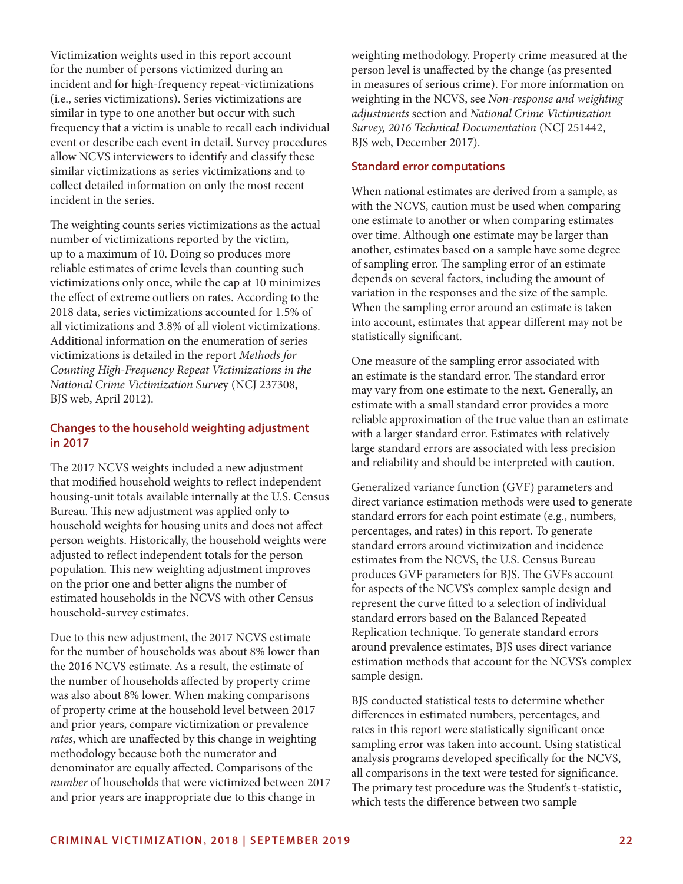Victimization weights used in this report account for the number of persons victimized during an incident and for high-frequency repeat-victimizations (i.e., series victimizations). Series victimizations are similar in type to one another but occur with such frequency that a victim is unable to recall each individual event or describe each event in detail. Survey procedures allow NCVS interviewers to identify and classify these similar victimizations as series victimizations and to collect detailed information on only the most recent incident in the series.

The weighting counts series victimizations as the actual number of victimizations reported by the victim, up to a maximum of 10. Doing so produces more reliable estimates of crime levels than counting such victimizations only once, while the cap at 10 minimizes the effect of extreme outliers on rates. According to the 2018 data, series victimizations accounted for 1.5% of all victimizations and 3.8% of all violent victimizations. Additional information on the enumeration of series victimizations is detailed in the report *Methods for Counting High-Frequency Repeat Victimizations in the National Crime Victimization Survey* (NCJ 237308, BJS web, April 2012).

### Changes to the household weighting adjustment in 2017

The 2017 NCVS weights included a new adjustment that modified household weights to reflect independent housing-unit totals available internally at the U.S. Census Bureau. This new adjustment was applied only to household weights for housing units and does not affect person weights. Historically, the household weights were adjusted to reflect independent totals for the person population. This new weighting adjustment improves on the prior one and better aligns the number of estimated households in the NCVS with other Census household-survey estimates.

Due to this new adjustment, the 2017 NCVS estimate for the number of households was about 8% lower than the 2016 NCVS estimate. As a result, the estimate of the number of households affected by property crime was also about 8% lower. When making comparisons of property crime at the household level between 2017 and prior years, compare victimization or prevalence *rates*, which are unaffected by this change in weighting methodology because both the numerator and denominator are equally affected. Comparisons of the *number* of households that were victimized between 2017 and prior years are inappropriate due to this change in weighting methodology. Property crime measured at the person level is unaffected by the change (as presented in measures of serious crime). For more information on weighting in the NCVS, see *Non-response and weighting adjustments* section and *National Crime Victimization Survey, 2016 Technical Documentation* (NCJ 251442, BJS web, December 2017).

### Standard error computations

When national estimates are derived from a sample, as with the NCVS, caution must be used when comparing one estimate to another or when comparing estimates over time. Although one estimate may be larger than another, estimates based on a sample have some degree of sampling error. The sampling error of an estimate depends on several factors, including the amount of variation in the responses and the size of the sample. When the sampling error around an estimate is taken into account, estimates that appear different may not be statistically significant.

One measure of the sampling error associated with an estimate is the standard error. The standard error may vary from one estimate to the next. Generally, an estimate with a small standard error provides a more reliable approximation of the true value than an estimate with a larger standard error. Estimates with relatively large standard errors are associated with less precision and reliability and should be interpreted with caution.

Generalized variance function (GVF) parameters and direct variance estimation methods were used to generate standard errors for each point estimate (e.g., numbers, percentages, and rates) in this report. To generate standard errors around victimization and incidence estimates from the NCVS, the U.S. Census Bureau produces GVF parameters for BJS. The GVFs account for aspects of the NCVS's complex sample design and represent the curve fitted to a selection of individual standard errors based on the Balanced Repeated Replication technique. To generate standard errors around prevalence estimates, BJS uses direct variance estimation methods that account for the NCVS's complex sample design.

BJS conducted statistical tests to determine whether differences in estimated numbers, percentages, and rates in this report were statistically significant once sampling error was taken into account. Using statistical analysis programs developed specifically for the NCVS, all comparisons in the text were tested for significance. The primary test procedure was the Student's t-statistic, which tests the difference between two sample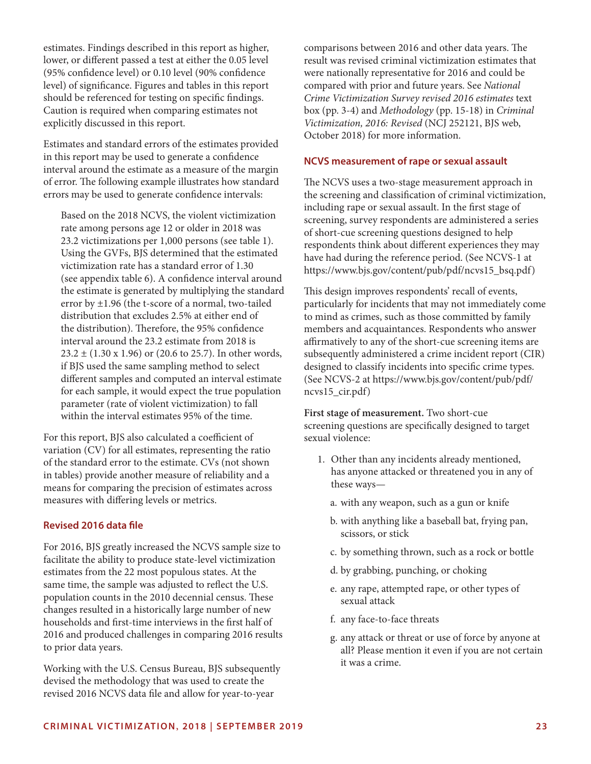estimates. Findings described in this report as higher, lower, or different passed a test at either the 0.05 level (95% confidence level) or 0.10 level (90% confidence level) of significance. Figures and tables in this report should be referenced for testing on specific findings. Caution is required when comparing estimates not explicitly discussed in this report.

Estimates and standard errors of the estimates provided in this report may be used to generate a confidence interval around the estimate as a measure of the margin of error. The following example illustrates how standard errors may be used to generate confidence intervals:

> Based on the 2018 NCVS, the violent victimization rate among persons age 12 or older in 2018 was 23.2 victimizations per 1,000 persons (see table 1). Using the GVFs, BJS determined that the estimated victimization rate has a standard error of 1.30 (see appendix table 6). A confidence interval around the estimate is generated by multiplying the standard error by ±1.96 (the t-score of a normal, two-tailed distribution that excludes 2.5% at either end of the distribution). Therefore, the 95% confidence interval around the 23.2 estimate from 2018 is 23.2 ± (1.30 x 1.96) or (20.6 to 25.7). In other words, if BJS used the same sampling method to select different samples and computed an interval estimate for each sample, it would expect the true population parameter (rate of violent victimization) to fall within the interval estimates 95% of the time.

For this report, BJS also calculated a coefficient of variation (CV) for all estimates, representing the ratio of the standard error to the estimate. CVs (not shown in tables) provide another measure of reliability and a means for comparing the precision of estimates across measures with differing levels or metrics.

## Revised 2016 data file

For 2016, BJS greatly increased the NCVS sample size to facilitate the ability to produce state-level victimization estimates from the 22 most populous states. At the same time, the sample was adjusted to reflect the U.S. population counts in the 2010 decennial census. These changes resulted in a historically large number of new households and first-time interviews in the first half of 2016 and produced challenges in comparing 2016 results to prior data years.

Working with the U.S. Census Bureau, BJS subsequently devised the methodology that was used to create the revised 2016 NCVS data file and allow for year-to-year comparisons between 2016 and other data years. The result was revised criminal victimization estimates that were nationally representative for 2016 and could be compared with prior and future years. See *National Crime Victimization Survey revised 2016 estimates* text box (pp. 3-4) and *Methodology* (pp. 15-18) in *Criminal Victimization, 2016: Revised* (NCJ 252121, BJS web, October 2018) for more information.

## NCVS measurement of rape or sexual assault

The NCVS uses a two-stage measurement approach in the screening and classification of criminal victimization, including rape or sexual assault. In the first stage of screening, survey respondents are administered a series of short-cue screening questions designed to help respondents think about different experiences they may have had during the reference period. (See NCVS-1 at https://www.bjs.gov/content/pub/pdf/ncvs15_bsq.pdf)

This design improves respondents' recall of events, particularly for incidents that may not immediately come to mind as crimes, such as those committed by family members and acquaintances. Respondents who answer affirmatively to any of the short-cue screening items are subsequently administered a crime incident report (CIR) designed to classify incidents into specific crime types. (See NCVS-2 at https://www.bjs.gov/content/pub/pdf/ncvs15_cir.pdf)

**First stage of measurement.** Two short-cue screening questions are specifically designed to target sexual violence:

1. Other than any incidents already mentioned, has anyone attacked or threatened you in any of these ways—
   a. with any weapon, such as a gun or knife
   b. with anything like a baseball bat, frying pan, scissors, or stick
   c. by something thrown, such as a rock or bottle
   d. by grabbing, punching, or choking
   e. any rape, attempted rape, or other types of sexual attack
   f. any face-to-face threats
   g. any attack or threat or use of force by anyone at all? Please mention it even if you are not certain it was a crime.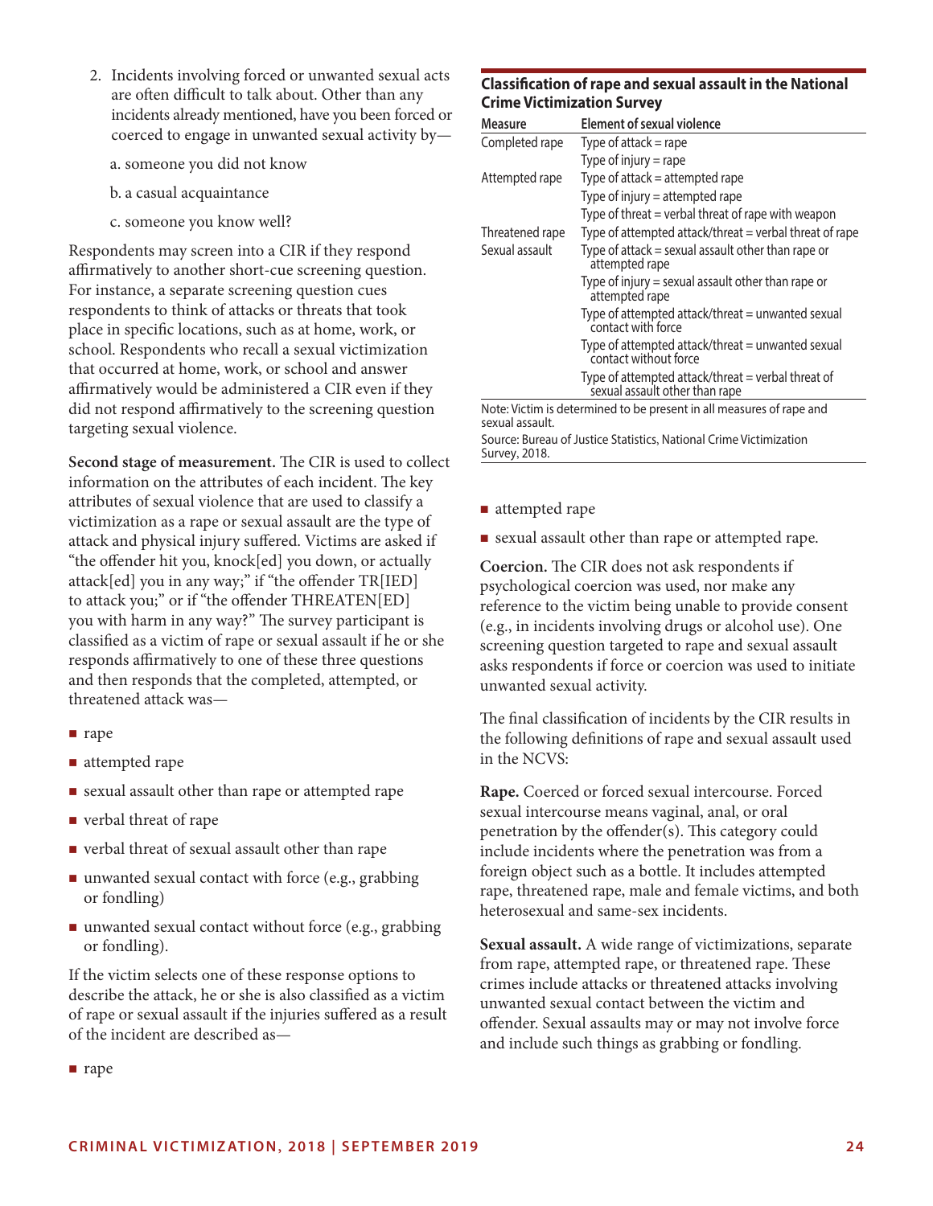2. Incidents involving forced or unwanted sexual acts are often difficult to talk about. Other than any incidents already mentioned, have you been forced or coerced to engage in unwanted sexual activity by—

   a. someone you did not know

   b. a casual acquaintance

   c. someone you know well?

Respondents may screen into a CIR if they respond affirmatively to another short-cue screening question. For instance, a separate screening question cues respondents to think of attacks or threats that took place in specific locations, such as at home, work, or school. Respondents who recall a sexual victimization that occurred at home, work, or school and answer affirmatively would be administered a CIR even if they did not respond affirmatively to the screening question targeting sexual violence.

**Second stage of measurement.** The CIR is used to collect information on the attributes of each incident. The key attributes of sexual violence that are used to classify a victimization as a rape or sexual assault are the type of attack and physical injury suffered. Victims are asked if "the offender hit you, knock[ed] you down, or actually attack[ed] you in any way;" if "the offender TR[IED] to attack you;" or if "the offender THREATEN[ED] you with harm in any way?" The survey participant is classified as a victim of rape or sexual assault if he or she responds affirmatively to one of these three questions and then responds that the completed, attempted, or threatened attack was—

- rape
- attempted rape
- sexual assault other than rape or attempted rape
- verbal threat of rape
- verbal threat of sexual assault other than rape
- unwanted sexual contact with force (e.g., grabbing or fondling)
- unwanted sexual contact without force (e.g., grabbing or fondling).

If the victim selects one of these response options to describe the attack, he or she is also classified as a victim of rape or sexual assault if the injuries suffered as a result of the incident are described as—

- rape
- attempted rape
- sexual assault other than rape or attempted rape.

**Classification of rape and sexual assault in the National Crime Victimization Survey**

| Measure | Element of sexual violence |
|---|---|
| Completed rape | Type of attack = rape |
| | Type of injury = rape |
| Attempted rape | Type of attack = attempted rape |
| | Type of injury = attempted rape |
| | Type of threat = verbal threat of rape with weapon |
| Threatened rape | Type of attempted attack/threat = verbal threat of rape |
| Sexual assault | Type of attack = sexual assault other than rape or attempted rape |
| | Type of injury = sexual assault other than rape or attempted rape |
| | Type of attempted attack/threat = unwanted sexual contact with force |
| | Type of attempted attack/threat = unwanted sexual contact without force |
| | Type of attempted attack/threat = verbal threat of sexual assault other than rape |

Note: Victim is determined to be present in all measures of rape and sexual assault.

Source: Bureau of Justice Statistics, National Crime Victimization Survey, 2018.

**Coercion.** The CIR does not ask respondents if psychological coercion was used, nor make any reference to the victim being unable to provide consent (e.g., in incidents involving drugs or alcohol use). One screening question targeted to rape and sexual assault asks respondents if force or coercion was used to initiate unwanted sexual activity.

The final classification of incidents by the CIR results in the following definitions of rape and sexual assault used in the NCVS:

**Rape.** Coerced or forced sexual intercourse. Forced sexual intercourse means vaginal, anal, or oral penetration by the offender(s). This category could include incidents where the penetration was from a foreign object such as a bottle. It includes attempted rape, threatened rape, male and female victims, and both heterosexual and same-sex incidents.

**Sexual assault.** A wide range of victimizations, separate from rape, attempted rape, or threatened rape. These crimes include attacks or threatened attacks involving unwanted sexual contact between the victim and offender. Sexual assaults may or may not involve force and include such things as grabbing or fondling.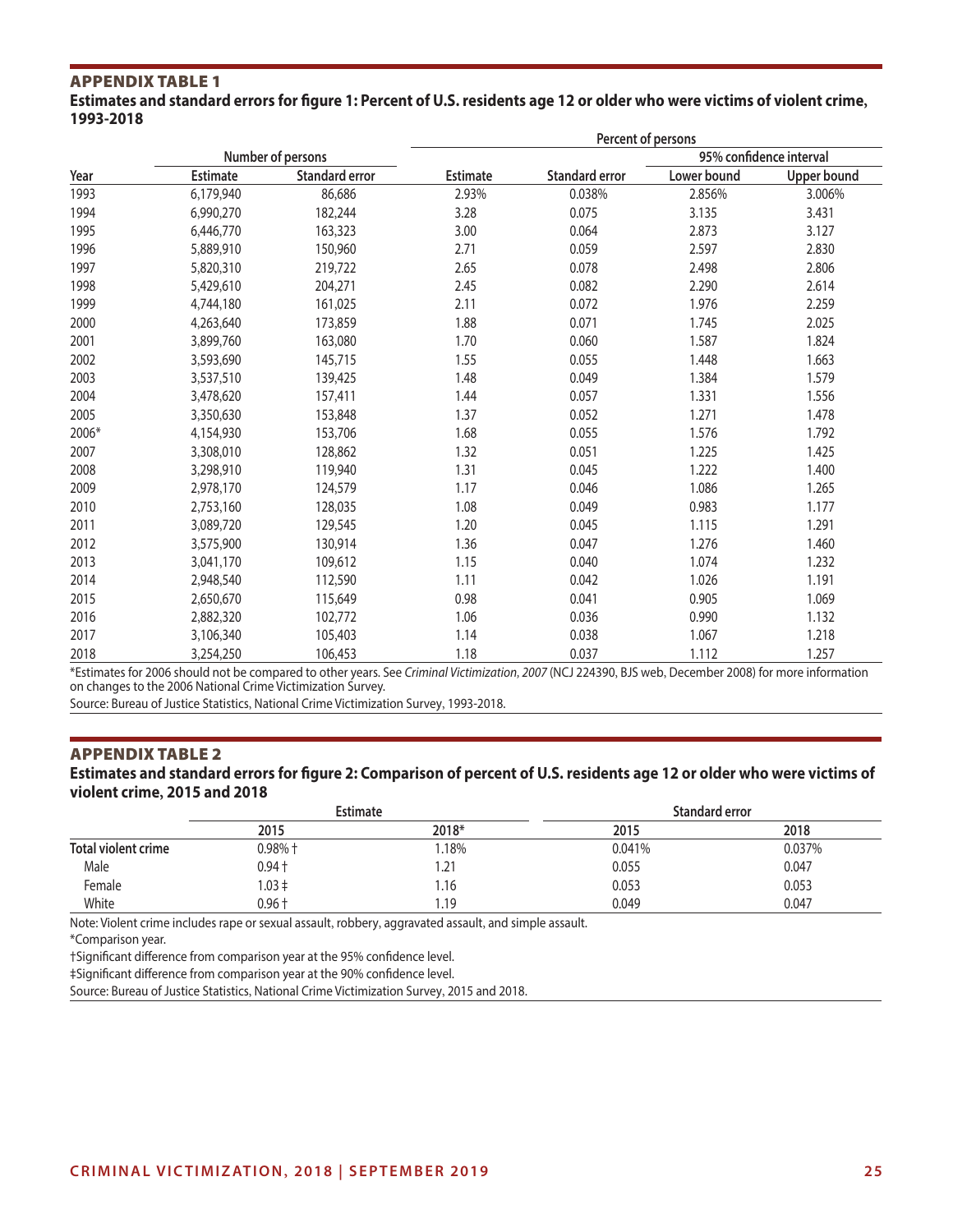## APPENDIX TABLE 1

**Estimates and standard errors for figure 1: Percent of U.S. residents age 12 or older who were victims of violent crime, 1993-2018**

| | Number of persons | | Percent of persons | | | |
|---|---|---|---|---|---|---|
| | | | | | 95% confidence interval | |
| Year | Estimate | Standard error | Estimate | Standard error | Lower bound | Upper bound |
| 1993 | 6,179,940 | 86,686 | 2.93% | 0.038% | 2.856% | 3.006% |
| 1994 | 6,990,270 | 182,244 | 3.28 | 0.075 | 3.135 | 3.431 |
| 1995 | 6,446,770 | 163,323 | 3.00 | 0.064 | 2.873 | 3.127 |
| 1996 | 5,889,910 | 150,960 | 2.71 | 0.059 | 2.597 | 2.830 |
| 1997 | 5,820,310 | 219,722 | 2.65 | 0.078 | 2.498 | 2.806 |
| 1998 | 5,429,610 | 204,271 | 2.45 | 0.082 | 2.290 | 2.614 |
| 1999 | 4,744,180 | 161,025 | 2.11 | 0.072 | 1.976 | 2.259 |
| 2000 | 4,263,640 | 173,859 | 1.88 | 0.071 | 1.745 | 2.025 |
| 2001 | 3,899,760 | 163,080 | 1.70 | 0.060 | 1.587 | 1.824 |
| 2002 | 3,593,690 | 145,715 | 1.55 | 0.055 | 1.448 | 1.663 |
| 2003 | 3,537,510 | 139,425 | 1.48 | 0.049 | 1.384 | 1.579 |
| 2004 | 3,478,620 | 157,411 | 1.44 | 0.057 | 1.331 | 1.556 |
| 2005 | 3,350,630 | 153,848 | 1.37 | 0.052 | 1.271 | 1.478 |
| 2006* | 4,154,930 | 153,706 | 1.68 | 0.055 | 1.576 | 1.792 |
| 2007 | 3,308,010 | 128,862 | 1.32 | 0.051 | 1.225 | 1.425 |
| 2008 | 3,298,910 | 119,940 | 1.31 | 0.045 | 1.222 | 1.400 |
| 2009 | 2,978,170 | 124,579 | 1.17 | 0.046 | 1.086 | 1.265 |
| 2010 | 2,753,160 | 128,035 | 1.08 | 0.049 | 0.983 | 1.177 |
| 2011 | 3,089,720 | 129,545 | 1.20 | 0.045 | 1.115 | 1.291 |
| 2012 | 3,575,900 | 130,914 | 1.36 | 0.047 | 1.276 | 1.460 |
| 2013 | 3,041,170 | 109,612 | 1.15 | 0.040 | 1.074 | 1.232 |
| 2014 | 2,948,540 | 112,590 | 1.11 | 0.042 | 1.026 | 1.191 |
| 2015 | 2,650,670 | 115,649 | 0.98 | 0.041 | 0.905 | 1.069 |
| 2016 | 2,882,320 | 102,772 | 1.06 | 0.036 | 0.990 | 1.132 |
| 2017 | 3,106,340 | 105,403 | 1.14 | 0.038 | 1.067 | 1.218 |
| 2018 | 3,254,250 | 106,453 | 1.18 | 0.037 | 1.112 | 1.257 |

*Estimates for 2006 should not be compared to other years. See *Criminal Victimization, 2007* (NCJ 224390, BJS web, December 2008) for more information on changes to the 2006 National Crime Victimization Survey.

Source: Bureau of Justice Statistics, National Crime Victimization Survey, 1993-2018.

## APPENDIX TABLE 2

**Estimates and standard errors for figure 2: Comparison of percent of U.S. residents age 12 or older who were victims of violent crime, 2015 and 2018**

| | Estimate | | Standard error | |
|---|---|---|---|---|
| | 2015 | 2018* | 2015 | 2018 |
| **Total violent crime** | 0.98% † | 1.18% | 0.041% | 0.037% |
| Male | 0.94 † | 1.21 | 0.055 | 0.047 |
| Female | 1.03 ‡ | 1.16 | 0.053 | 0.053 |
| White | 0.96 † | 1.19 | 0.049 | 0.047 |

Note: Violent crime includes rape or sexual assault, robbery, aggravated assault, and simple assault.

*Comparison year.

†Significant difference from comparison year at the 95% confidence level.

‡Significant difference from comparison year at the 90% confidence level.

Source: Bureau of Justice Statistics, National Crime Victimization Survey, 2015 and 2018.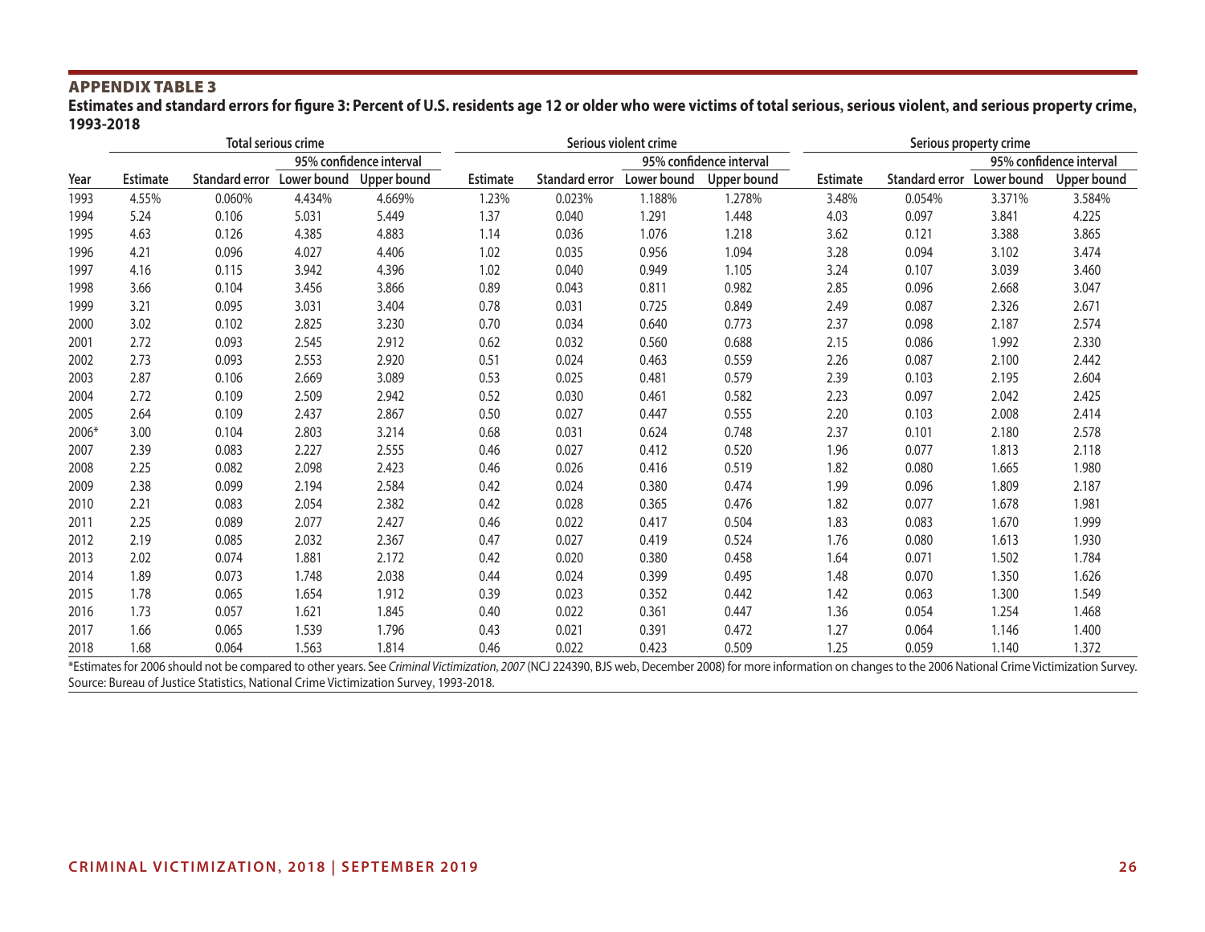## APPENDIX TABLE 3

**Estimates and standard errors for figure 3: Percent of U.S. residents age 12 or older who were victims of total serious, serious violent, and serious property crime, 1993-2018**

| | Total serious crime | | | | Serious violent crime | | | | Serious property crime | | | |
|---|---|---|---|---|---|---|---|---|---|---|---|---|
| | | | 95% confidence interval | | | | 95% confidence interval | | | | 95% confidence interval | |
| Year | Estimate | Standard error | Lower bound | Upper bound | Estimate | Standard error | Lower bound | Upper bound | Estimate | Standard error | Lower bound | Upper bound |
| 1993 | 4.55% | 0.060% | 4.434% | 4.669% | 1.23% | 0.023% | 1.188% | 1.278% | 3.48% | 0.054% | 3.371% | 3.584% |
| 1994 | 5.24 | 0.106 | 5.031 | 5.449 | 1.37 | 0.040 | 1.291 | 1.448 | 4.03 | 0.097 | 3.841 | 4.225 |
| 1995 | 4.63 | 0.126 | 4.385 | 4.883 | 1.14 | 0.036 | 1.076 | 1.218 | 3.62 | 0.121 | 3.388 | 3.865 |
| 1996 | 4.21 | 0.096 | 4.027 | 4.406 | 1.02 | 0.035 | 0.956 | 1.094 | 3.28 | 0.094 | 3.102 | 3.474 |
| 1997 | 4.16 | 0.115 | 3.942 | 4.396 | 1.02 | 0.040 | 0.949 | 1.105 | 3.24 | 0.107 | 3.039 | 3.460 |
| 1998 | 3.66 | 0.104 | 3.456 | 3.866 | 0.89 | 0.043 | 0.811 | 0.982 | 2.85 | 0.096 | 2.668 | 3.047 |
| 1999 | 3.21 | 0.095 | 3.031 | 3.404 | 0.78 | 0.031 | 0.725 | 0.849 | 2.49 | 0.087 | 2.326 | 2.671 |
| 2000 | 3.02 | 0.102 | 2.825 | 3.230 | 0.70 | 0.034 | 0.640 | 0.773 | 2.37 | 0.098 | 2.187 | 2.574 |
| 2001 | 2.72 | 0.093 | 2.545 | 2.912 | 0.62 | 0.032 | 0.560 | 0.688 | 2.15 | 0.086 | 1.992 | 2.330 |
| 2002 | 2.73 | 0.093 | 2.553 | 2.920 | 0.51 | 0.024 | 0.463 | 0.559 | 2.26 | 0.087 | 2.100 | 2.442 |
| 2003 | 2.87 | 0.106 | 2.669 | 3.089 | 0.53 | 0.025 | 0.481 | 0.579 | 2.39 | 0.103 | 2.195 | 2.604 |
| 2004 | 2.72 | 0.109 | 2.509 | 2.942 | 0.52 | 0.030 | 0.461 | 0.582 | 2.23 | 0.097 | 2.042 | 2.425 |
| 2005 | 2.64 | 0.109 | 2.437 | 2.867 | 0.50 | 0.027 | 0.447 | 0.555 | 2.20 | 0.103 | 2.008 | 2.414 |
| 2006* | 3.00 | 0.104 | 2.803 | 3.214 | 0.68 | 0.031 | 0.624 | 0.748 | 2.37 | 0.101 | 2.180 | 2.578 |
| 2007 | 2.39 | 0.083 | 2.227 | 2.555 | 0.46 | 0.027 | 0.412 | 0.520 | 1.96 | 0.077 | 1.813 | 2.118 |
| 2008 | 2.25 | 0.082 | 2.098 | 2.423 | 0.46 | 0.026 | 0.416 | 0.519 | 1.82 | 0.080 | 1.665 | 1.980 |
| 2009 | 2.38 | 0.099 | 2.194 | 2.584 | 0.42 | 0.024 | 0.380 | 0.474 | 1.99 | 0.096 | 1.809 | 2.187 |
| 2010 | 2.21 | 0.083 | 2.054 | 2.382 | 0.42 | 0.028 | 0.365 | 0.476 | 1.82 | 0.077 | 1.678 | 1.981 |
| 2011 | 2.25 | 0.089 | 2.077 | 2.427 | 0.46 | 0.022 | 0.417 | 0.504 | 1.83 | 0.083 | 1.670 | 1.999 |
| 2012 | 2.19 | 0.085 | 2.032 | 2.367 | 0.47 | 0.027 | 0.419 | 0.524 | 1.76 | 0.080 | 1.613 | 1.930 |
| 2013 | 2.02 | 0.074 | 1.881 | 2.172 | 0.42 | 0.020 | 0.380 | 0.458 | 1.64 | 0.071 | 1.502 | 1.784 |
| 2014 | 1.89 | 0.073 | 1.748 | 2.038 | 0.44 | 0.024 | 0.399 | 0.495 | 1.48 | 0.070 | 1.350 | 1.626 |
| 2015 | 1.78 | 0.065 | 1.654 | 1.912 | 0.39 | 0.023 | 0.352 | 0.442 | 1.42 | 0.063 | 1.300 | 1.549 |
| 2016 | 1.73 | 0.057 | 1.621 | 1.845 | 0.40 | 0.022 | 0.361 | 0.447 | 1.36 | 0.054 | 1.254 | 1.468 |
| 2017 | 1.66 | 0.065 | 1.539 | 1.796 | 0.43 | 0.021 | 0.391 | 0.472 | 1.27 | 0.064 | 1.146 | 1.400 |
| 2018 | 1.68 | 0.064 | 1.563 | 1.814 | 0.46 | 0.022 | 0.423 | 0.509 | 1.25 | 0.059 | 1.140 | 1.372 |

*Estimates for 2006 should not be compared to other years. See *Criminal Victimization, 2007* (NCJ 224390, BJS web, December 2008) for more information on changes to the 2006 National Crime Victimization Survey.
Source: Bureau of Justice Statistics, National Crime Victimization Survey, 1993-2018.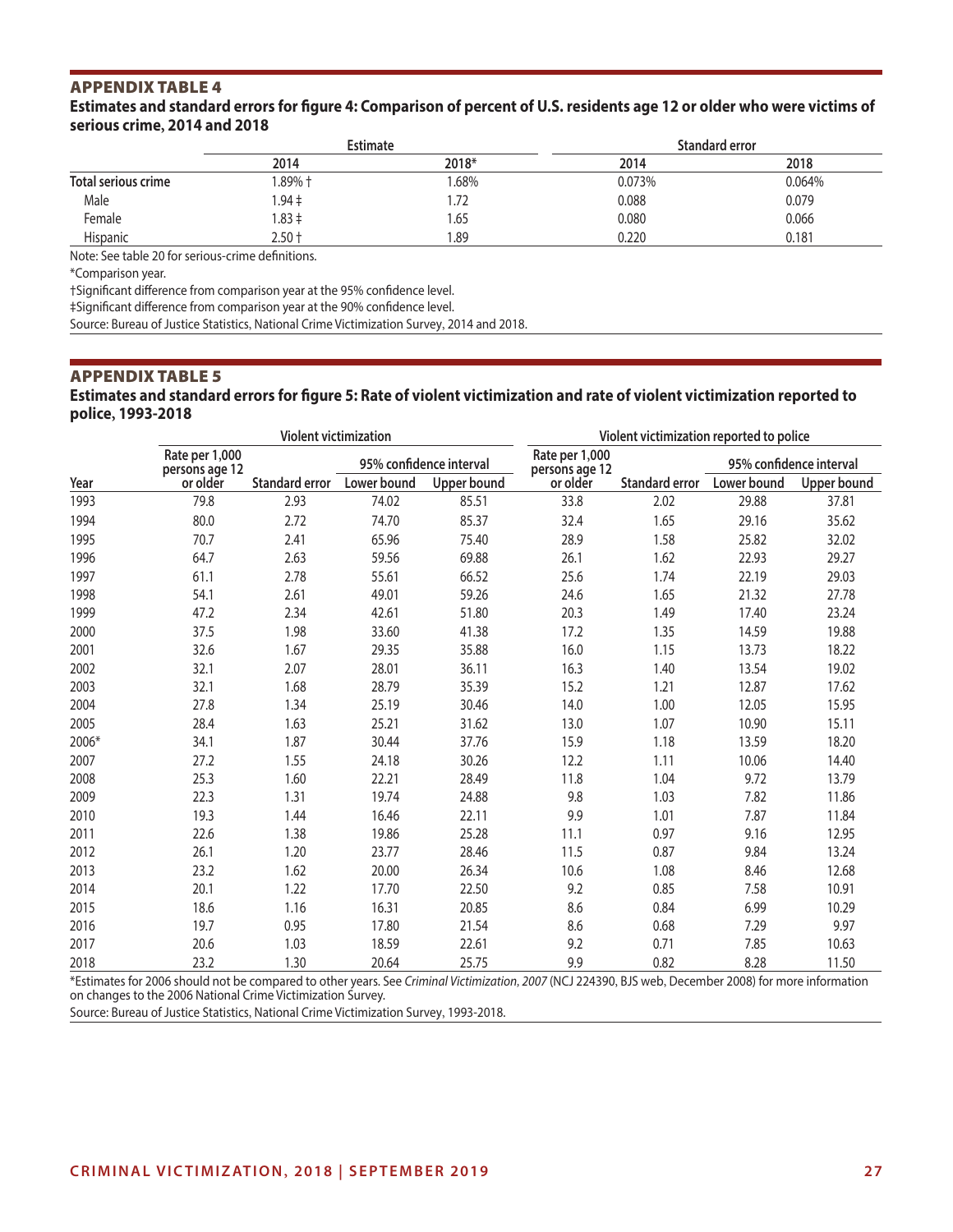## APPENDIX TABLE 4

**Estimates and standard errors for figure 4: Comparison of percent of U.S. residents age 12 or older who were victims of serious crime, 2014 and 2018**

| | Estimate | | Standard error | |
|---|---|---|---|---|
| | 2014 | 2018* | 2014 | 2018 |
| **Total serious crime** | 1.89% † | 1.68% | 0.073% | 0.064% |
| Male | 1.94 ‡ | 1.72 | 0.088 | 0.079 |
| Female | 1.83 ‡ | 1.65 | 0.080 | 0.066 |
| Hispanic | 2.50 † | 1.89 | 0.220 | 0.181 |

Note: See table 20 for serious-crime definitions.

*Comparison year.

†Significant difference from comparison year at the 95% confidence level.

‡Significant difference from comparison year at the 90% confidence level.

Source: Bureau of Justice Statistics, National Crime Victimization Survey, 2014 and 2018.

## APPENDIX TABLE 5

**Estimates and standard errors for figure 5: Rate of violent victimization and rate of violent victimization reported to police, 1993-2018**

| | Violent victimization | | | | Violent victimization reported to police | | | |
|---|---|---|---|---|---|---|---|---|
| | | | 95% confidence interval | | | | 95% confidence interval | |
| Year | Rate per 1,000 persons age 12 or older | Standard error | Lower bound | Upper bound | Rate per 1,000 persons age 12 or older | Standard error | Lower bound | Upper bound |
| 1993 | 79.8 | 2.93 | 74.02 | 85.51 | 33.8 | 2.02 | 29.88 | 37.81 |
| 1994 | 80.0 | 2.72 | 74.70 | 85.37 | 32.4 | 1.65 | 29.16 | 35.62 |
| 1995 | 70.7 | 2.41 | 65.96 | 75.40 | 28.9 | 1.58 | 25.82 | 32.02 |
| 1996 | 64.7 | 2.63 | 59.56 | 69.88 | 26.1 | 1.62 | 22.93 | 29.27 |
| 1997 | 61.1 | 2.78 | 55.61 | 66.52 | 25.6 | 1.74 | 22.19 | 29.03 |
| 1998 | 54.1 | 2.61 | 49.01 | 59.26 | 24.6 | 1.65 | 21.32 | 27.78 |
| 1999 | 47.2 | 2.34 | 42.61 | 51.80 | 20.3 | 1.49 | 17.40 | 23.24 |
| 2000 | 37.5 | 1.98 | 33.60 | 41.38 | 17.2 | 1.35 | 14.59 | 19.88 |
| 2001 | 32.6 | 1.67 | 29.35 | 35.88 | 16.0 | 1.15 | 13.73 | 18.22 |
| 2002 | 32.1 | 2.07 | 28.01 | 36.11 | 16.3 | 1.40 | 13.54 | 19.02 |
| 2003 | 32.1 | 1.68 | 28.79 | 35.39 | 15.2 | 1.21 | 12.87 | 17.62 |
| 2004 | 27.8 | 1.34 | 25.19 | 30.46 | 14.0 | 1.00 | 12.05 | 15.95 |
| 2005 | 28.4 | 1.63 | 25.21 | 31.62 | 13.0 | 1.07 | 10.90 | 15.11 |
| 2006* | 34.1 | 1.87 | 30.44 | 37.76 | 15.9 | 1.18 | 13.59 | 18.20 |
| 2007 | 27.2 | 1.55 | 24.18 | 30.26 | 12.2 | 1.11 | 10.06 | 14.40 |
| 2008 | 25.3 | 1.60 | 22.21 | 28.49 | 11.8 | 1.04 | 9.72 | 13.79 |
| 2009 | 22.3 | 1.31 | 19.74 | 24.88 | 9.8 | 1.03 | 7.82 | 11.86 |
| 2010 | 19.3 | 1.44 | 16.46 | 22.11 | 9.9 | 1.01 | 7.87 | 11.84 |
| 2011 | 22.6 | 1.38 | 19.86 | 25.28 | 11.1 | 0.97 | 9.16 | 12.95 |
| 2012 | 26.1 | 1.20 | 23.77 | 28.46 | 11.5 | 0.87 | 9.84 | 13.24 |
| 2013 | 23.2 | 1.62 | 20.00 | 26.34 | 10.6 | 1.08 | 8.46 | 12.68 |
| 2014 | 20.1 | 1.22 | 17.70 | 22.50 | 9.2 | 0.85 | 7.58 | 10.91 |
| 2015 | 18.6 | 1.16 | 16.31 | 20.85 | 8.6 | 0.84 | 6.99 | 10.29 |
| 2016 | 19.7 | 0.95 | 17.80 | 21.54 | 8.6 | 0.68 | 7.29 | 9.97 |
| 2017 | 20.6 | 1.03 | 18.59 | 22.61 | 9.2 | 0.71 | 7.85 | 10.63 |
| 2018 | 23.2 | 1.30 | 20.64 | 25.75 | 9.9 | 0.82 | 8.28 | 11.50 |

*Estimates for 2006 should not be compared to other years. See *Criminal Victimization, 2007* (NCJ 224390, BJS web, December 2008) for more information on changes to the 2006 National Crime Victimization Survey.

Source: Bureau of Justice Statistics, National Crime Victimization Survey, 1993-2018.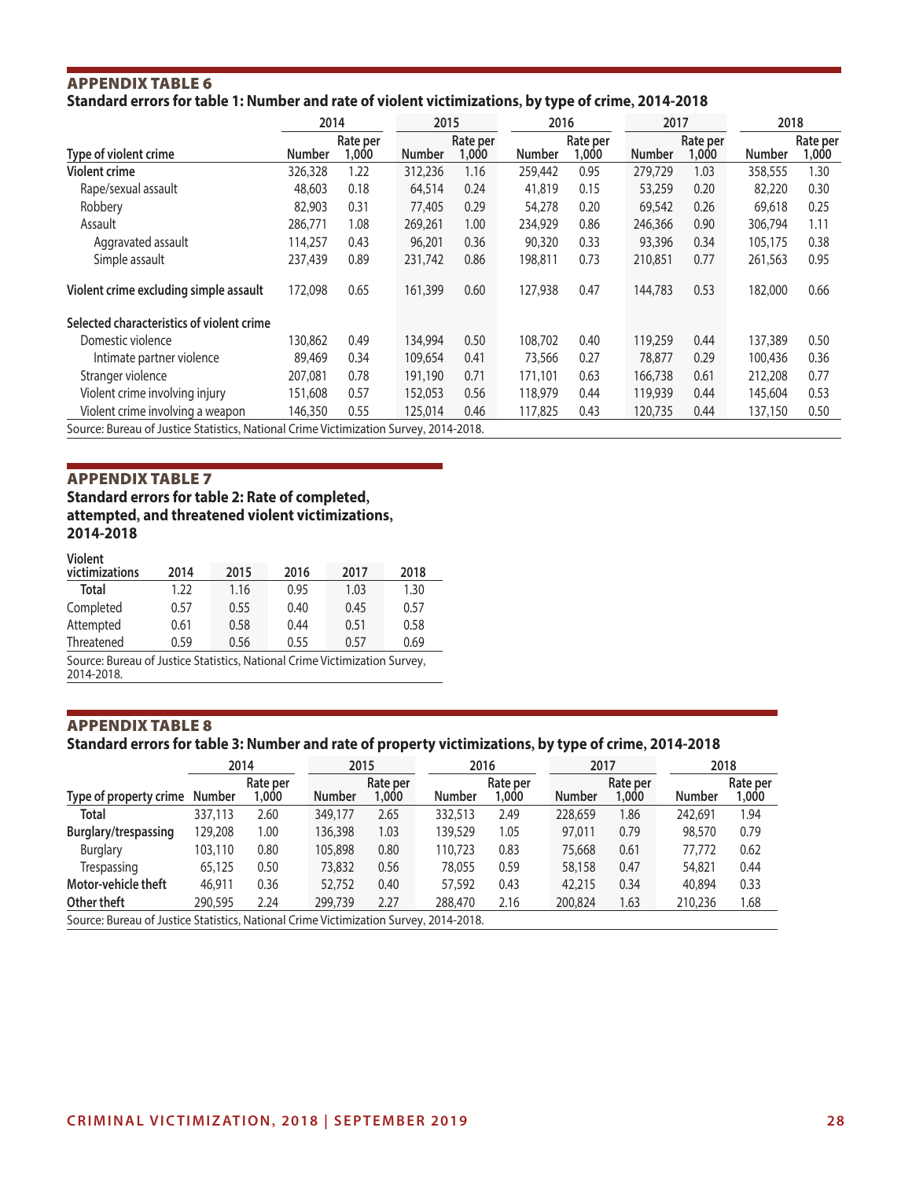## APPENDIX TABLE 6

**Standard errors for table 1: Number and rate of violent victimizations, by type of crime, 2014-2018**

| Type of violent crime | 2014 | | 2015 | | 2016 | | 2017 | | 2018 | |
|---|---|---|---|---|---|---|---|---|---|---|
| | Number | Rate per 1,000 | Number | Rate per 1,000 | Number | Rate per 1,000 | Number | Rate per 1,000 | Number | Rate per 1,000 |
| **Violent crime** | 326,328 | 1.22 | 312,236 | 1.16 | 259,442 | 0.95 | 279,729 | 1.03 | 358,555 | 1.30 |
| Rape/sexual assault | 48,603 | 0.18 | 64,514 | 0.24 | 41,819 | 0.15 | 53,259 | 0.20 | 82,220 | 0.30 |
| Robbery | 82,903 | 0.31 | 77,405 | 0.29 | 54,278 | 0.20 | 69,542 | 0.26 | 69,618 | 0.25 |
| Assault | 286,771 | 1.08 | 269,261 | 1.00 | 234,929 | 0.86 | 246,366 | 0.90 | 306,794 | 1.11 |
| Aggravated assault | 114,257 | 0.43 | 96,201 | 0.36 | 90,320 | 0.33 | 93,396 | 0.34 | 105,175 | 0.38 |
| Simple assault | 237,439 | 0.89 | 231,742 | 0.86 | 198,811 | 0.73 | 210,851 | 0.77 | 261,563 | 0.95 |
| **Violent crime excluding simple assault** | 172,098 | 0.65 | 161,399 | 0.60 | 127,938 | 0.47 | 144,783 | 0.53 | 182,000 | 0.66 |
| **Selected characteristics of violent crime** | | | | | | | | | | |
| Domestic violence | 130,862 | 0.49 | 134,994 | 0.50 | 108,702 | 0.40 | 119,259 | 0.44 | 137,389 | 0.50 |
| Intimate partner violence | 89,469 | 0.34 | 109,654 | 0.41 | 73,566 | 0.27 | 78,877 | 0.29 | 100,436 | 0.36 |
| Stranger violence | 207,081 | 0.78 | 191,190 | 0.71 | 171,101 | 0.63 | 166,738 | 0.61 | 212,208 | 0.77 |
| Violent crime involving injury | 151,608 | 0.57 | 152,053 | 0.56 | 118,979 | 0.44 | 119,939 | 0.44 | 145,604 | 0.53 |
| Violent crime involving a weapon | 146,350 | 0.55 | 125,014 | 0.46 | 117,825 | 0.43 | 120,735 | 0.44 | 137,150 | 0.50 |

Source: Bureau of Justice Statistics, National Crime Victimization Survey, 2014-2018.

## APPENDIX TABLE 7

**Standard errors for table 2: Rate of completed, attempted, and threatened violent victimizations, 2014-2018**

| Violent victimizations | 2014 | 2015 | 2016 | 2017 | 2018 |
|---|---|---|---|---|---|
| **Total** | 1.22 | 1.16 | 0.95 | 1.03 | 1.30 |
| Completed | 0.57 | 0.55 | 0.40 | 0.45 | 0.57 |
| Attempted | 0.61 | 0.58 | 0.44 | 0.51 | 0.58 |
| Threatened | 0.59 | 0.56 | 0.55 | 0.57 | 0.69 |

Source: Bureau of Justice Statistics, National Crime Victimization Survey, 2014-2018.

## APPENDIX TABLE 8

**Standard errors for table 3: Number and rate of property victimizations, by type of crime, 2014-2018**

| Type of property crime | 2014 | | 2015 | | 2016 | | 2017 | | 2018 | |
|---|---|---|---|---|---|---|---|---|---|---|
| | Number | Rate per 1,000 | Number | Rate per 1,000 | Number | Rate per 1,000 | Number | Rate per 1,000 | Number | Rate per 1,000 |
| **Total** | 337,113 | 2.60 | 349,177 | 2.65 | 332,513 | 2.49 | 228,659 | 1.86 | 242,691 | 1.94 |
| **Burglary/trespassing** | 129,208 | 1.00 | 136,398 | 1.03 | 139,529 | 1.05 | 97,011 | 0.79 | 98,570 | 0.79 |
| Burglary | 103,110 | 0.80 | 105,898 | 0.80 | 110,723 | 0.83 | 75,668 | 0.61 | 77,772 | 0.62 |
| Trespassing | 65,125 | 0.50 | 73,832 | 0.56 | 78,055 | 0.59 | 58,158 | 0.47 | 54,821 | 0.44 |
| **Motor-vehicle theft** | 46,911 | 0.36 | 52,752 | 0.40 | 57,592 | 0.43 | 42,215 | 0.34 | 40,894 | 0.33 |
| **Other theft** | 290,595 | 2.24 | 299,739 | 2.27 | 288,470 | 2.16 | 200,824 | 1.63 | 210,236 | 1.68 |

Source: Bureau of Justice Statistics, National Crime Victimization Survey, 2014-2018.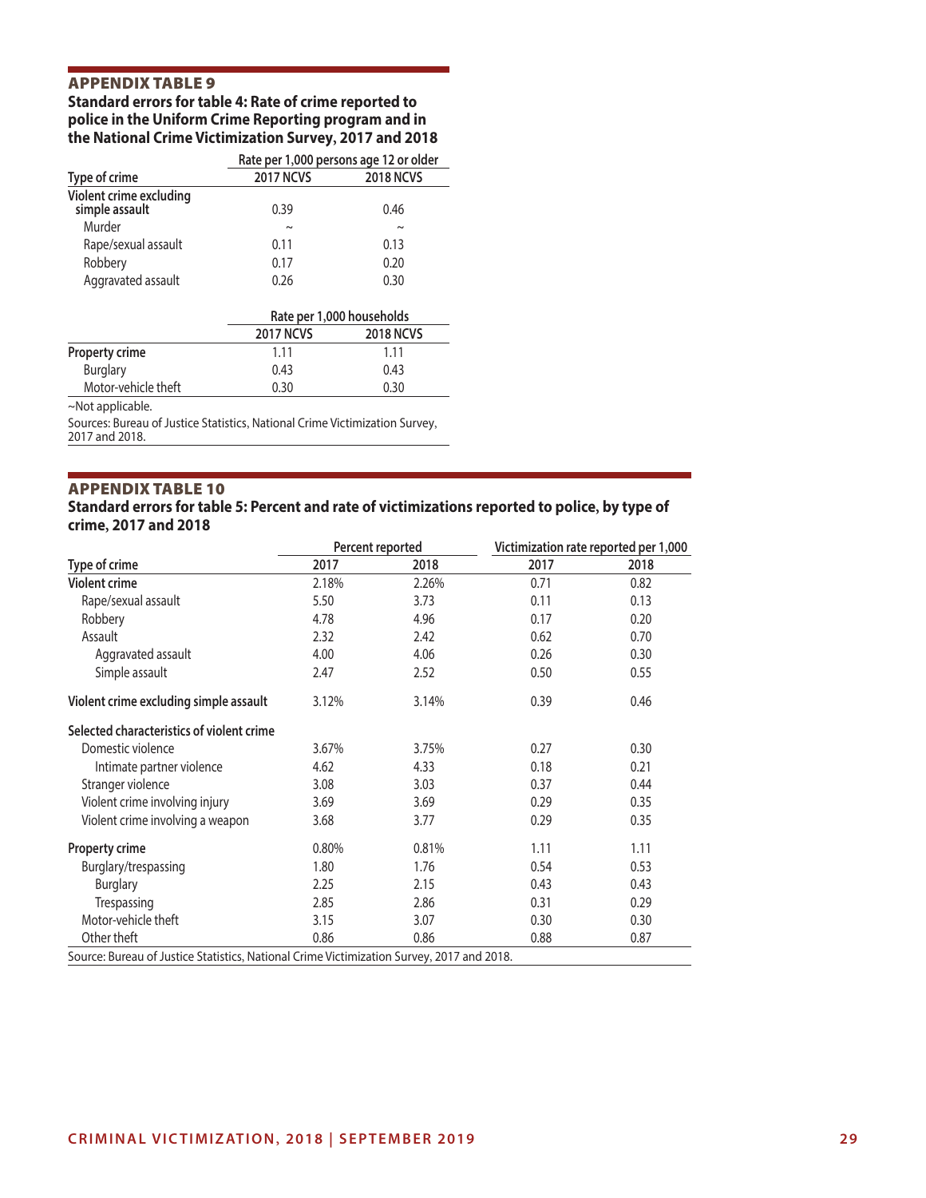## APPENDIX TABLE 9

**Standard errors for table 4: Rate of crime reported to police in the Uniform Crime Reporting program and in the National Crime Victimization Survey, 2017 and 2018**

| Type of crime | Rate per 1,000 persons age 12 or older | |
|---|---|---|
| | 2017 NCVS | 2018 NCVS |
| **Violent crime excluding simple assault** | 0.39 | 0.46 |
| Murder | ~ | ~ |
| Rape/sexual assault | 0.11 | 0.13 |
| Robbery | 0.17 | 0.20 |
| Aggravated assault | 0.26 | 0.30 |
| | **Rate per 1,000 households** | |
| | **2017 NCVS** | **2018 NCVS** |
| **Property crime** | 1.11 | 1.11 |
| Burglary | 0.43 | 0.43 |
| Motor-vehicle theft | 0.30 | 0.30 |

~Not applicable.

Sources: Bureau of Justice Statistics, National Crime Victimization Survey, 2017 and 2018.

## APPENDIX TABLE 10

**Standard errors for table 5: Percent and rate of victimizations reported to police, by type of crime, 2017 and 2018**

| Type of crime | Percent reported | | Victimization rate reported per 1,000 | |
|---|---|---|---|---|
| | 2017 | 2018 | 2017 | 2018 |
| **Violent crime** | 2.18% | 2.26% | 0.71 | 0.82 |
| Rape/sexual assault | 5.50 | 3.73 | 0.11 | 0.13 |
| Robbery | 4.78 | 4.96 | 0.17 | 0.20 |
| Assault | 2.32 | 2.42 | 0.62 | 0.70 |
| Aggravated assault | 4.00 | 4.06 | 0.26 | 0.30 |
| Simple assault | 2.47 | 2.52 | 0.50 | 0.55 |
| **Violent crime excluding simple assault** | 3.12% | 3.14% | 0.39 | 0.46 |
| **Selected characteristics of violent crime** | | | | |
| Domestic violence | 3.67% | 3.75% | 0.27 | 0.30 |
| Intimate partner violence | 4.62 | 4.33 | 0.18 | 0.21 |
| Stranger violence | 3.08 | 3.03 | 0.37 | 0.44 |
| Violent crime involving injury | 3.69 | 3.69 | 0.29 | 0.35 |
| Violent crime involving a weapon | 3.68 | 3.77 | 0.29 | 0.35 |
| **Property crime** | 0.80% | 0.81% | 1.11 | 1.11 |
| Burglary/trespassing | 1.80 | 1.76 | 0.54 | 0.53 |
| Burglary | 2.25 | 2.15 | 0.43 | 0.43 |
| Trespassing | 2.85 | 2.86 | 0.31 | 0.29 |
| Motor-vehicle theft | 3.15 | 3.07 | 0.30 | 0.30 |
| Other theft | 0.86 | 0.86 | 0.88 | 0.87 |

Source: Bureau of Justice Statistics, National Crime Victimization Survey, 2017 and 2018.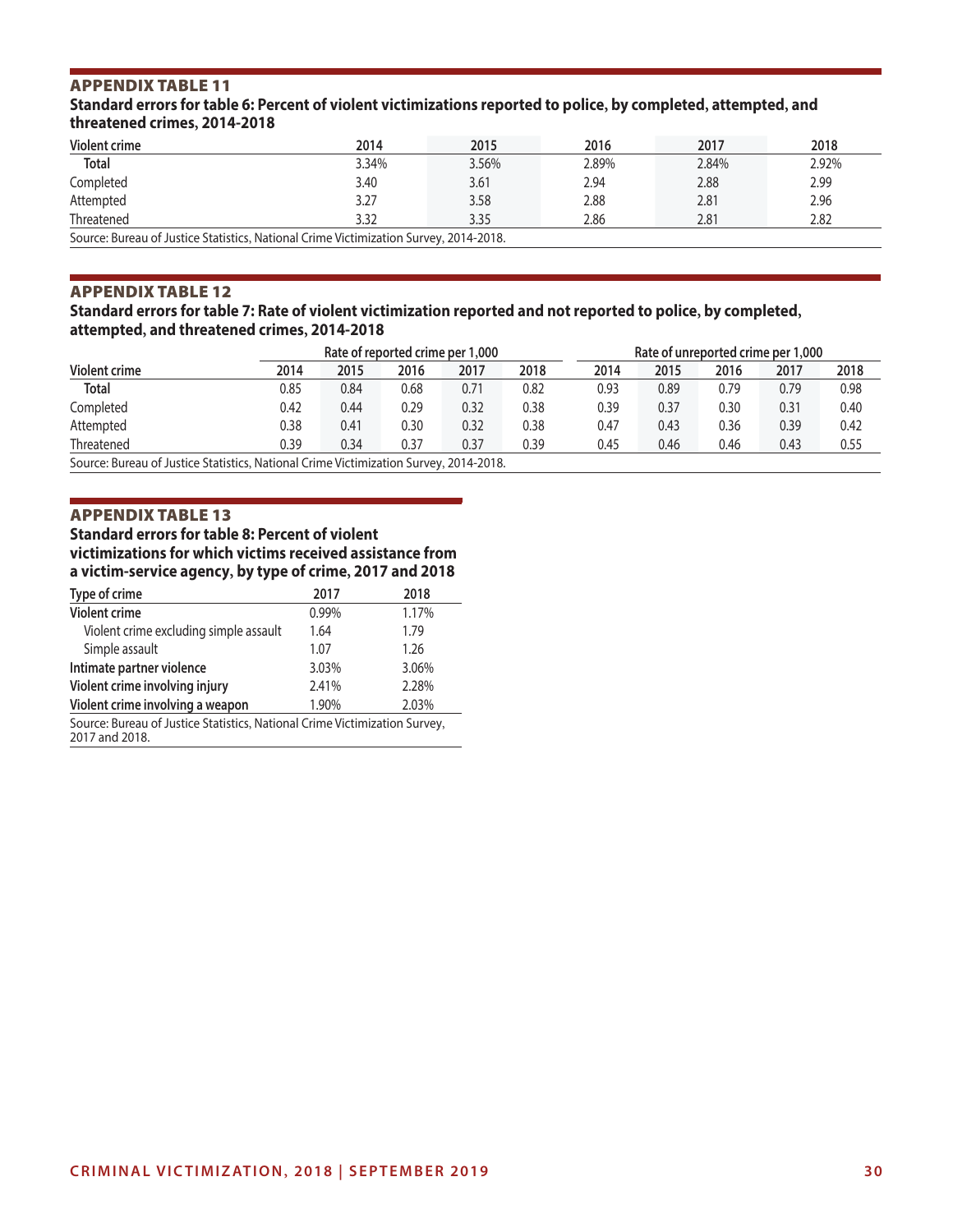## APPENDIX TABLE 11

**Standard errors for table 6: Percent of violent victimizations reported to police, by completed, attempted, and threatened crimes, 2014-2018**

| Violent crime | 2014 | 2015 | 2016 | 2017 | 2018 |
|---|---|---|---|---|---|
| **Total** | 3.34% | 3.56% | 2.89% | 2.84% | 2.92% |
| Completed | 3.40 | 3.61 | 2.94 | 2.88 | 2.99 |
| Attempted | 3.27 | 3.58 | 2.88 | 2.81 | 2.96 |
| Threatened | 3.32 | 3.35 | 2.86 | 2.81 | 2.82 |

Source: Bureau of Justice Statistics, National Crime Victimization Survey, 2014-2018.

## APPENDIX TABLE 12

**Standard errors for table 7: Rate of violent victimization reported and not reported to police, by completed, attempted, and threatened crimes, 2014-2018**

| | Rate of reported crime per 1,000 | | | | | Rate of unreported crime per 1,000 | | | | |
|---|---|---|---|---|---|---|---|---|---|---|
| Violent crime | 2014 | 2015 | 2016 | 2017 | 2018 | 2014 | 2015 | 2016 | 2017 | 2018 |
| **Total** | 0.85 | 0.84 | 0.68 | 0.71 | 0.82 | 0.93 | 0.89 | 0.79 | 0.79 | 0.98 |
| Completed | 0.42 | 0.44 | 0.29 | 0.32 | 0.38 | 0.39 | 0.37 | 0.30 | 0.31 | 0.40 |
| Attempted | 0.38 | 0.41 | 0.30 | 0.32 | 0.38 | 0.47 | 0.43 | 0.36 | 0.39 | 0.42 |
| Threatened | 0.39 | 0.34 | 0.37 | 0.37 | 0.39 | 0.45 | 0.46 | 0.46 | 0.43 | 0.55 |

Source: Bureau of Justice Statistics, National Crime Victimization Survey, 2014-2018.

## APPENDIX TABLE 13

**Standard errors for table 8: Percent of violent victimizations for which victims received assistance from a victim-service agency, by type of crime, 2017 and 2018**

| Type of crime | 2017 | 2018 |
|---|---|---|
| **Violent crime** | 0.99% | 1.17% |
| Violent crime excluding simple assault | 1.64 | 1.79 |
| Simple assault | 1.07 | 1.26 |
| **Intimate partner violence** | 3.03% | 3.06% |
| **Violent crime involving injury** | 2.41% | 2.28% |
| **Violent crime involving a weapon** | 1.90% | 2.03% |

Source: Bureau of Justice Statistics, National Crime Victimization Survey, 2017 and 2018.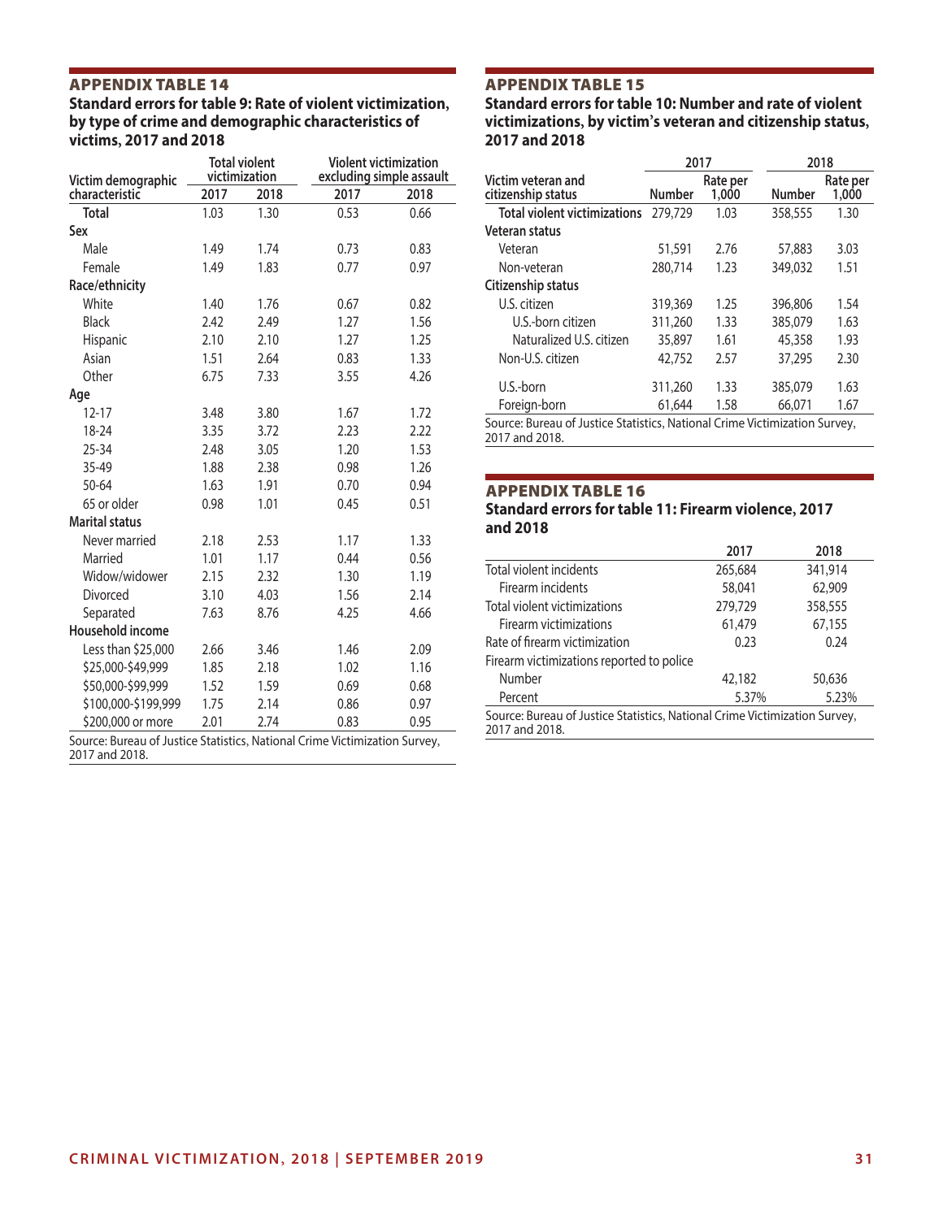## APPENDIX TABLE 14

**Standard errors for table 9: Rate of violent victimization, by type of crime and demographic characteristics of victims, 2017 and 2018**

| Victim demographic characteristic | Total violent victimization | | Violent victimization excluding simple assault | |
|---|---|---|---|---|
| | 2017 | 2018 | 2017 | 2018 |
| **Total** | 1.03 | 1.30 | 0.53 | 0.66 |
| **Sex** | | | | |
| Male | 1.49 | 1.74 | 0.73 | 0.83 |
| Female | 1.49 | 1.83 | 0.77 | 0.97 |
| **Race/ethnicity** | | | | |
| White | 1.40 | 1.76 | 0.67 | 0.82 |
| Black | 2.42 | 2.49 | 1.27 | 1.56 |
| Hispanic | 2.10 | 2.10 | 1.27 | 1.25 |
| Asian | 1.51 | 2.64 | 0.83 | 1.33 |
| Other | 6.75 | 7.33 | 3.55 | 4.26 |
| **Age** | | | | |
| 12-17 | 3.48 | 3.80 | 1.67 | 1.72 |
| 18-24 | 3.35 | 3.72 | 2.23 | 2.22 |
| 25-34 | 2.48 | 3.05 | 1.20 | 1.53 |
| 35-49 | 1.88 | 2.38 | 0.98 | 1.26 |
| 50-64 | 1.63 | 1.91 | 0.70 | 0.94 |
| 65 or older | 0.98 | 1.01 | 0.45 | 0.51 |
| **Marital status** | | | | |
| Never married | 2.18 | 2.53 | 1.17 | 1.33 |
| Married | 1.01 | 1.17 | 0.44 | 0.56 |
| Widow/widower | 2.15 | 2.32 | 1.30 | 1.19 |
| Divorced | 3.10 | 4.03 | 1.56 | 2.14 |
| Separated | 7.63 | 8.76 | 4.25 | 4.66 |
| **Household income** | | | | |
| Less than $25,000 | 2.66 | 3.46 | 1.46 | 2.09 |
| $25,000-$49,999 | 1.85 | 2.18 | 1.02 | 1.16 |
| $50,000-$99,999 | 1.52 | 1.59 | 0.69 | 0.68 |
| $100,000-$199,999 | 1.75 | 2.14 | 0.86 | 0.97 |
| $200,000 or more | 2.01 | 2.74 | 0.83 | 0.95 |

Source: Bureau of Justice Statistics, National Crime Victimization Survey, 2017 and 2018.

## APPENDIX TABLE 15

**Standard errors for table 10: Number and rate of violent victimizations, by victim's veteran and citizenship status, 2017 and 2018**

| Victim veteran and citizenship status | 2017 | | 2018 | |
|---|---|---|---|---|
| | Number | Rate per 1,000 | Number | Rate per 1,000 |
| **Total violent victimizations** | 279,729 | 1.03 | 358,555 | 1.30 |
| **Veteran status** | | | | |
| Veteran | 51,591 | 2.76 | 57,883 | 3.03 |
| Non-veteran | 280,714 | 1.23 | 349,032 | 1.51 |
| **Citizenship status** | | | | |
| U.S. citizen | 319,369 | 1.25 | 396,806 | 1.54 |
| U.S.-born citizen | 311,260 | 1.33 | 385,079 | 1.63 |
| Naturalized U.S. citizen | 35,897 | 1.61 | 45,358 | 1.93 |
| Non-U.S. citizen | 42,752 | 2.57 | 37,295 | 2.30 |
| U.S.-born | 311,260 | 1.33 | 385,079 | 1.63 |
| Foreign-born | 61,644 | 1.58 | 66,071 | 1.67 |

Source: Bureau of Justice Statistics, National Crime Victimization Survey, 2017 and 2018.

## APPENDIX TABLE 16

**Standard errors for table 11: Firearm violence, 2017 and 2018**

| | 2017 | 2018 |
|---|---|---|
| Total violent incidents | 265,684 | 341,914 |
| Firearm incidents | 58,041 | 62,909 |
| Total violent victimizations | 279,729 | 358,555 |
| Firearm victimizations | 61,479 | 67,155 |
| Rate of firearm victimization | 0.23 | 0.24 |
| Firearm victimizations reported to police | | |
| Number | 42,182 | 50,636 |
| Percent | 5.37% | 5.23% |

Source: Bureau of Justice Statistics, National Crime Victimization Survey, 2017 and 2018.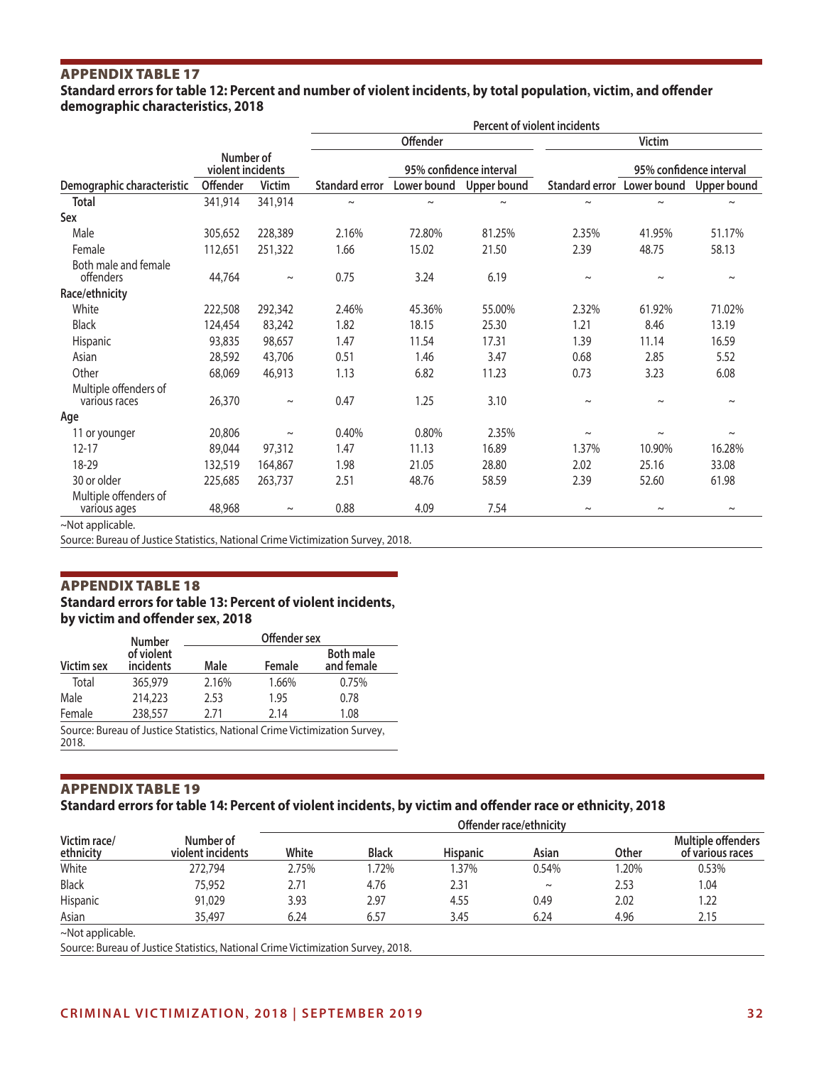## APPENDIX TABLE 17

**Standard errors for table 12: Percent and number of violent incidents, by total population, victim, and offender demographic characteristics, 2018**

| Demographic characteristic | Number of violent incidents | | Percent of violent incidents | | | | | |
|---|---|---|---|---|---|---|---|---|
| | | | Offender | | | Victim | | |
| | | | | 95% confidence interval | | | 95% confidence interval | |
| | Offender | Victim | Standard error | Lower bound | Upper bound | Standard error | Lower bound | Upper bound |
| **Total** | 341,914 | 341,914 | ~ | ~ | ~ | ~ | ~ | ~ |
| **Sex** | | | | | | | | |
| Male | 305,652 | 228,389 | 2.16% | 72.80% | 81.25% | 2.35% | 41.95% | 51.17% |
| Female | 112,651 | 251,322 | 1.66 | 15.02 | 21.50 | 2.39 | 48.75 | 58.13 |
| Both male and female offenders | 44,764 | ~ | 0.75 | 3.24 | 6.19 | ~ | ~ | ~ |
| **Race/ethnicity** | | | | | | | | |
| White | 222,508 | 292,342 | 2.46% | 45.36% | 55.00% | 2.32% | 61.92% | 71.02% |
| Black | 124,454 | 83,242 | 1.82 | 18.15 | 25.30 | 1.21 | 8.46 | 13.19 |
| Hispanic | 93,835 | 98,657 | 1.47 | 11.54 | 17.31 | 1.39 | 11.14 | 16.59 |
| Asian | 28,592 | 43,706 | 0.51 | 1.46 | 3.47 | 0.68 | 2.85 | 5.52 |
| Other | 68,069 | 46,913 | 1.13 | 6.82 | 11.23 | 0.73 | 3.23 | 6.08 |
| Multiple offenders of various races | 26,370 | ~ | 0.47 | 1.25 | 3.10 | ~ | ~ | ~ |
| **Age** | | | | | | | | |
| 11 or younger | 20,806 | ~ | 0.40% | 0.80% | 2.35% | ~ | ~ | ~ |
| 12-17 | 89,044 | 97,312 | 1.47 | 11.13 | 16.89 | 1.37% | 10.90% | 16.28% |
| 18-29 | 132,519 | 164,867 | 1.98 | 21.05 | 28.80 | 2.02 | 25.16 | 33.08 |
| 30 or older | 225,685 | 263,737 | 2.51 | 48.76 | 58.59 | 2.39 | 52.60 | 61.98 |
| Multiple offenders of various ages | 48,968 | ~ | 0.88 | 4.09 | 7.54 | ~ | ~ | ~ |

~Not applicable.

Source: Bureau of Justice Statistics, National Crime Victimization Survey, 2018.

## APPENDIX TABLE 18

**Standard errors for table 13: Percent of violent incidents, by victim and offender sex, 2018**

| Victim sex | Number of violent incidents | Offender sex | | |
|---|---|---|---|---|
| | | Male | Female | Both male and female |
| Total | 365,979 | 2.16% | 1.66% | 0.75% |
| Male | 214,223 | 2.53 | 1.95 | 0.78 |
| Female | 238,557 | 2.71 | 2.14 | 1.08 |

Source: Bureau of Justice Statistics, National Crime Victimization Survey, 2018.

## APPENDIX TABLE 19

**Standard errors for table 14: Percent of violent incidents, by victim and offender race or ethnicity, 2018**

| Victim race/ethnicity | Number of violent incidents | Offender race/ethnicity | | | | | |
|---|---|---|---|---|---|---|---|
| | | White | Black | Hispanic | Asian | Other | Multiple offenders of various races |
| White | 272,794 | 2.75% | 1.72% | 1.37% | 0.54% | 1.20% | 0.53% |
| Black | 75,952 | 2.71 | 4.76 | 2.31 | ~ | 2.53 | 1.04 |
| Hispanic | 91,029 | 3.93 | 2.97 | 4.55 | 0.49 | 2.02 | 1.22 |
| Asian | 35,497 | 6.24 | 6.57 | 3.45 | 6.24 | 4.96 | 2.15 |

~Not applicable.

Source: Bureau of Justice Statistics, National Crime Victimization Survey, 2018.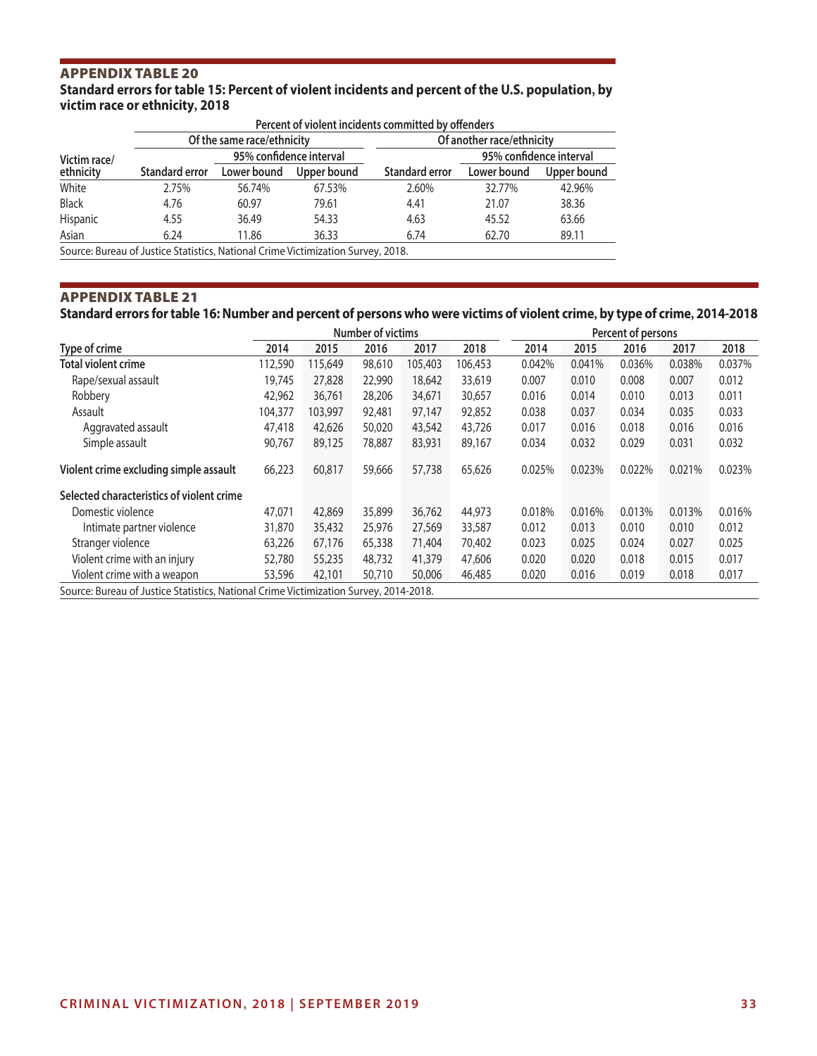## APPENDIX TABLE 20

**Standard errors for table 15: Percent of violent incidents and percent of the U.S. population, by victim race or ethnicity, 2018**

| Victim race/ethnicity | Percent of violent incidents committed by offenders: Of the same race/ethnicity | | | Of another race/ethnicity | | |
|---|---|---|---|---|---|---|
| | Standard error | 95% confidence interval: Lower bound | Upper bound | Standard error | 95% confidence interval: Lower bound | Upper bound |
| White | 2.75% | 56.74% | 67.53% | 2.60% | 32.77% | 42.96% |
| Black | 4.76 | 60.97 | 79.61 | 4.41 | 21.07 | 38.36 |
| Hispanic | 4.55 | 36.49 | 54.33 | 4.63 | 45.52 | 63.66 |
| Asian | 6.24 | 11.86 | 36.33 | 6.74 | 62.70 | 89.11 |

Source: Bureau of Justice Statistics, National Crime Victimization Survey, 2018.

## APPENDIX TABLE 21

**Standard errors for table 16: Number and percent of persons who were victims of violent crime, by type of crime, 2014-2018**

| Type of crime | Number of victims | | | | | Percent of persons | | | | |
|---|---|---|---|---|---|---|---|---|---|---|
| | 2014 | 2015 | 2016 | 2017 | 2018 | 2014 | 2015 | 2016 | 2017 | 2018 |
| **Total violent crime** | 112,590 | 115,649 | 98,610 | 105,403 | 106,453 | 0.042% | 0.041% | 0.036% | 0.038% | 0.037% |
| Rape/sexual assault | 19,745 | 27,828 | 22,990 | 18,642 | 33,619 | 0.007 | 0.010 | 0.008 | 0.007 | 0.012 |
| Robbery | 42,962 | 36,761 | 28,206 | 34,671 | 30,657 | 0.016 | 0.014 | 0.010 | 0.013 | 0.011 |
| Assault | 104,377 | 103,997 | 92,481 | 97,147 | 92,852 | 0.038 | 0.037 | 0.034 | 0.035 | 0.033 |
| Aggravated assault | 47,418 | 42,626 | 50,020 | 43,542 | 43,726 | 0.017 | 0.016 | 0.018 | 0.016 | 0.016 |
| Simple assault | 90,767 | 89,125 | 78,887 | 83,931 | 89,167 | 0.034 | 0.032 | 0.029 | 0.031 | 0.032 |
| **Violent crime excluding simple assault** | 66,223 | 60,817 | 59,666 | 57,738 | 65,626 | 0.025% | 0.023% | 0.022% | 0.021% | 0.023% |
| **Selected characteristics of violent crime** | | | | | | | | | | |
| Domestic violence | 47,071 | 42,869 | 35,899 | 36,762 | 44,973 | 0.018% | 0.016% | 0.013% | 0.013% | 0.016% |
| Intimate partner violence | 31,870 | 35,432 | 25,976 | 27,569 | 33,587 | 0.012 | 0.013 | 0.010 | 0.010 | 0.012 |
| Stranger violence | 63,226 | 67,176 | 65,338 | 71,404 | 70,402 | 0.023 | 0.025 | 0.024 | 0.027 | 0.025 |
| Violent crime with an injury | 52,780 | 55,235 | 48,732 | 41,379 | 47,606 | 0.020 | 0.020 | 0.018 | 0.015 | 0.017 |
| Violent crime with a weapon | 53,596 | 42,101 | 50,710 | 50,006 | 46,485 | 0.020 | 0.016 | 0.019 | 0.018 | 0.017 |

Source: Bureau of Justice Statistics, National Crime Victimization Survey, 2014-2018.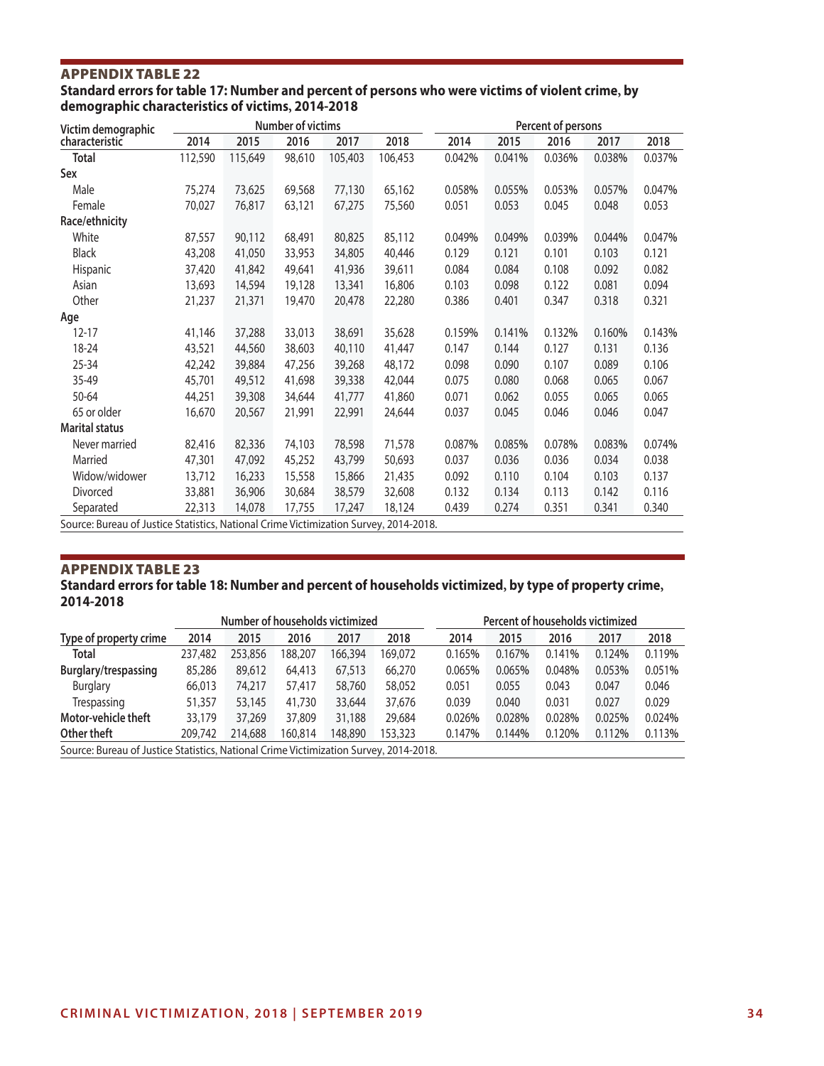## APPENDIX TABLE 22

**Standard errors for table 17: Number and percent of persons who were victims of violent crime, by demographic characteristics of victims, 2014-2018**

| Victim demographic characteristic | Number of victims | | | | | Percent of persons | | | | |
|---|---|---|---|---|---|---|---|---|---|---|
| | 2014 | 2015 | 2016 | 2017 | 2018 | 2014 | 2015 | 2016 | 2017 | 2018 |
| **Total** | 112,590 | 115,649 | 98,610 | 105,403 | 106,453 | 0.042% | 0.041% | 0.036% | 0.038% | 0.037% |
| **Sex** | | | | | | | | | | |
| Male | 75,274 | 73,625 | 69,568 | 77,130 | 65,162 | 0.058% | 0.055% | 0.053% | 0.057% | 0.047% |
| Female | 70,027 | 76,817 | 63,121 | 67,275 | 75,560 | 0.051 | 0.053 | 0.045 | 0.048 | 0.053 |
| **Race/ethnicity** | | | | | | | | | | |
| White | 87,557 | 90,112 | 68,491 | 80,825 | 85,112 | 0.049% | 0.049% | 0.039% | 0.044% | 0.047% |
| Black | 43,208 | 41,050 | 33,953 | 34,805 | 40,446 | 0.129 | 0.121 | 0.101 | 0.103 | 0.121 |
| Hispanic | 37,420 | 41,842 | 49,641 | 41,936 | 39,611 | 0.084 | 0.084 | 0.108 | 0.092 | 0.082 |
| Asian | 13,693 | 14,594 | 19,128 | 13,341 | 16,806 | 0.103 | 0.098 | 0.122 | 0.081 | 0.094 |
| Other | 21,237 | 21,371 | 19,470 | 20,478 | 22,280 | 0.386 | 0.401 | 0.347 | 0.318 | 0.321 |
| **Age** | | | | | | | | | | |
| 12-17 | 41,146 | 37,288 | 33,013 | 38,691 | 35,628 | 0.159% | 0.141% | 0.132% | 0.160% | 0.143% |
| 18-24 | 43,521 | 44,560 | 38,603 | 40,110 | 41,447 | 0.147 | 0.144 | 0.127 | 0.131 | 0.136 |
| 25-34 | 42,242 | 39,884 | 47,256 | 39,268 | 48,172 | 0.098 | 0.090 | 0.107 | 0.089 | 0.106 |
| 35-49 | 45,701 | 49,512 | 41,698 | 39,338 | 42,044 | 0.075 | 0.080 | 0.068 | 0.065 | 0.067 |
| 50-64 | 44,251 | 39,308 | 34,644 | 41,777 | 41,860 | 0.071 | 0.062 | 0.055 | 0.065 | 0.065 |
| 65 or older | 16,670 | 20,567 | 21,991 | 22,991 | 24,644 | 0.037 | 0.045 | 0.046 | 0.046 | 0.047 |
| **Marital status** | | | | | | | | | | |
| Never married | 82,416 | 82,336 | 74,103 | 78,598 | 71,578 | 0.087% | 0.085% | 0.078% | 0.083% | 0.074% |
| Married | 47,301 | 47,092 | 45,252 | 43,799 | 50,693 | 0.037 | 0.036 | 0.036 | 0.034 | 0.038 |
| Widow/widower | 13,712 | 16,233 | 15,558 | 15,866 | 21,435 | 0.092 | 0.110 | 0.104 | 0.103 | 0.137 |
| Divorced | 33,881 | 36,906 | 30,684 | 38,579 | 32,608 | 0.132 | 0.134 | 0.113 | 0.142 | 0.116 |
| Separated | 22,313 | 14,078 | 17,755 | 17,247 | 18,124 | 0.439 | 0.274 | 0.351 | 0.341 | 0.340 |

Source: Bureau of Justice Statistics, National Crime Victimization Survey, 2014-2018.

## APPENDIX TABLE 23

**Standard errors for table 18: Number and percent of households victimized, by type of property crime, 2014-2018**

| Type of property crime | Number of households victimized | | | | | Percent of households victimized | | | | |
|---|---|---|---|---|---|---|---|---|---|---|
| | 2014 | 2015 | 2016 | 2017 | 2018 | 2014 | 2015 | 2016 | 2017 | 2018 |
| **Total** | 237,482 | 253,856 | 188,207 | 166,394 | 169,072 | 0.165% | 0.167% | 0.141% | 0.124% | 0.119% |
| **Burglary/trespassing** | 85,286 | 89,612 | 64,413 | 67,513 | 66,270 | 0.065% | 0.065% | 0.048% | 0.053% | 0.051% |
| Burglary | 66,013 | 74,217 | 57,417 | 58,760 | 58,052 | 0.051 | 0.055 | 0.043 | 0.047 | 0.046 |
| Trespassing | 51,357 | 53,145 | 41,730 | 33,644 | 37,676 | 0.039 | 0.040 | 0.031 | 0.027 | 0.029 |
| **Motor-vehicle theft** | 33,179 | 37,269 | 37,809 | 31,188 | 29,684 | 0.026% | 0.028% | 0.028% | 0.025% | 0.024% |
| **Other theft** | 209,742 | 214,688 | 160,814 | 148,890 | 153,323 | 0.147% | 0.144% | 0.120% | 0.112% | 0.113% |

Source: Bureau of Justice Statistics, National Crime Victimization Survey, 2014-2018.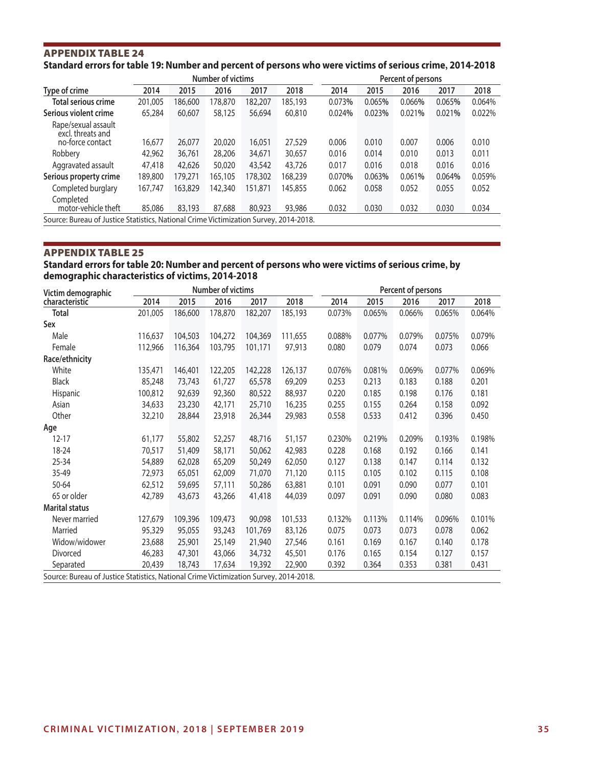## APPENDIX TABLE 24

### Standard errors for table 19: Number and percent of persons who were victims of serious crime, 2014-2018

| Type of crime | Number of victims | | | | | Percent of persons | | | | |
|---|---|---|---|---|---|---|---|---|---|---|
| | 2014 | 2015 | 2016 | 2017 | 2018 | 2014 | 2015 | 2016 | 2017 | 2018 |
| **Total serious crime** | 201,005 | 186,600 | 178,870 | 182,207 | 185,193 | 0.073% | 0.065% | 0.066% | 0.065% | 0.064% |
| **Serious violent crime** | 65,284 | 60,607 | 58,125 | 56,694 | 60,810 | 0.024% | 0.023% | 0.021% | 0.021% | 0.022% |
| Rape/sexual assault excl. threats and no-force contact | 16,677 | 26,077 | 20,020 | 16,051 | 27,529 | 0.006 | 0.010 | 0.007 | 0.006 | 0.010 |
| Robbery | 42,962 | 36,761 | 28,206 | 34,671 | 30,657 | 0.016 | 0.014 | 0.010 | 0.013 | 0.011 |
| Aggravated assault | 47,418 | 42,626 | 50,020 | 43,542 | 43,726 | 0.017 | 0.016 | 0.018 | 0.016 | 0.016 |
| **Serious property crime** | 189,800 | 179,271 | 165,105 | 178,302 | 168,239 | 0.070% | 0.063% | 0.061% | 0.064% | 0.059% |
| Completed burglary | 167,747 | 163,829 | 142,340 | 151,871 | 145,855 | 0.062 | 0.058 | 0.052 | 0.055 | 0.052 |
| Completed motor-vehicle theft | 85,086 | 83,193 | 87,688 | 80,923 | 93,986 | 0.032 | 0.030 | 0.032 | 0.030 | 0.034 |

Source: Bureau of Justice Statistics, National Crime Victimization Survey, 2014-2018.

## APPENDIX TABLE 25

### Standard errors for table 20: Number and percent of persons who were victims of serious crime, by demographic characteristics of victims, 2014-2018

| Victim demographic characteristic | Number of victims | | | | | Percent of persons | | | | |
|---|---|---|---|---|---|---|---|---|---|---|
| | 2014 | 2015 | 2016 | 2017 | 2018 | 2014 | 2015 | 2016 | 2017 | 2018 |
| **Total** | 201,005 | 186,600 | 178,870 | 182,207 | 185,193 | 0.073% | 0.065% | 0.066% | 0.065% | 0.064% |
| **Sex** | | | | | | | | | | |
| Male | 116,637 | 104,503 | 104,272 | 104,369 | 111,655 | 0.088% | 0.077% | 0.079% | 0.075% | 0.079% |
| Female | 112,966 | 116,364 | 103,795 | 101,171 | 97,913 | 0.080 | 0.079 | 0.074 | 0.073 | 0.066 |
| **Race/ethnicity** | | | | | | | | | | |
| White | 135,471 | 146,401 | 122,205 | 142,228 | 126,137 | 0.076% | 0.081% | 0.069% | 0.077% | 0.069% |
| Black | 85,248 | 73,743 | 61,727 | 65,578 | 69,209 | 0.253 | 0.213 | 0.183 | 0.188 | 0.201 |
| Hispanic | 100,812 | 92,639 | 92,360 | 80,522 | 88,937 | 0.220 | 0.185 | 0.198 | 0.176 | 0.181 |
| Asian | 34,633 | 23,230 | 42,171 | 25,710 | 16,235 | 0.255 | 0.155 | 0.264 | 0.158 | 0.092 |
| Other | 32,210 | 28,844 | 23,918 | 26,344 | 29,983 | 0.558 | 0.533 | 0.412 | 0.396 | 0.450 |
| **Age** | | | | | | | | | | |
| 12-17 | 61,177 | 55,802 | 52,257 | 48,716 | 51,157 | 0.230% | 0.219% | 0.209% | 0.193% | 0.198% |
| 18-24 | 70,517 | 51,409 | 58,171 | 50,062 | 42,983 | 0.228 | 0.168 | 0.192 | 0.166 | 0.141 |
| 25-34 | 54,889 | 62,028 | 65,209 | 50,249 | 62,050 | 0.127 | 0.138 | 0.147 | 0.114 | 0.132 |
| 35-49 | 72,973 | 65,051 | 62,009 | 71,070 | 71,120 | 0.115 | 0.105 | 0.102 | 0.115 | 0.108 |
| 50-64 | 62,512 | 59,695 | 57,111 | 50,286 | 63,881 | 0.101 | 0.091 | 0.090 | 0.077 | 0.101 |
| 65 or older | 42,789 | 43,673 | 43,266 | 41,418 | 44,039 | 0.097 | 0.091 | 0.090 | 0.080 | 0.083 |
| **Marital status** | | | | | | | | | | |
| Never married | 127,679 | 109,396 | 109,473 | 90,098 | 101,533 | 0.132% | 0.113% | 0.114% | 0.096% | 0.101% |
| Married | 95,329 | 95,055 | 93,243 | 101,769 | 83,126 | 0.075 | 0.073 | 0.073 | 0.078 | 0.062 |
| Widow/widower | 23,688 | 25,901 | 25,149 | 21,940 | 27,546 | 0.161 | 0.169 | 0.167 | 0.140 | 0.178 |
| Divorced | 46,283 | 47,301 | 43,066 | 34,732 | 45,501 | 0.176 | 0.165 | 0.154 | 0.127 | 0.157 |
| Separated | 20,439 | 18,743 | 17,634 | 19,392 | 22,900 | 0.392 | 0.364 | 0.353 | 0.381 | 0.431 |

Source: Bureau of Justice Statistics, National Crime Victimization Survey, 2014-2018.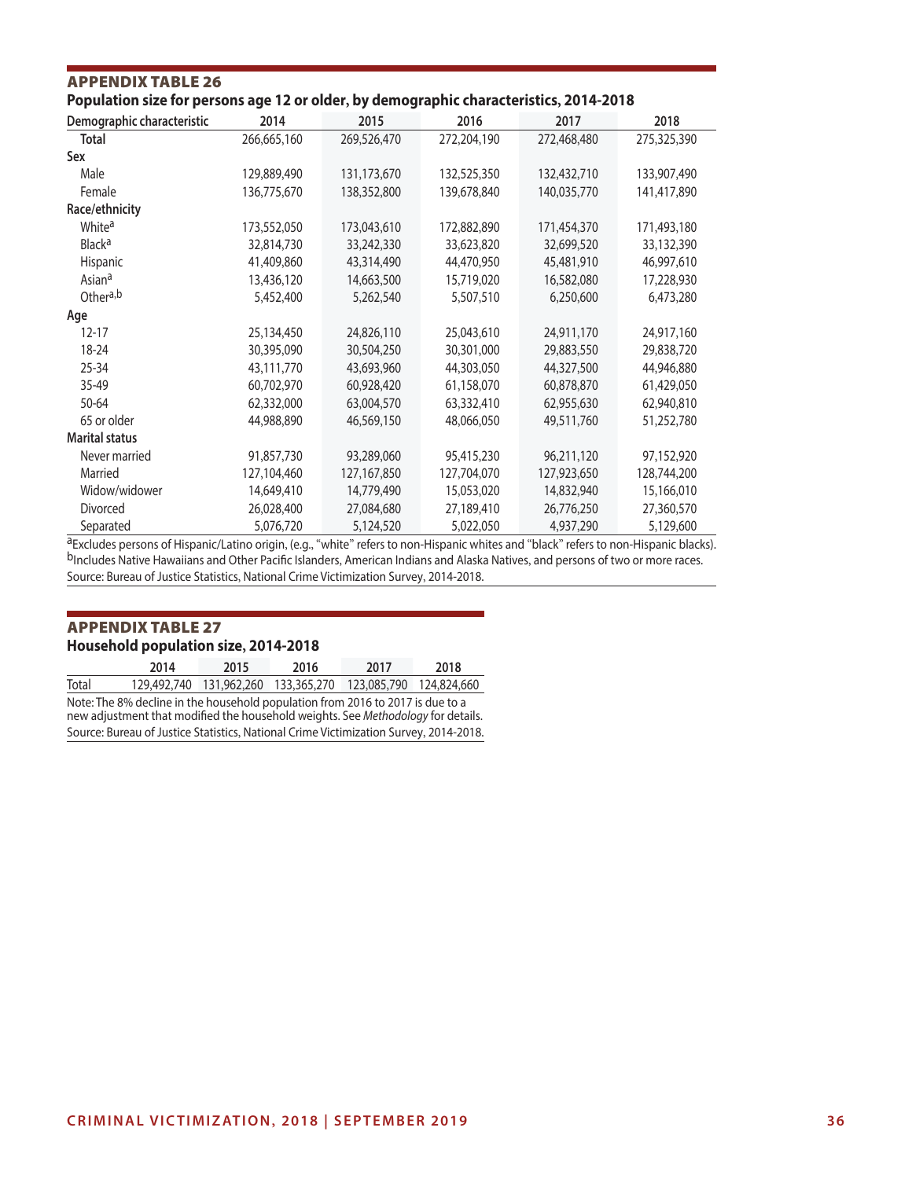## APPENDIX TABLE 26

**Population size for persons age 12 or older, by demographic characteristics, 2014-2018**

| Demographic characteristic | 2014 | 2015 | 2016 | 2017 | 2018 |
|---|---|---|---|---|---|
| **Total** | 266,665,160 | 269,526,470 | 272,204,190 | 272,468,480 | 275,325,390 |
| **Sex** | | | | | |
| Male | 129,889,490 | 131,173,670 | 132,525,350 | 132,432,710 | 133,907,490 |
| Female | 136,775,670 | 138,352,800 | 139,678,840 | 140,035,770 | 141,417,890 |
| **Race/ethnicity** | | | | | |
| White[a] | 173,552,050 | 173,043,610 | 172,882,890 | 171,454,370 | 171,493,180 |
| Black[a] | 32,814,730 | 33,242,330 | 33,623,820 | 32,699,520 | 33,132,390 |
| Hispanic | 41,409,860 | 43,314,490 | 44,470,950 | 45,481,910 | 46,997,610 |
| Asian[a] | 13,436,120 | 14,663,500 | 15,719,020 | 16,582,080 | 17,228,930 |
| Other[a,b] | 5,452,400 | 5,262,540 | 5,507,510 | 6,250,600 | 6,473,280 |
| **Age** | | | | | |
| 12-17 | 25,134,450 | 24,826,110 | 25,043,610 | 24,911,170 | 24,917,160 |
| 18-24 | 30,395,090 | 30,504,250 | 30,301,000 | 29,883,550 | 29,838,720 |
| 25-34 | 43,111,770 | 43,693,960 | 44,303,050 | 44,327,500 | 44,946,880 |
| 35-49 | 60,702,970 | 60,928,420 | 61,158,070 | 60,878,870 | 61,429,050 |
| 50-64 | 62,332,000 | 63,004,570 | 63,332,410 | 62,955,630 | 62,940,810 |
| 65 or older | 44,988,890 | 46,569,150 | 48,066,050 | 49,511,760 | 51,252,780 |
| **Marital status** | | | | | |
| Never married | 91,857,730 | 93,289,060 | 95,415,230 | 96,211,120 | 97,152,920 |
| Married | 127,104,460 | 127,167,850 | 127,704,070 | 127,923,650 | 128,744,200 |
| Widow/widower | 14,649,410 | 14,779,490 | 15,053,020 | 14,832,940 | 15,166,010 |
| Divorced | 26,028,400 | 27,084,680 | 27,189,410 | 26,776,250 | 27,360,570 |
| Separated | 5,076,720 | 5,124,520 | 5,022,050 | 4,937,290 | 5,129,600 |

[a]Excludes persons of Hispanic/Latino origin, (e.g., "white" refers to non-Hispanic whites and "black" refers to non-Hispanic blacks).
[b]Includes Native Hawaiians and Other Pacific Islanders, American Indians and Alaska Natives, and persons of two or more races.
Source: Bureau of Justice Statistics, National Crime Victimization Survey, 2014-2018.

## APPENDIX TABLE 27

**Household population size, 2014-2018**

| | 2014 | 2015 | 2016 | 2017 | 2018 |
|---|---|---|---|---|---|
| Total | 129,492,740 | 131,962,260 | 133,365,270 | 123,085,790 | 124,824,660 |

Note: The 8% decline in the household population from 2016 to 2017 is due to a new adjustment that modified the household weights. See *Methodology* for details.
Source: Bureau of Justice Statistics, National Crime Victimization Survey, 2014-2018.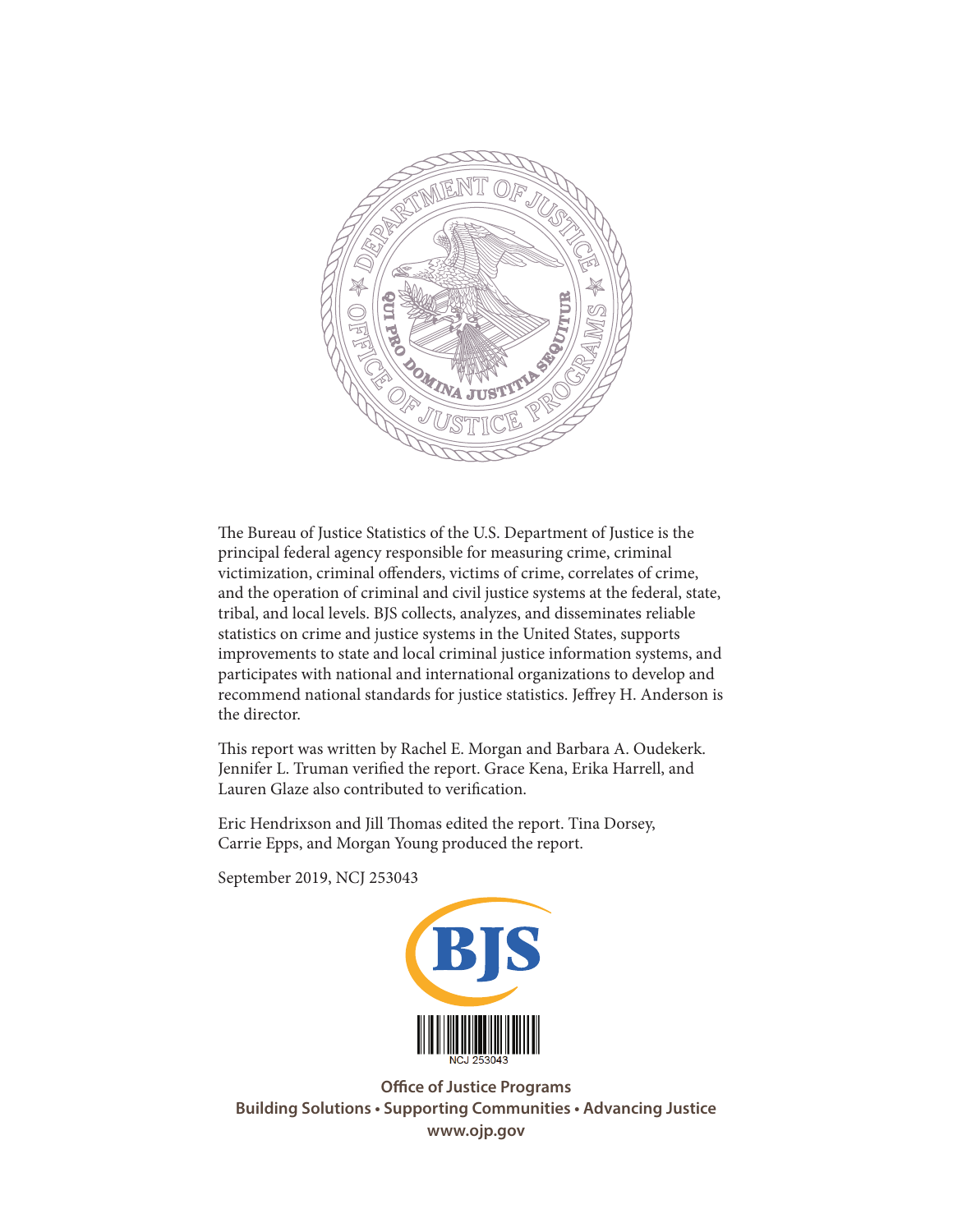The Bureau of Justice Statistics of the U.S. Department of Justice is the principal federal agency responsible for measuring crime, criminal victimization, criminal offenders, victims of crime, correlates of crime, and the operation of criminal and civil justice systems at the federal, state, tribal, and local levels. BJS collects, analyzes, and disseminates reliable statistics on crime and justice systems in the United States, supports improvements to state and local criminal justice information systems, and participates with national and international organizations to develop and recommend national standards for justice statistics. Jeffrey H. Anderson is the director.

This report was written by Rachel E. Morgan and Barbara A. Oudekerk. Jennifer L. Truman verified the report. Grace Kena, Erika Harrell, and Lauren Glaze also contributed to verification.

Eric Hendrixson and Jill Thomas edited the report. Tina Dorsey, Carrie Epps, and Morgan Young produced the report.

September 2019, NCJ 253043

NCJ 253043

**Office of Justice Programs**
**Building Solutions • Supporting Communities • Advancing Justice**
**www.ojp.gov**